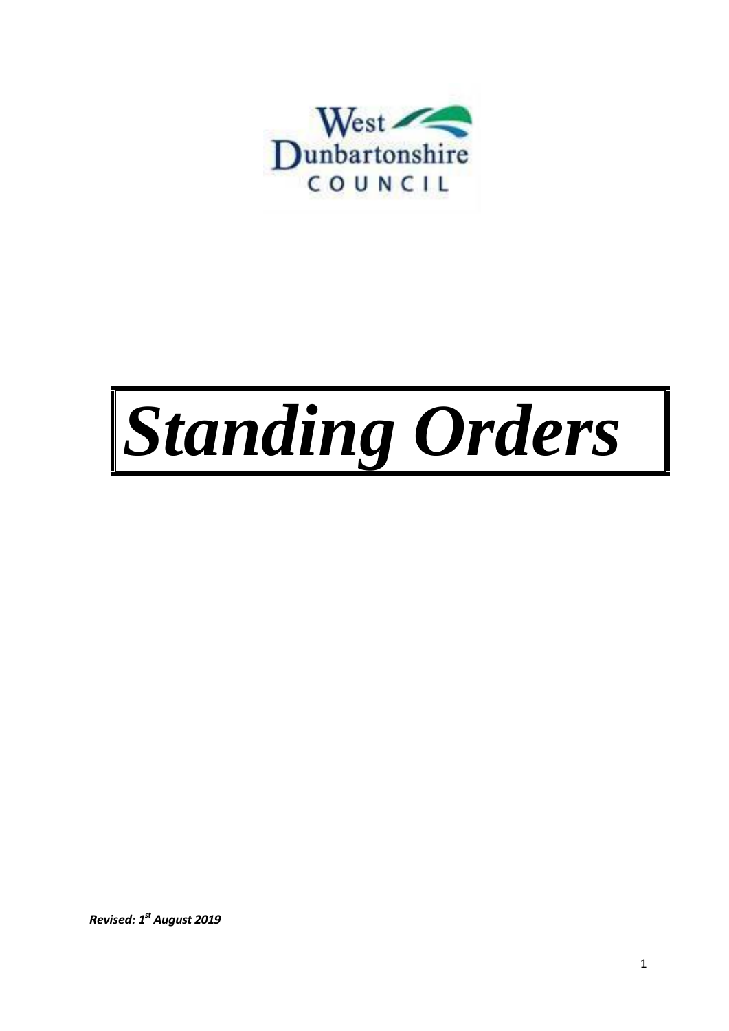West Dunbartonshire COUNCIL

# *Standing Orders*

***Revised: 1st August 2019***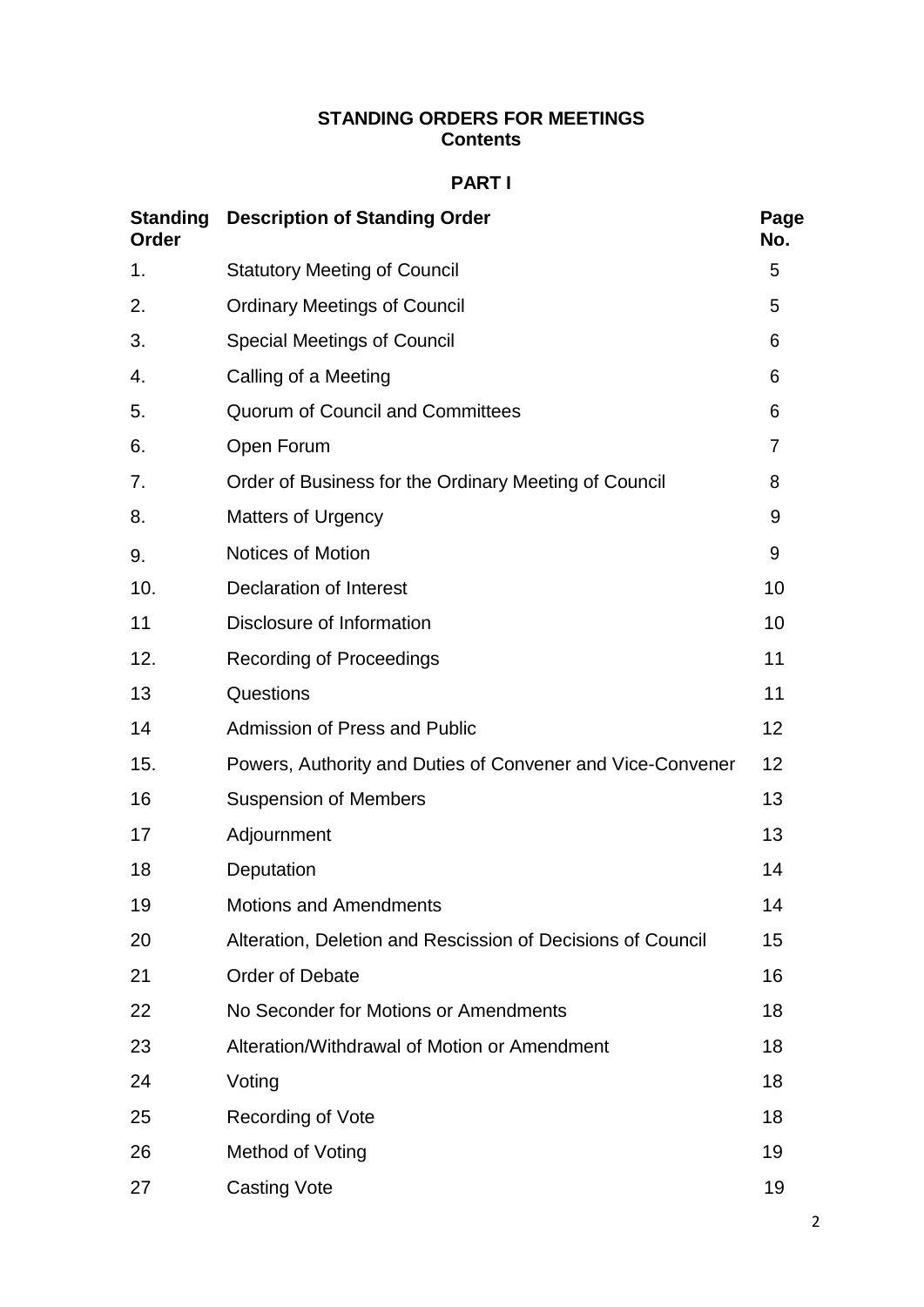# STANDING ORDERS FOR MEETINGS

## Contents

## PART I

| Standing Order | Description of Standing Order | Page No. |
|---|---|---|
| 1. | Statutory Meeting of Council | 5 |
| 2. | Ordinary Meetings of Council | 5 |
| 3. | Special Meetings of Council | 6 |
| 4. | Calling of a Meeting | 6 |
| 5. | Quorum of Council and Committees | 6 |
| 6. | Open Forum | 7 |
| 7. | Order of Business for the Ordinary Meeting of Council | 8 |
| 8. | Matters of Urgency | 9 |
| 9. | Notices of Motion | 9 |
| 10. | Declaration of Interest | 10 |
| 11 | Disclosure of Information | 10 |
| 12. | Recording of Proceedings | 11 |
| 13 | Questions | 11 |
| 14 | Admission of Press and Public | 12 |
| 15. | Powers, Authority and Duties of Convener and Vice-Convener | 12 |
| 16 | Suspension of Members | 13 |
| 17 | Adjournment | 13 |
| 18 | Deputation | 14 |
| 19 | Motions and Amendments | 14 |
| 20 | Alteration, Deletion and Rescission of Decisions of Council | 15 |
| 21 | Order of Debate | 16 |
| 22 | No Seconder for Motions or Amendments | 18 |
| 23 | Alteration/Withdrawal of Motion or Amendment | 18 |
| 24 | Voting | 18 |
| 25 | Recording of Vote | 18 |
| 26 | Method of Voting | 19 |
| 27 | Casting Vote | 19 |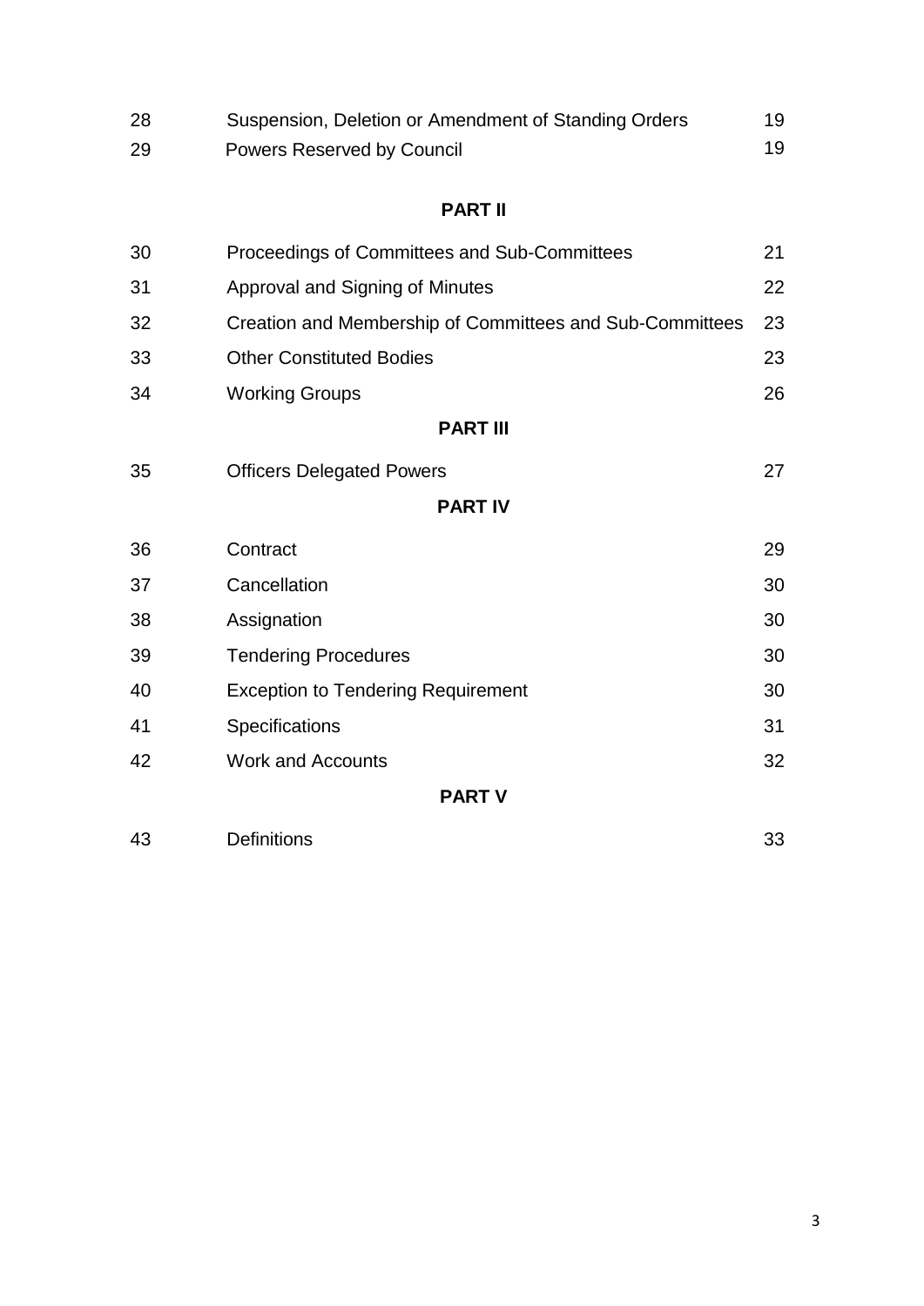| | | |
|---|---|---|
| 28 | Suspension, Deletion or Amendment of Standing Orders | 19 |
| 29 | Powers Reserved by Council | 19 |

**PART II**

| | | |
|---|---|---|
| 30 | Proceedings of Committees and Sub-Committees | 21 |
| 31 | Approval and Signing of Minutes | 22 |
| 32 | Creation and Membership of Committees and Sub-Committees | 23 |
| 33 | Other Constituted Bodies | 23 |
| 34 | Working Groups | 26 |

**PART III**

| | | |
|---|---|---|
| 35 | Officers Delegated Powers | 27 |

**PART IV**

| | | |
|---|---|---|
| 36 | Contract | 29 |
| 37 | Cancellation | 30 |
| 38 | Assignation | 30 |
| 39 | Tendering Procedures | 30 |
| 40 | Exception to Tendering Requirement | 30 |
| 41 | Specifications | 31 |
| 42 | Work and Accounts | 32 |

**PART V**

| | | |
|---|---|---|
| 43 | Definitions | 33 |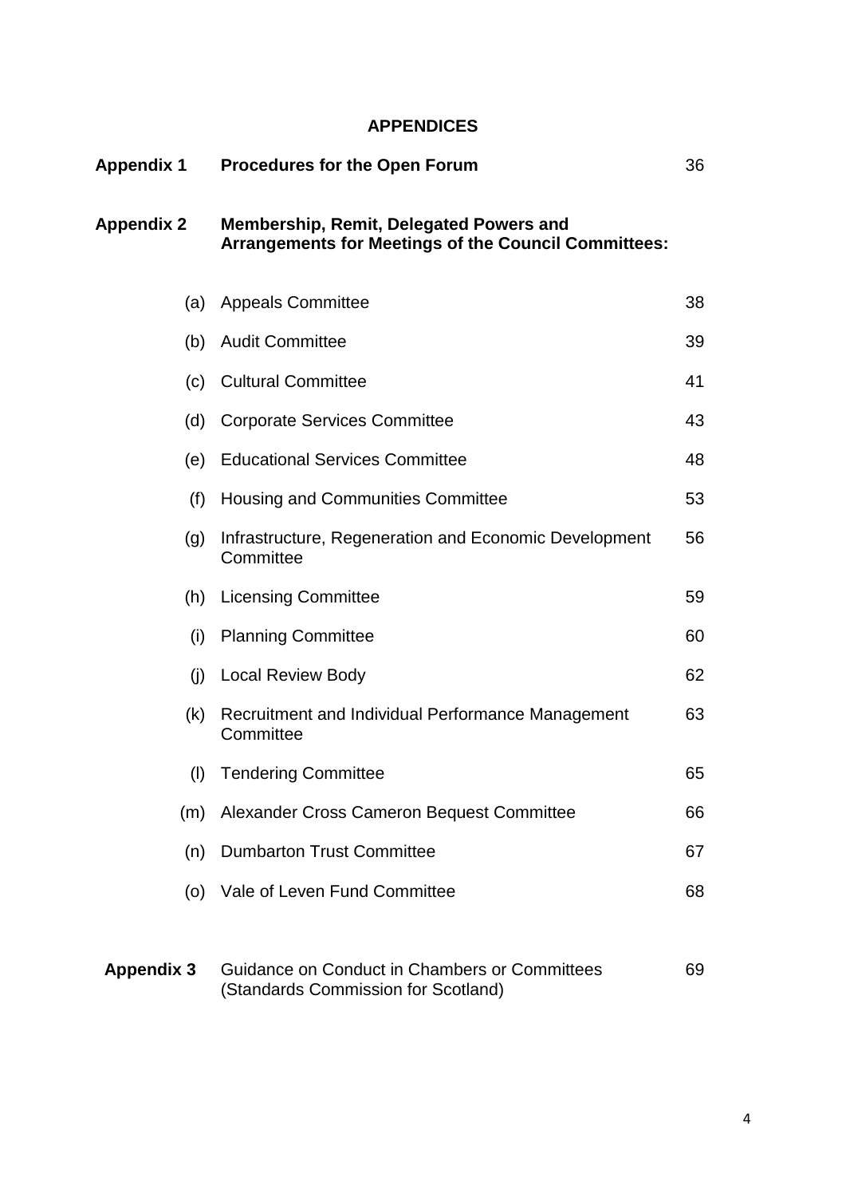## APPENDICES

| | | |
|---|---|---|
| **Appendix 1** | **Procedures for the Open Forum** | 36 |
| **Appendix 2** | **Membership, Remit, Delegated Powers and Arrangements for Meetings of the Council Committees:** | |
| (a) | Appeals Committee | 38 |
| (b) | Audit Committee | 39 |
| (c) | Cultural Committee | 41 |
| (d) | Corporate Services Committee | 43 |
| (e) | Educational Services Committee | 48 |
| (f) | Housing and Communities Committee | 53 |
| (g) | Infrastructure, Regeneration and Economic Development Committee | 56 |
| (h) | Licensing Committee | 59 |
| (i) | Planning Committee | 60 |
| (j) | Local Review Body | 62 |
| (k) | Recruitment and Individual Performance Management Committee | 63 |
| (l) | Tendering Committee | 65 |
| (m) | Alexander Cross Cameron Bequest Committee | 66 |
| (n) | Dumbarton Trust Committee | 67 |
| (o) | Vale of Leven Fund Committee | 68 |
| **Appendix 3** | Guidance on Conduct in Chambers or Committees (Standards Commission for Scotland) | 69 |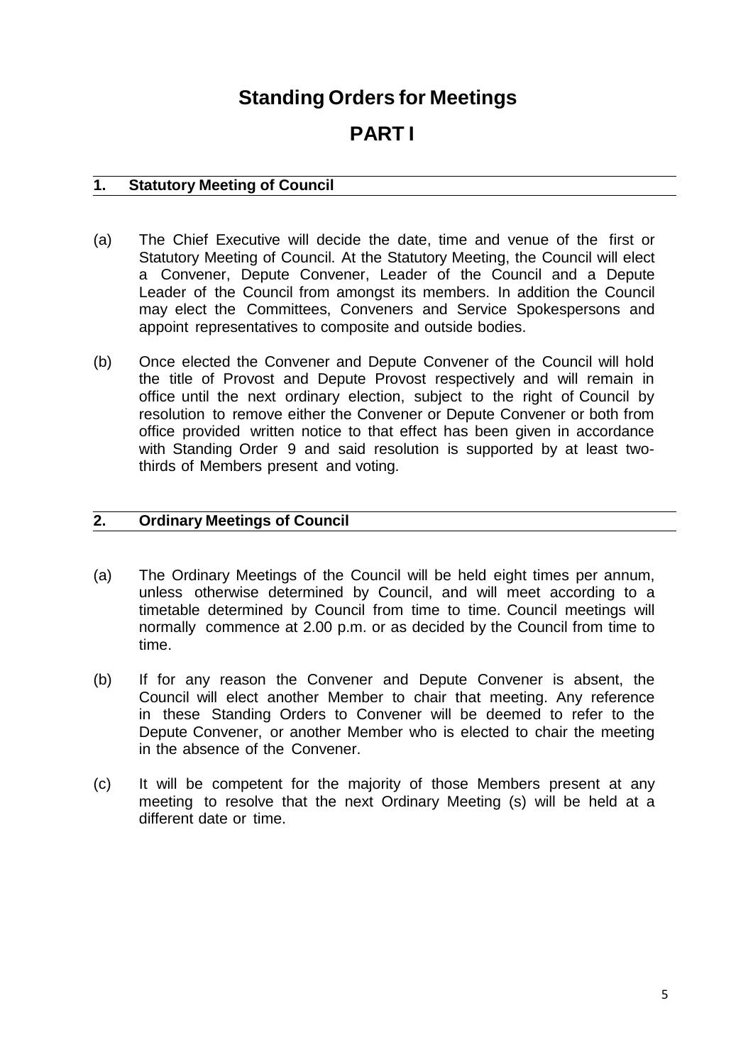# Standing Orders for Meetings

# PART I

## 1. Statutory Meeting of Council

(a) The Chief Executive will decide the date, time and venue of the first or Statutory Meeting of Council. At the Statutory Meeting, the Council will elect a Convener, Depute Convener, Leader of the Council and a Depute Leader of the Council from amongst its members. In addition the Council may elect the Committees, Conveners and Service Spokespersons and appoint representatives to composite and outside bodies.

(b) Once elected the Convener and Depute Convener of the Council will hold the title of Provost and Depute Provost respectively and will remain in office until the next ordinary election, subject to the right of Council by resolution to remove either the Convener or Depute Convener or both from office provided written notice to that effect has been given in accordance with Standing Order 9 and said resolution is supported by at least two-thirds of Members present and voting.

## 2. Ordinary Meetings of Council

(a) The Ordinary Meetings of the Council will be held eight times per annum, unless otherwise determined by Council, and will meet according to a timetable determined by Council from time to time. Council meetings will normally commence at 2.00 p.m. or as decided by the Council from time to time.

(b) If for any reason the Convener and Depute Convener is absent, the Council will elect another Member to chair that meeting. Any reference in these Standing Orders to Convener will be deemed to refer to the Depute Convener, or another Member who is elected to chair the meeting in the absence of the Convener.

(c) It will be competent for the majority of those Members present at any meeting to resolve that the next Ordinary Meeting (s) will be held at a different date or time.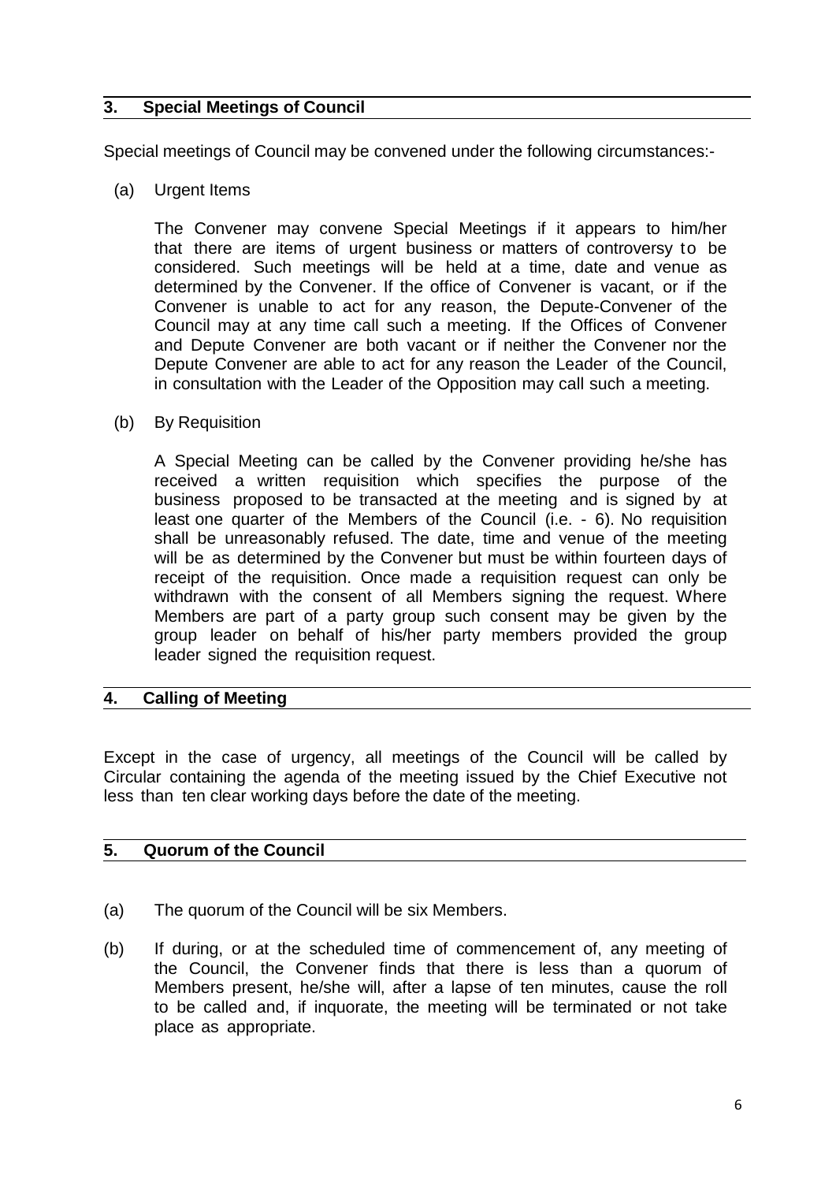## 3. Special Meetings of Council

Special meetings of Council may be convened under the following circumstances:-

(a) Urgent Items

The Convener may convene Special Meetings if it appears to him/her that there are items of urgent business or matters of controversy to be considered. Such meetings will be held at a time, date and venue as determined by the Convener. If the office of Convener is vacant, or if the Convener is unable to act for any reason, the Depute-Convener of the Council may at any time call such a meeting. If the Offices of Convener and Depute Convener are both vacant or if neither the Convener nor the Depute Convener are able to act for any reason the Leader of the Council, in consultation with the Leader of the Opposition may call such a meeting.

(b) By Requisition

A Special Meeting can be called by the Convener providing he/she has received a written requisition which specifies the purpose of the business proposed to be transacted at the meeting and is signed by at least one quarter of the Members of the Council (i.e. - 6). No requisition shall be unreasonably refused. The date, time and venue of the meeting will be as determined by the Convener but must be within fourteen days of receipt of the requisition. Once made a requisition request can only be withdrawn with the consent of all Members signing the request. Where Members are part of a party group such consent may be given by the group leader on behalf of his/her party members provided the group leader signed the requisition request.

## 4. Calling of Meeting

Except in the case of urgency, all meetings of the Council will be called by Circular containing the agenda of the meeting issued by the Chief Executive not less than ten clear working days before the date of the meeting.

## 5. Quorum of the Council

(a) The quorum of the Council will be six Members.

(b) If during, or at the scheduled time of commencement of, any meeting of the Council, the Convener finds that there is less than a quorum of Members present, he/she will, after a lapse of ten minutes, cause the roll to be called and, if inquorate, the meeting will be terminated or not take place as appropriate.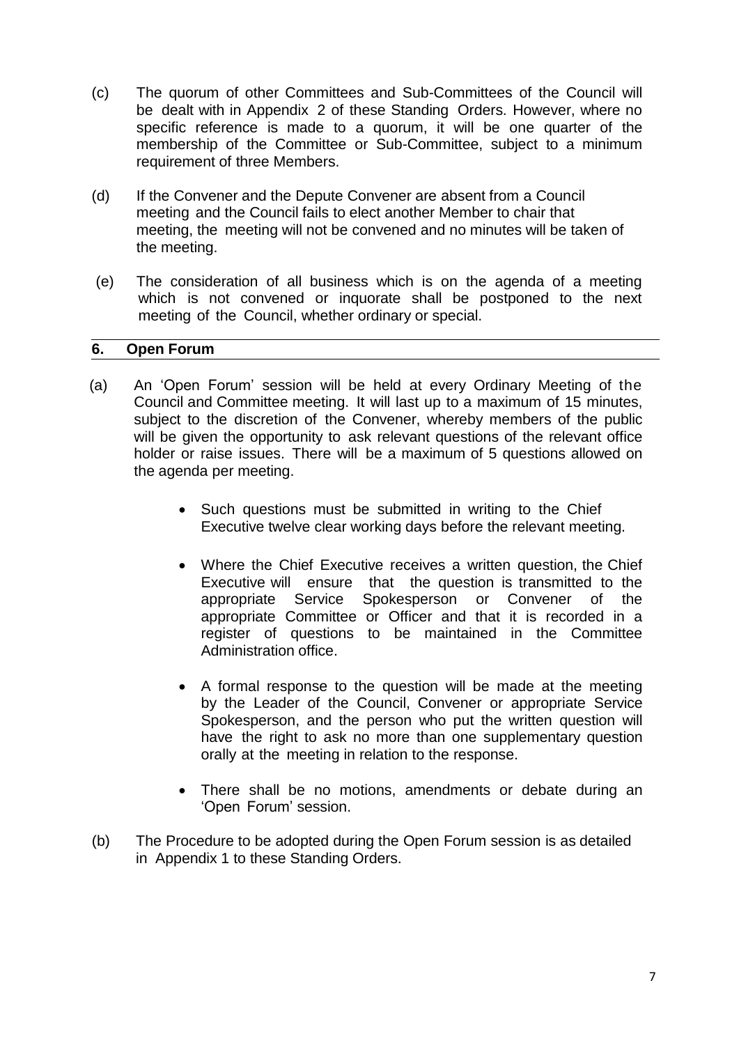(c) The quorum of other Committees and Sub-Committees of the Council will be dealt with in Appendix 2 of these Standing Orders. However, where no specific reference is made to a quorum, it will be one quarter of the membership of the Committee or Sub-Committee, subject to a minimum requirement of three Members.

(d) If the Convener and the Depute Convener are absent from a Council meeting and the Council fails to elect another Member to chair that meeting, the meeting will not be convened and no minutes will be taken of the meeting.

(e) The consideration of all business which is on the agenda of a meeting which is not convened or inquorate shall be postponed to the next meeting of the Council, whether ordinary or special.

## 6. Open Forum

(a) An 'Open Forum' session will be held at every Ordinary Meeting of the Council and Committee meeting. It will last up to a maximum of 15 minutes, subject to the discretion of the Convener, whereby members of the public will be given the opportunity to ask relevant questions of the relevant office holder or raise issues. There will be a maximum of 5 questions allowed on the agenda per meeting.

- Such questions must be submitted in writing to the Chief Executive twelve clear working days before the relevant meeting.
- Where the Chief Executive receives a written question, the Chief Executive will ensure that the question is transmitted to the appropriate Service Spokesperson or Convener of the appropriate Committee or Officer and that it is recorded in a register of questions to be maintained in the Committee Administration office.
- A formal response to the question will be made at the meeting by the Leader of the Council, Convener or appropriate Service Spokesperson, and the person who put the written question will have the right to ask no more than one supplementary question orally at the meeting in relation to the response.
- There shall be no motions, amendments or debate during an 'Open Forum' session.

(b) The Procedure to be adopted during the Open Forum session is as detailed in Appendix 1 to these Standing Orders.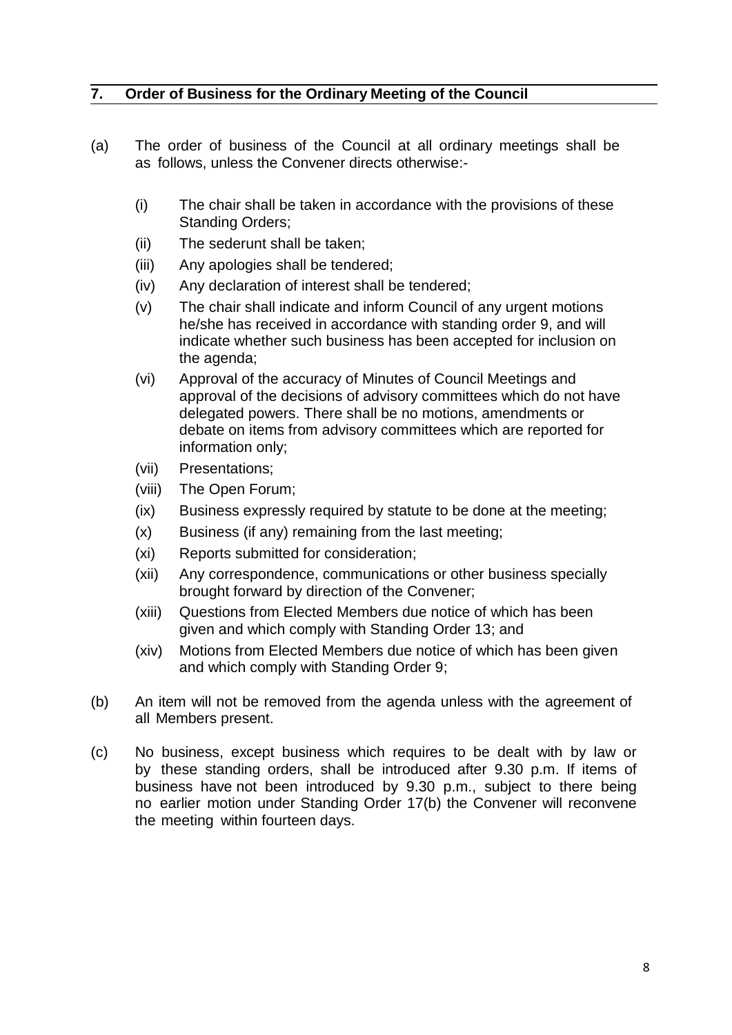## 7. Order of Business for the Ordinary Meeting of the Council

(a) The order of business of the Council at all ordinary meetings shall be as follows, unless the Convener directs otherwise:-

- (i) The chair shall be taken in accordance with the provisions of these Standing Orders;
- (ii) The sederunt shall be taken;
- (iii) Any apologies shall be tendered;
- (iv) Any declaration of interest shall be tendered;
- (v) The chair shall indicate and inform Council of any urgent motions he/she has received in accordance with standing order 9, and will indicate whether such business has been accepted for inclusion on the agenda;
- (vi) Approval of the accuracy of Minutes of Council Meetings and approval of the decisions of advisory committees which do not have delegated powers. There shall be no motions, amendments or debate on items from advisory committees which are reported for information only;
- (vii) Presentations;
- (viii) The Open Forum;
- (ix) Business expressly required by statute to be done at the meeting;
- (x) Business (if any) remaining from the last meeting;
- (xi) Reports submitted for consideration;
- (xii) Any correspondence, communications or other business specially brought forward by direction of the Convener;
- (xiii) Questions from Elected Members due notice of which has been given and which comply with Standing Order 13; and
- (xiv) Motions from Elected Members due notice of which has been given and which comply with Standing Order 9;

(b) An item will not be removed from the agenda unless with the agreement of all Members present.

(c) No business, except business which requires to be dealt with by law or by these standing orders, shall be introduced after 9.30 p.m. If items of business have not been introduced by 9.30 p.m., subject to there being no earlier motion under Standing Order 17(b) the Convener will reconvene the meeting within fourteen days.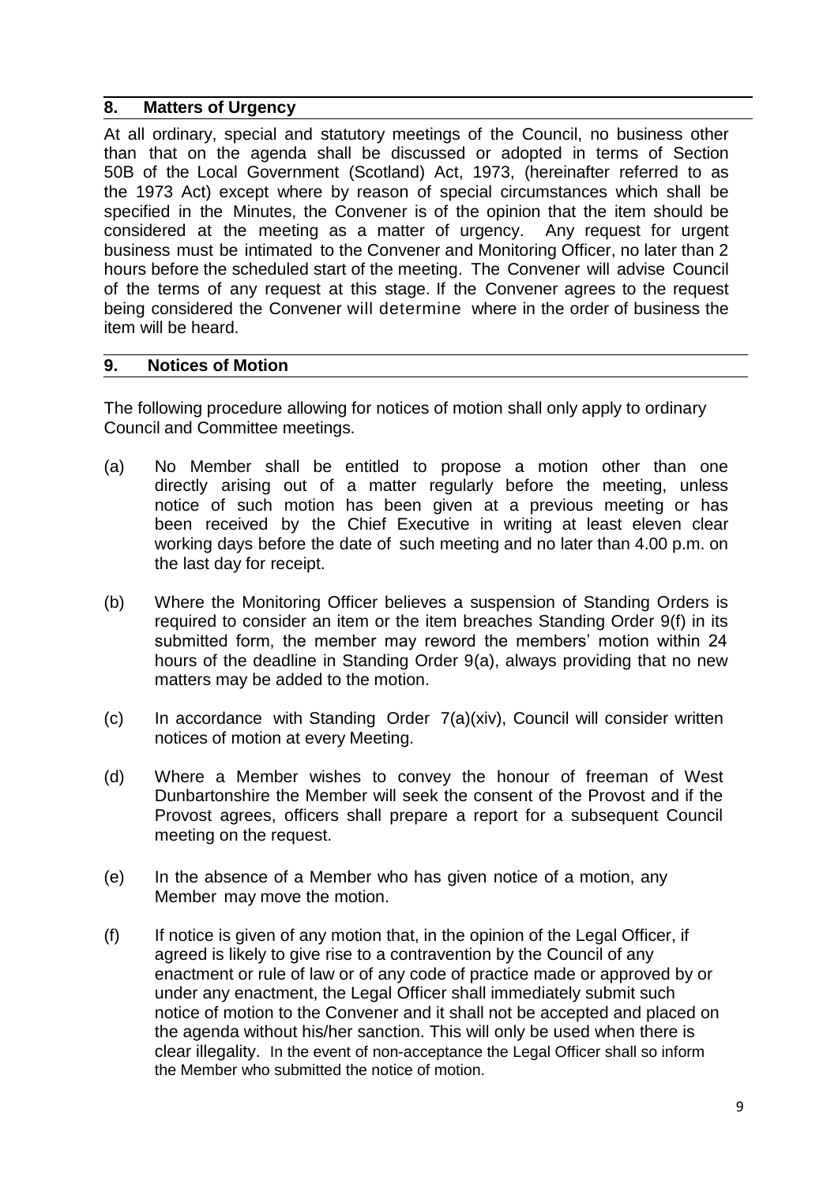## 8. Matters of Urgency

At all ordinary, special and statutory meetings of the Council, no business other than that on the agenda shall be discussed or adopted in terms of Section 50B of the Local Government (Scotland) Act, 1973, (hereinafter referred to as the 1973 Act) except where by reason of special circumstances which shall be specified in the Minutes, the Convener is of the opinion that the item should be considered at the meeting as a matter of urgency. Any request for urgent business must be intimated to the Convener and Monitoring Officer, no later than 2 hours before the scheduled start of the meeting. The Convener will advise Council of the terms of any request at this stage. If the Convener agrees to the request being considered the Convener will determine where in the order of business the item will be heard.

## 9. Notices of Motion

The following procedure allowing for notices of motion shall only apply to ordinary Council and Committee meetings.

(a) No Member shall be entitled to propose a motion other than one directly arising out of a matter regularly before the meeting, unless notice of such motion has been given at a previous meeting or has been received by the Chief Executive in writing at least eleven clear working days before the date of such meeting and no later than 4.00 p.m. on the last day for receipt.

(b) Where the Monitoring Officer believes a suspension of Standing Orders is required to consider an item or the item breaches Standing Order 9(f) in its submitted form, the member may reword the members' motion within 24 hours of the deadline in Standing Order 9(a), always providing that no new matters may be added to the motion.

(c) In accordance with Standing Order 7(a)(xiv), Council will consider written notices of motion at every Meeting.

(d) Where a Member wishes to convey the honour of freeman of West Dunbartonshire the Member will seek the consent of the Provost and if the Provost agrees, officers shall prepare a report for a subsequent Council meeting on the request.

(e) In the absence of a Member who has given notice of a motion, any Member may move the motion.

(f) If notice is given of any motion that, in the opinion of the Legal Officer, if agreed is likely to give rise to a contravention by the Council of any enactment or rule of law or of any code of practice made or approved by or under any enactment, the Legal Officer shall immediately submit such notice of motion to the Convener and it shall not be accepted and placed on the agenda without his/her sanction. This will only be used when there is clear illegality. In the event of non-acceptance the Legal Officer shall so inform the Member who submitted the notice of motion.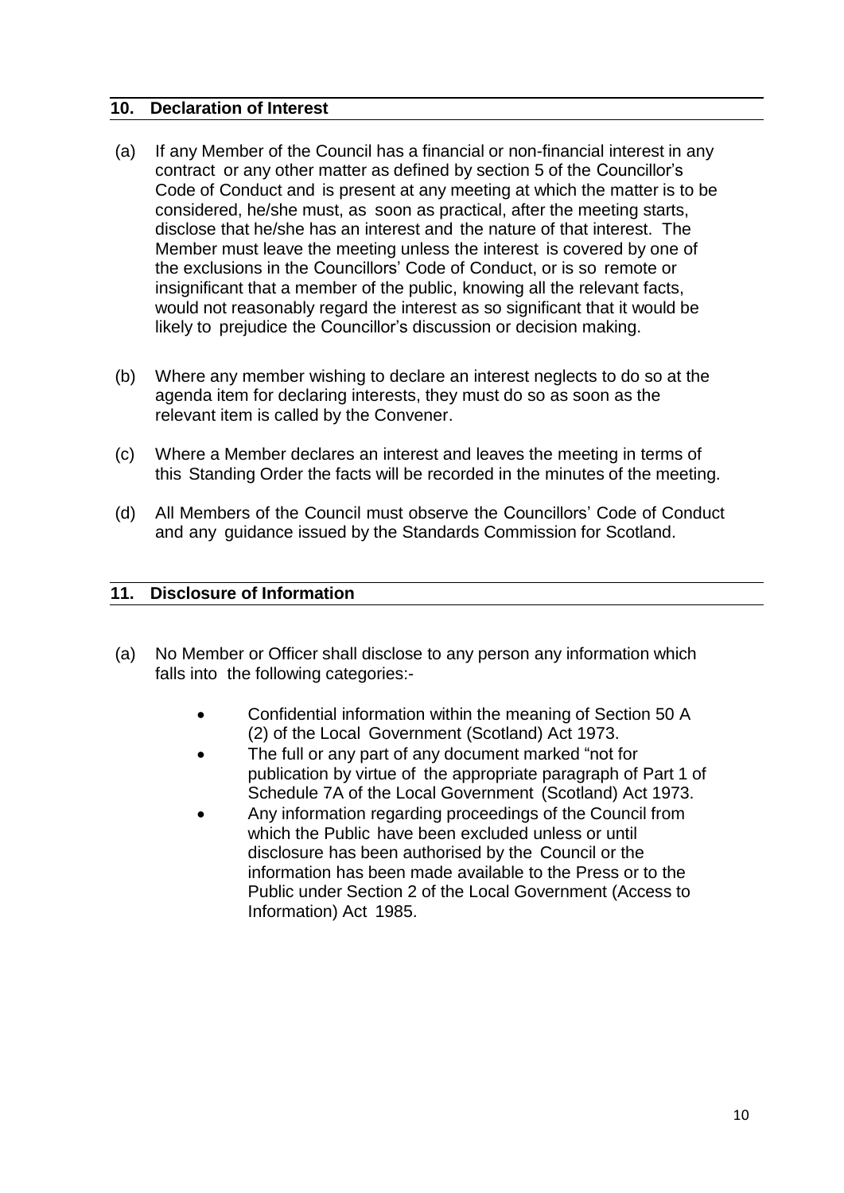## 10. Declaration of Interest

(a) If any Member of the Council has a financial or non-financial interest in any contract or any other matter as defined by section 5 of the Councillor's Code of Conduct and is present at any meeting at which the matter is to be considered, he/she must, as soon as practical, after the meeting starts, disclose that he/she has an interest and the nature of that interest. The Member must leave the meeting unless the interest is covered by one of the exclusions in the Councillors' Code of Conduct, or is so remote or insignificant that a member of the public, knowing all the relevant facts, would not reasonably regard the interest as so significant that it would be likely to prejudice the Councillor's discussion or decision making.

(b) Where any member wishing to declare an interest neglects to do so at the agenda item for declaring interests, they must do so as soon as the relevant item is called by the Convener.

(c) Where a Member declares an interest and leaves the meeting in terms of this Standing Order the facts will be recorded in the minutes of the meeting.

(d) All Members of the Council must observe the Councillors' Code of Conduct and any guidance issued by the Standards Commission for Scotland.

## 11. Disclosure of Information

(a) No Member or Officer shall disclose to any person any information which falls into the following categories:-

- Confidential information within the meaning of Section 50 A (2) of the Local Government (Scotland) Act 1973.
- The full or any part of any document marked "not for publication by virtue of the appropriate paragraph of Part 1 of Schedule 7A of the Local Government (Scotland) Act 1973.
- Any information regarding proceedings of the Council from which the Public have been excluded unless or until disclosure has been authorised by the Council or the information has been made available to the Press or to the Public under Section 2 of the Local Government (Access to Information) Act 1985.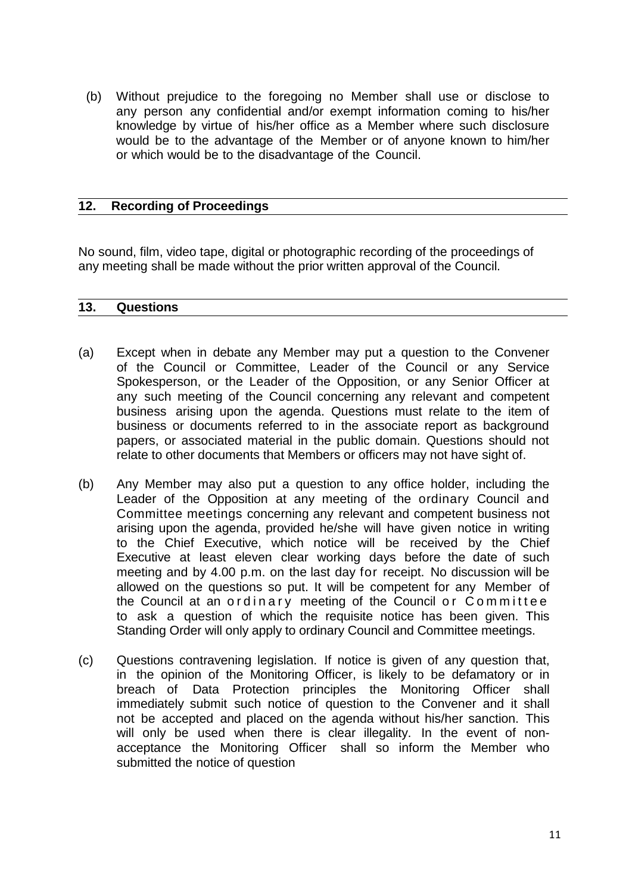(b) Without prejudice to the foregoing no Member shall use or disclose to any person any confidential and/or exempt information coming to his/her knowledge by virtue of his/her office as a Member where such disclosure would be to the advantage of the Member or of anyone known to him/her or which would be to the disadvantage of the Council.

## 12. Recording of Proceedings

No sound, film, video tape, digital or photographic recording of the proceedings of any meeting shall be made without the prior written approval of the Council.

## 13. Questions

(a) Except when in debate any Member may put a question to the Convener of the Council or Committee, Leader of the Council or any Service Spokesperson, or the Leader of the Opposition, or any Senior Officer at any such meeting of the Council concerning any relevant and competent business arising upon the agenda. Questions must relate to the item of business or documents referred to in the associate report as background papers, or associated material in the public domain. Questions should not relate to other documents that Members or officers may not have sight of.

(b) Any Member may also put a question to any office holder, including the Leader of the Opposition at any meeting of the ordinary Council and Committee meetings concerning any relevant and competent business not arising upon the agenda, provided he/she will have given notice in writing to the Chief Executive, which notice will be received by the Chief Executive at least eleven clear working days before the date of such meeting and by 4.00 p.m. on the last day for receipt. No discussion will be allowed on the questions so put. It will be competent for any Member of the Council at an ordinary meeting of the Council or Committee to ask a question of which the requisite notice has been given. This Standing Order will only apply to ordinary Council and Committee meetings.

(c) Questions contravening legislation. If notice is given of any question that, in the opinion of the Monitoring Officer, is likely to be defamatory or in breach of Data Protection principles the Monitoring Officer shall immediately submit such notice of question to the Convener and it shall not be accepted and placed on the agenda without his/her sanction. This will only be used when there is clear illegality. In the event of non-acceptance the Monitoring Officer shall so inform the Member who submitted the notice of question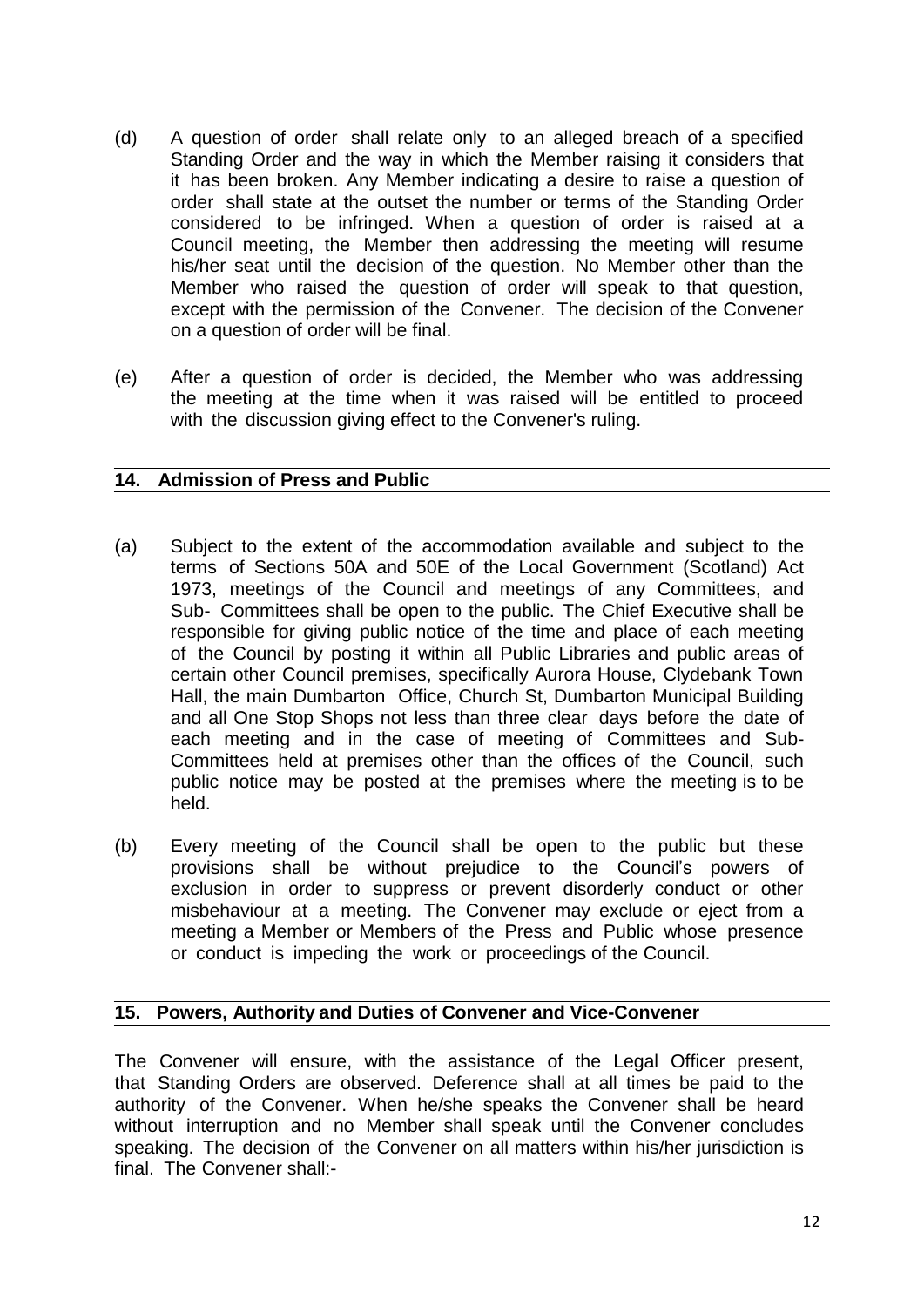(d) A question of order shall relate only to an alleged breach of a specified Standing Order and the way in which the Member raising it considers that it has been broken. Any Member indicating a desire to raise a question of order shall state at the outset the number or terms of the Standing Order considered to be infringed. When a question of order is raised at a Council meeting, the Member then addressing the meeting will resume his/her seat until the decision of the question. No Member other than the Member who raised the question of order will speak to that question, except with the permission of the Convener. The decision of the Convener on a question of order will be final.

(e) After a question of order is decided, the Member who was addressing the meeting at the time when it was raised will be entitled to proceed with the discussion giving effect to the Convener's ruling.

## 14. Admission of Press and Public

(a) Subject to the extent of the accommodation available and subject to the terms of Sections 50A and 50E of the Local Government (Scotland) Act 1973, meetings of the Council and meetings of any Committees, and Sub- Committees shall be open to the public. The Chief Executive shall be responsible for giving public notice of the time and place of each meeting of the Council by posting it within all Public Libraries and public areas of certain other Council premises, specifically Aurora House, Clydebank Town Hall, the main Dumbarton Office, Church St, Dumbarton Municipal Building and all One Stop Shops not less than three clear days before the date of each meeting and in the case of meeting of Committees and Sub-Committees held at premises other than the offices of the Council, such public notice may be posted at the premises where the meeting is to be held.

(b) Every meeting of the Council shall be open to the public but these provisions shall be without prejudice to the Council's powers of exclusion in order to suppress or prevent disorderly conduct or other misbehaviour at a meeting. The Convener may exclude or eject from a meeting a Member or Members of the Press and Public whose presence or conduct is impeding the work or proceedings of the Council.

## 15. Powers, Authority and Duties of Convener and Vice-Convener

The Convener will ensure, with the assistance of the Legal Officer present, that Standing Orders are observed. Deference shall at all times be paid to the authority of the Convener. When he/she speaks the Convener shall be heard without interruption and no Member shall speak until the Convener concludes speaking. The decision of the Convener on all matters within his/her jurisdiction is final. The Convener shall:-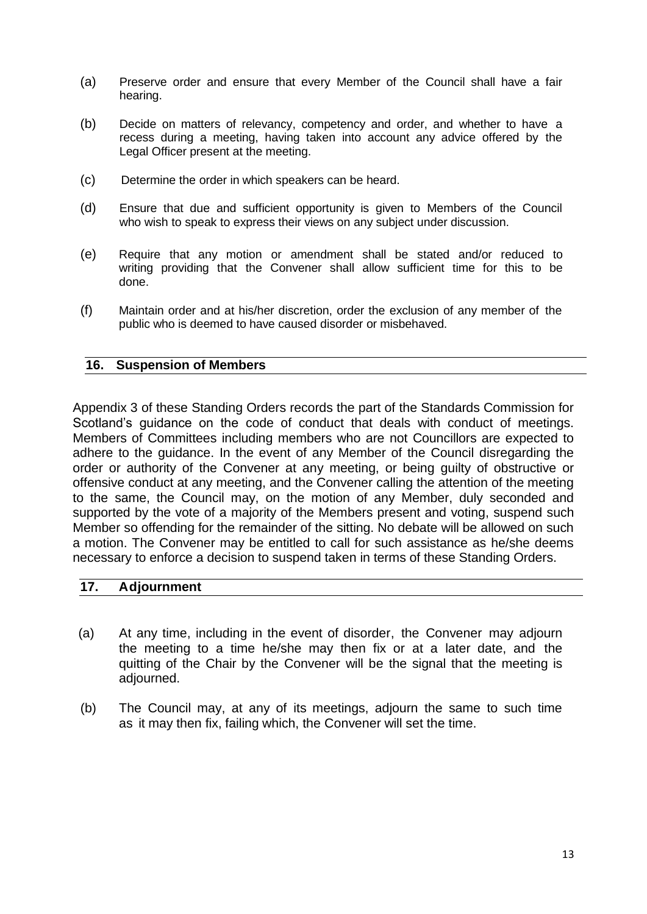(a) Preserve order and ensure that every Member of the Council shall have a fair hearing.

(b) Decide on matters of relevancy, competency and order, and whether to have a recess during a meeting, having taken into account any advice offered by the Legal Officer present at the meeting.

(c) Determine the order in which speakers can be heard.

(d) Ensure that due and sufficient opportunity is given to Members of the Council who wish to speak to express their views on any subject under discussion.

(e) Require that any motion or amendment shall be stated and/or reduced to writing providing that the Convener shall allow sufficient time for this to be done.

(f) Maintain order and at his/her discretion, order the exclusion of any member of the public who is deemed to have caused disorder or misbehaved.

## 16. Suspension of Members

Appendix 3 of these Standing Orders records the part of the Standards Commission for Scotland's guidance on the code of conduct that deals with conduct of meetings. Members of Committees including members who are not Councillors are expected to adhere to the guidance. In the event of any Member of the Council disregarding the order or authority of the Convener at any meeting, or being guilty of obstructive or offensive conduct at any meeting, and the Convener calling the attention of the meeting to the same, the Council may, on the motion of any Member, duly seconded and supported by the vote of a majority of the Members present and voting, suspend such Member so offending for the remainder of the sitting. No debate will be allowed on such a motion. The Convener may be entitled to call for such assistance as he/she deems necessary to enforce a decision to suspend taken in terms of these Standing Orders.

## 17. Adjournment

(a) At any time, including in the event of disorder, the Convener may adjourn the meeting to a time he/she may then fix or at a later date, and the quitting of the Chair by the Convener will be the signal that the meeting is adjourned.

(b) The Council may, at any of its meetings, adjourn the same to such time as it may then fix, failing which, the Convener will set the time.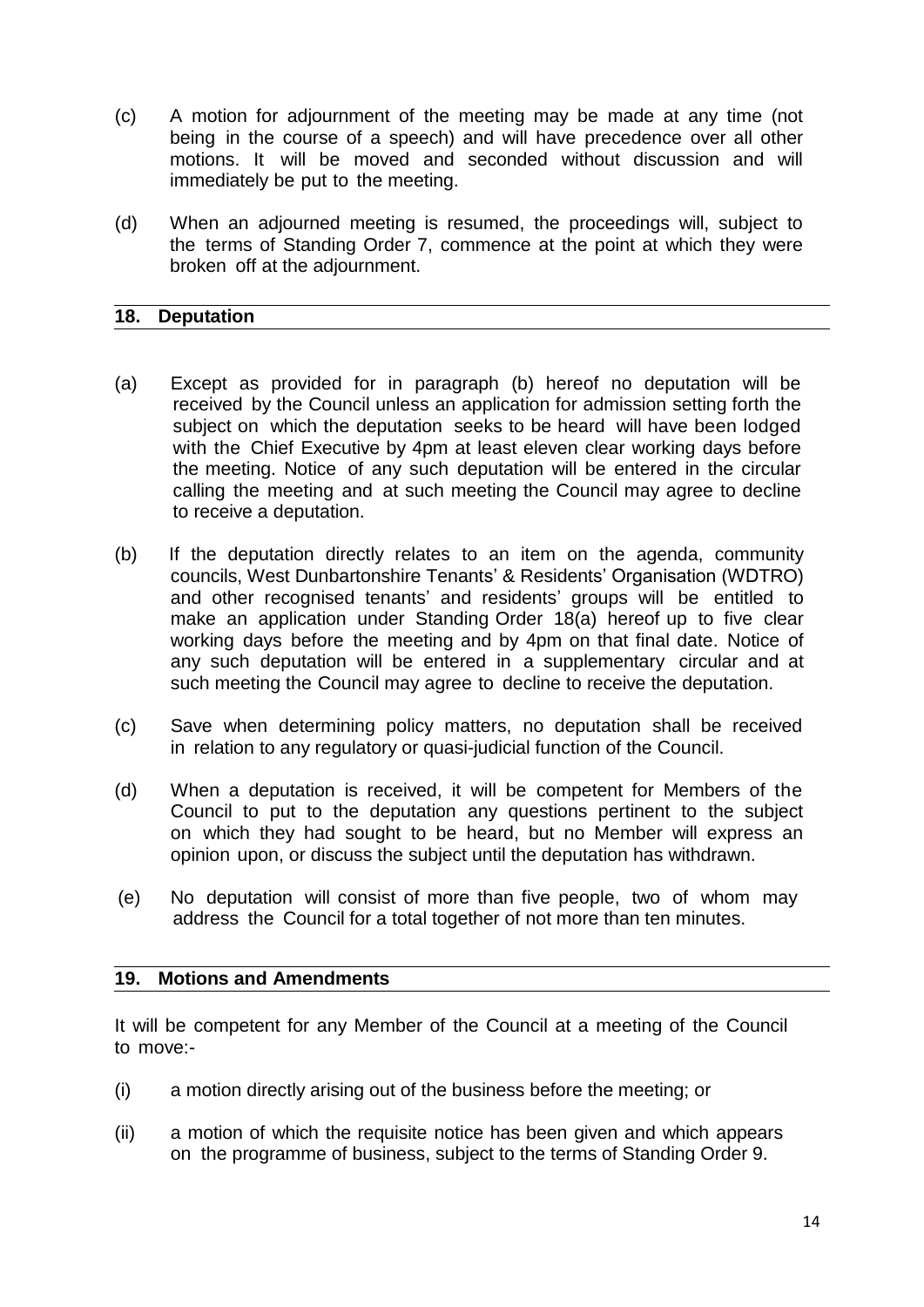(c) A motion for adjournment of the meeting may be made at any time (not being in the course of a speech) and will have precedence over all other motions. It will be moved and seconded without discussion and will immediately be put to the meeting.

(d) When an adjourned meeting is resumed, the proceedings will, subject to the terms of Standing Order 7, commence at the point at which they were broken off at the adjournment.

## 18. Deputation

(a) Except as provided for in paragraph (b) hereof no deputation will be received by the Council unless an application for admission setting forth the subject on which the deputation seeks to be heard will have been lodged with the Chief Executive by 4pm at least eleven clear working days before the meeting. Notice of any such deputation will be entered in the circular calling the meeting and at such meeting the Council may agree to decline to receive a deputation.

(b) If the deputation directly relates to an item on the agenda, community councils, West Dunbartonshire Tenants' & Residents' Organisation (WDTRO) and other recognised tenants' and residents' groups will be entitled to make an application under Standing Order 18(a) hereof up to five clear working days before the meeting and by 4pm on that final date. Notice of any such deputation will be entered in a supplementary circular and at such meeting the Council may agree to decline to receive the deputation.

(c) Save when determining policy matters, no deputation shall be received in relation to any regulatory or quasi-judicial function of the Council.

(d) When a deputation is received, it will be competent for Members of the Council to put to the deputation any questions pertinent to the subject on which they had sought to be heard, but no Member will express an opinion upon, or discuss the subject until the deputation has withdrawn.

(e) No deputation will consist of more than five people, two of whom may address the Council for a total together of not more than ten minutes.

## 19. Motions and Amendments

It will be competent for any Member of the Council at a meeting of the Council to move:-

(i) a motion directly arising out of the business before the meeting; or

(ii) a motion of which the requisite notice has been given and which appears on the programme of business, subject to the terms of Standing Order 9.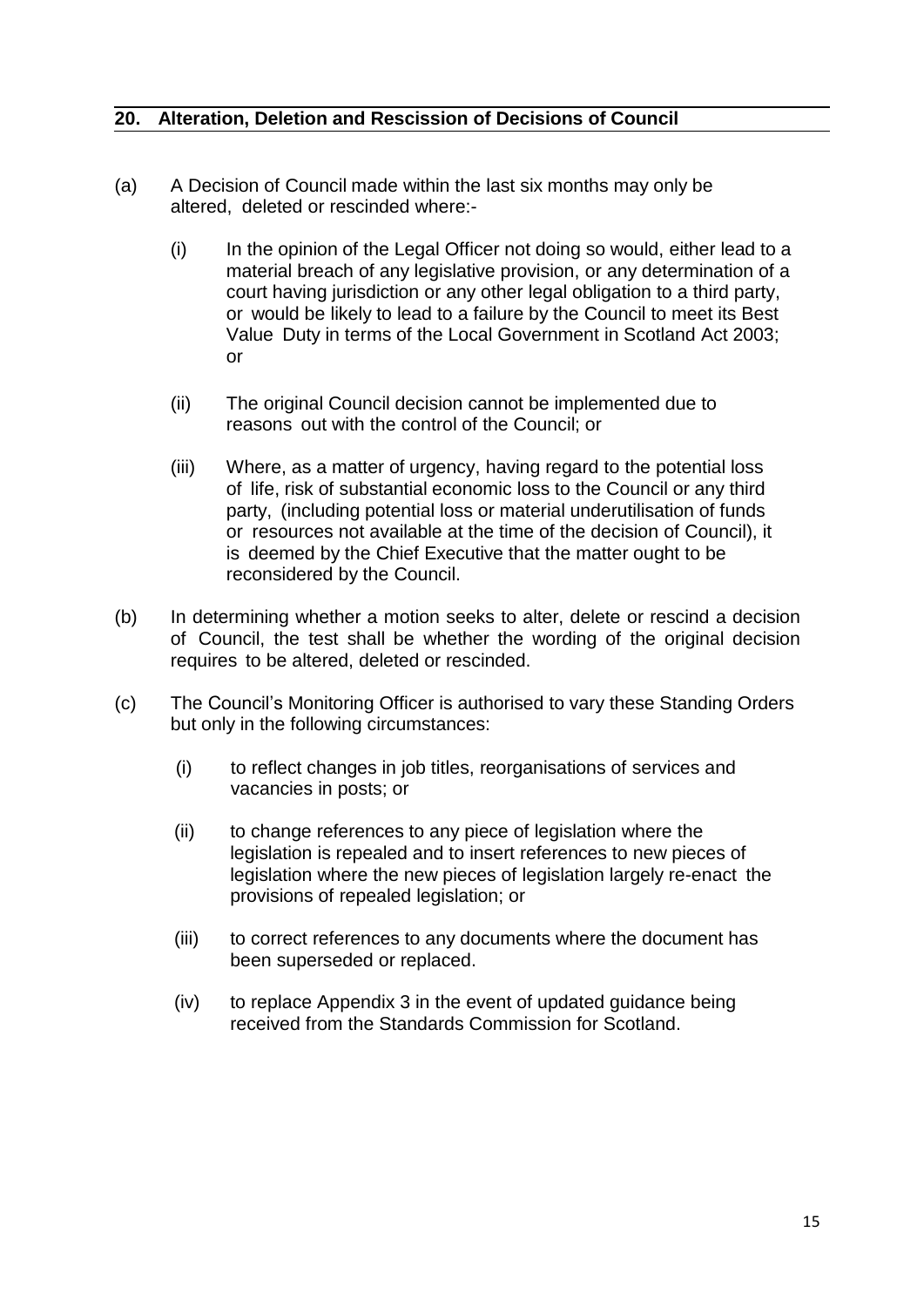## 20. Alteration, Deletion and Rescission of Decisions of Council

(a) A Decision of Council made within the last six months may only be altered, deleted or rescinded where:-

  (i) In the opinion of the Legal Officer not doing so would, either lead to a material breach of any legislative provision, or any determination of a court having jurisdiction or any other legal obligation to a third party, or would be likely to lead to a failure by the Council to meet its Best Value Duty in terms of the Local Government in Scotland Act 2003; or

  (ii) The original Council decision cannot be implemented due to reasons out with the control of the Council; or

  (iii) Where, as a matter of urgency, having regard to the potential loss of life, risk of substantial economic loss to the Council or any third party, (including potential loss or material underutilisation of funds or resources not available at the time of the decision of Council), it is deemed by the Chief Executive that the matter ought to be reconsidered by the Council.

(b) In determining whether a motion seeks to alter, delete or rescind a decision of Council, the test shall be whether the wording of the original decision requires to be altered, deleted or rescinded.

(c) The Council's Monitoring Officer is authorised to vary these Standing Orders but only in the following circumstances:

  (i) to reflect changes in job titles, reorganisations of services and vacancies in posts; or

  (ii) to change references to any piece of legislation where the legislation is repealed and to insert references to new pieces of legislation where the new pieces of legislation largely re-enact the provisions of repealed legislation; or

  (iii) to correct references to any documents where the document has been superseded or replaced.

  (iv) to replace Appendix 3 in the event of updated guidance being received from the Standards Commission for Scotland.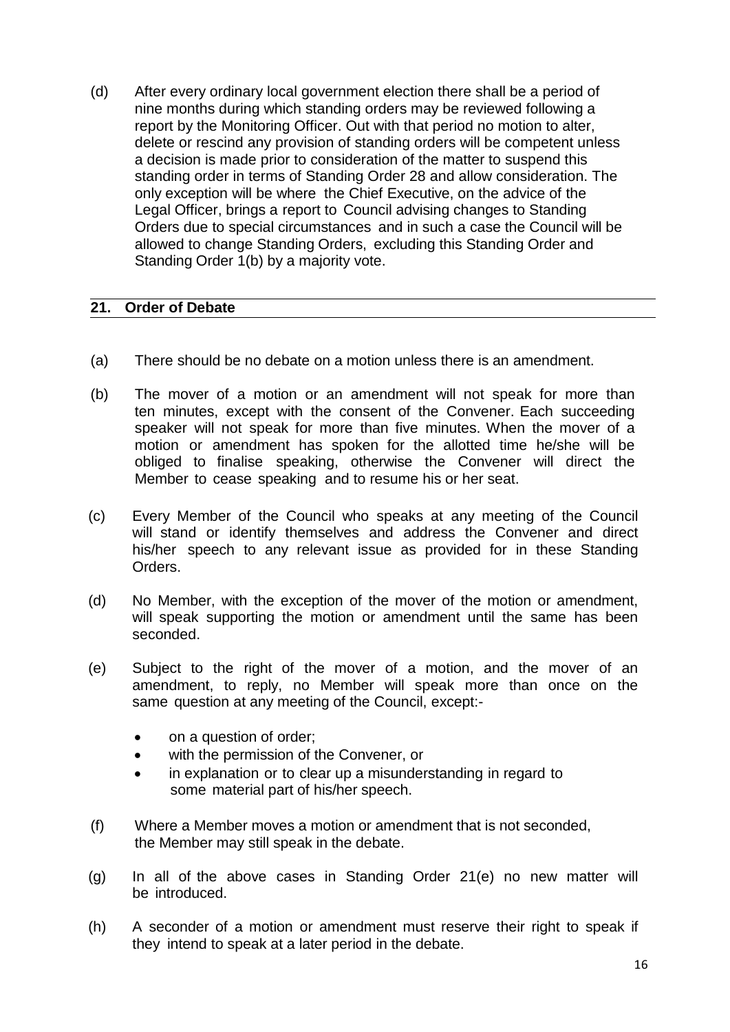(d) After every ordinary local government election there shall be a period of nine months during which standing orders may be reviewed following a report by the Monitoring Officer. Out with that period no motion to alter, delete or rescind any provision of standing orders will be competent unless a decision is made prior to consideration of the matter to suspend this standing order in terms of Standing Order 28 and allow consideration. The only exception will be where the Chief Executive, on the advice of the Legal Officer, brings a report to Council advising changes to Standing Orders due to special circumstances and in such a case the Council will be allowed to change Standing Orders, excluding this Standing Order and Standing Order 1(b) by a majority vote.

## 21. Order of Debate

(a) There should be no debate on a motion unless there is an amendment.

(b) The mover of a motion or an amendment will not speak for more than ten minutes, except with the consent of the Convener. Each succeeding speaker will not speak for more than five minutes. When the mover of a motion or amendment has spoken for the allotted time he/she will be obliged to finalise speaking, otherwise the Convener will direct the Member to cease speaking and to resume his or her seat.

(c) Every Member of the Council who speaks at any meeting of the Council will stand or identify themselves and address the Convener and direct his/her speech to any relevant issue as provided for in these Standing Orders.

(d) No Member, with the exception of the mover of the motion or amendment, will speak supporting the motion or amendment until the same has been seconded.

(e) Subject to the right of the mover of a motion, and the mover of an amendment, to reply, no Member will speak more than once on the same question at any meeting of the Council, except:-

- on a question of order;
- with the permission of the Convener, or
- in explanation or to clear up a misunderstanding in regard to some material part of his/her speech.

(f) Where a Member moves a motion or amendment that is not seconded, the Member may still speak in the debate.

(g) In all of the above cases in Standing Order 21(e) no new matter will be introduced.

(h) A seconder of a motion or amendment must reserve their right to speak if they intend to speak at a later period in the debate.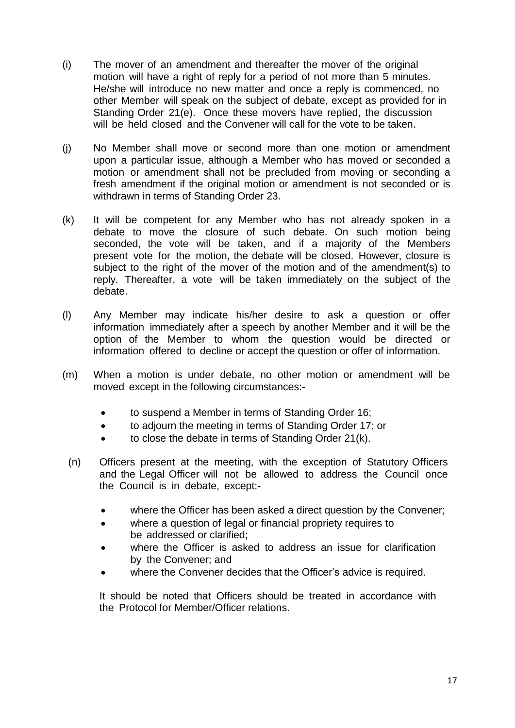(i) The mover of an amendment and thereafter the mover of the original motion will have a right of reply for a period of not more than 5 minutes. He/she will introduce no new matter and once a reply is commenced, no other Member will speak on the subject of debate, except as provided for in Standing Order 21(e). Once these movers have replied, the discussion will be held closed and the Convener will call for the vote to be taken.

(j) No Member shall move or second more than one motion or amendment upon a particular issue, although a Member who has moved or seconded a motion or amendment shall not be precluded from moving or seconding a fresh amendment if the original motion or amendment is not seconded or is withdrawn in terms of Standing Order 23.

(k) It will be competent for any Member who has not already spoken in a debate to move the closure of such debate. On such motion being seconded, the vote will be taken, and if a majority of the Members present vote for the motion, the debate will be closed. However, closure is subject to the right of the mover of the motion and of the amendment(s) to reply. Thereafter, a vote will be taken immediately on the subject of the debate.

(l) Any Member may indicate his/her desire to ask a question or offer information immediately after a speech by another Member and it will be the option of the Member to whom the question would be directed or information offered to decline or accept the question or offer of information.

(m) When a motion is under debate, no other motion or amendment will be moved except in the following circumstances:-

- to suspend a Member in terms of Standing Order 16;
- to adjourn the meeting in terms of Standing Order 17; or
- to close the debate in terms of Standing Order 21(k).

(n) Officers present at the meeting, with the exception of Statutory Officers and the Legal Officer will not be allowed to address the Council once the Council is in debate, except:-

- where the Officer has been asked a direct question by the Convener;
- where a question of legal or financial propriety requires to be addressed or clarified;
- where the Officer is asked to address an issue for clarification by the Convener; and
- where the Convener decides that the Officer's advice is required.

It should be noted that Officers should be treated in accordance with the Protocol for Member/Officer relations.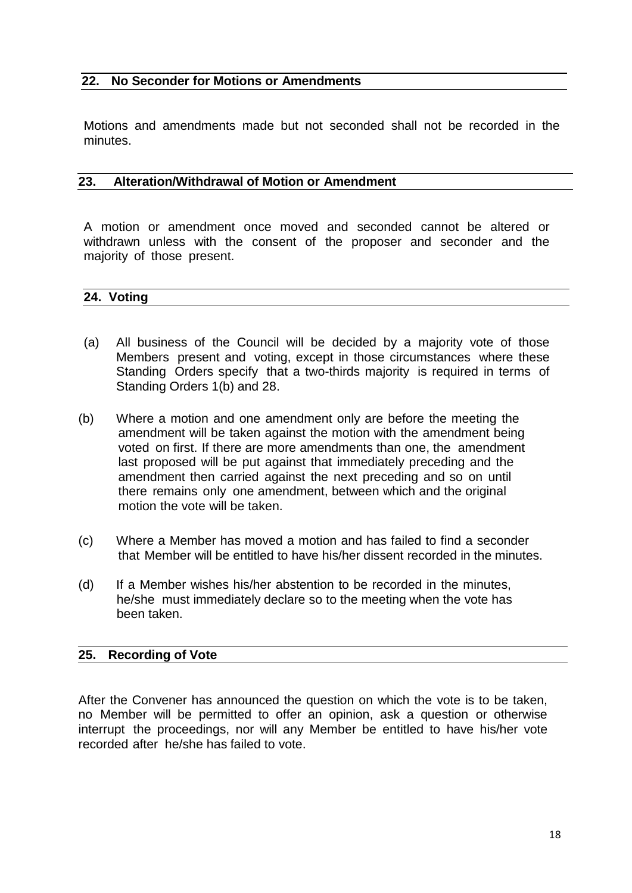## 22. No Seconder for Motions or Amendments

Motions and amendments made but not seconded shall not be recorded in the minutes.

## 23. Alteration/Withdrawal of Motion or Amendment

A motion or amendment once moved and seconded cannot be altered or withdrawn unless with the consent of the proposer and seconder and the majority of those present.

## 24. Voting

(a) All business of the Council will be decided by a majority vote of those Members present and voting, except in those circumstances where these Standing Orders specify that a two-thirds majority is required in terms of Standing Orders 1(b) and 28.

(b) Where a motion and one amendment only are before the meeting the amendment will be taken against the motion with the amendment being voted on first. If there are more amendments than one, the amendment last proposed will be put against that immediately preceding and the amendment then carried against the next preceding and so on until there remains only one amendment, between which and the original motion the vote will be taken.

(c) Where a Member has moved a motion and has failed to find a seconder that Member will be entitled to have his/her dissent recorded in the minutes.

(d) If a Member wishes his/her abstention to be recorded in the minutes, he/she must immediately declare so to the meeting when the vote has been taken.

## 25. Recording of Vote

After the Convener has announced the question on which the vote is to be taken, no Member will be permitted to offer an opinion, ask a question or otherwise interrupt the proceedings, nor will any Member be entitled to have his/her vote recorded after he/she has failed to vote.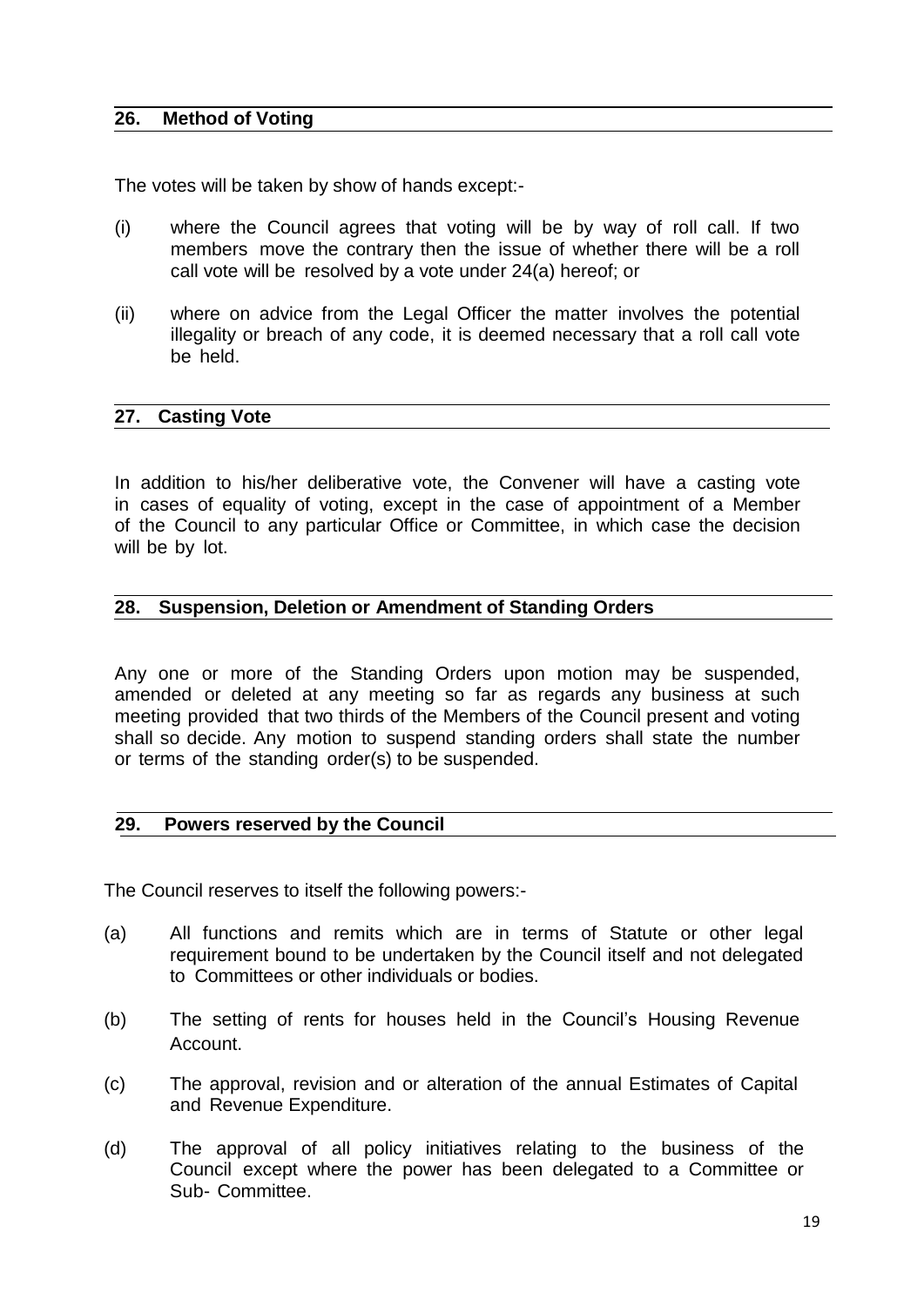## 26. Method of Voting

The votes will be taken by show of hands except:-

(i) where the Council agrees that voting will be by way of roll call. If two members move the contrary then the issue of whether there will be a roll call vote will be resolved by a vote under 24(a) hereof; or

(ii) where on advice from the Legal Officer the matter involves the potential illegality or breach of any code, it is deemed necessary that a roll call vote be held.

## 27. Casting Vote

In addition to his/her deliberative vote, the Convener will have a casting vote in cases of equality of voting, except in the case of appointment of a Member of the Council to any particular Office or Committee, in which case the decision will be by lot.

## 28. Suspension, Deletion or Amendment of Standing Orders

Any one or more of the Standing Orders upon motion may be suspended, amended or deleted at any meeting so far as regards any business at such meeting provided that two thirds of the Members of the Council present and voting shall so decide. Any motion to suspend standing orders shall state the number or terms of the standing order(s) to be suspended.

## 29. Powers reserved by the Council

The Council reserves to itself the following powers:-

(a) All functions and remits which are in terms of Statute or other legal requirement bound to be undertaken by the Council itself and not delegated to Committees or other individuals or bodies.

(b) The setting of rents for houses held in the Council's Housing Revenue Account.

(c) The approval, revision and or alteration of the annual Estimates of Capital and Revenue Expenditure.

(d) The approval of all policy initiatives relating to the business of the Council except where the power has been delegated to a Committee or Sub- Committee.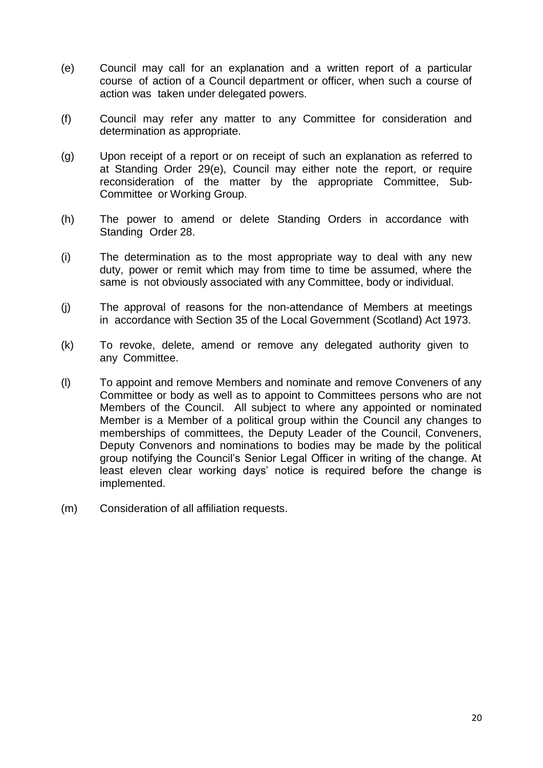(e) Council may call for an explanation and a written report of a particular course of action of a Council department or officer, when such a course of action was taken under delegated powers.

(f) Council may refer any matter to any Committee for consideration and determination as appropriate.

(g) Upon receipt of a report or on receipt of such an explanation as referred to at Standing Order 29(e), Council may either note the report, or require reconsideration of the matter by the appropriate Committee, Sub-Committee or Working Group.

(h) The power to amend or delete Standing Orders in accordance with Standing Order 28.

(i) The determination as to the most appropriate way to deal with any new duty, power or remit which may from time to time be assumed, where the same is not obviously associated with any Committee, body or individual.

(j) The approval of reasons for the non-attendance of Members at meetings in accordance with Section 35 of the Local Government (Scotland) Act 1973.

(k) To revoke, delete, amend or remove any delegated authority given to any Committee.

(l) To appoint and remove Members and nominate and remove Conveners of any Committee or body as well as to appoint to Committees persons who are not Members of the Council. All subject to where any appointed or nominated Member is a Member of a political group within the Council any changes to memberships of committees, the Deputy Leader of the Council, Conveners, Deputy Convenors and nominations to bodies may be made by the political group notifying the Council's Senior Legal Officer in writing of the change. At least eleven clear working days' notice is required before the change is implemented.

(m) Consideration of all affiliation requests.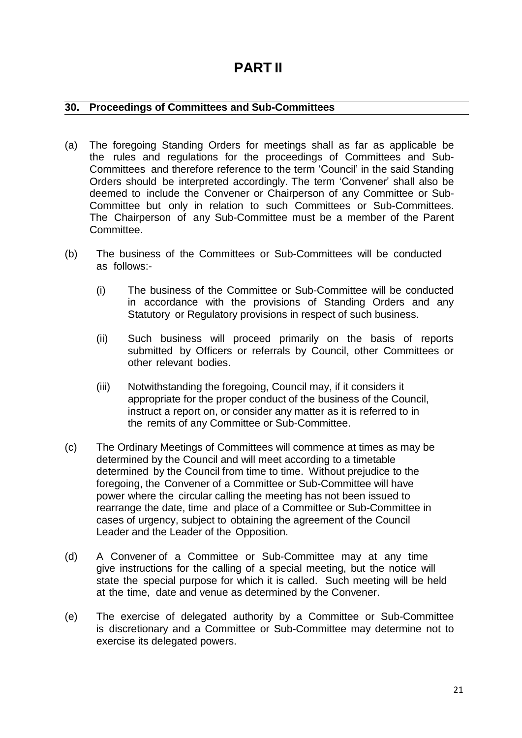# PART II

## 30. Proceedings of Committees and Sub-Committees

(a) The foregoing Standing Orders for meetings shall as far as applicable be the rules and regulations for the proceedings of Committees and Sub-Committees and therefore reference to the term 'Council' in the said Standing Orders should be interpreted accordingly. The term 'Convener' shall also be deemed to include the Convener or Chairperson of any Committee or Sub-Committee but only in relation to such Committees or Sub-Committees. The Chairperson of any Sub-Committee must be a member of the Parent Committee.

(b) The business of the Committees or Sub-Committees will be conducted as follows:-

  (i) The business of the Committee or Sub-Committee will be conducted in accordance with the provisions of Standing Orders and any Statutory or Regulatory provisions in respect of such business.

  (ii) Such business will proceed primarily on the basis of reports submitted by Officers or referrals by Council, other Committees or other relevant bodies.

  (iii) Notwithstanding the foregoing, Council may, if it considers it appropriate for the proper conduct of the business of the Council, instruct a report on, or consider any matter as it is referred to in the remits of any Committee or Sub-Committee.

(c) The Ordinary Meetings of Committees will commence at times as may be determined by the Council and will meet according to a timetable determined by the Council from time to time. Without prejudice to the foregoing, the Convener of a Committee or Sub-Committee will have power where the circular calling the meeting has not been issued to rearrange the date, time and place of a Committee or Sub-Committee in cases of urgency, subject to obtaining the agreement of the Council Leader and the Leader of the Opposition.

(d) A Convener of a Committee or Sub-Committee may at any time give instructions for the calling of a special meeting, but the notice will state the special purpose for which it is called. Such meeting will be held at the time, date and venue as determined by the Convener.

(e) The exercise of delegated authority by a Committee or Sub-Committee is discretionary and a Committee or Sub-Committee may determine not to exercise its delegated powers.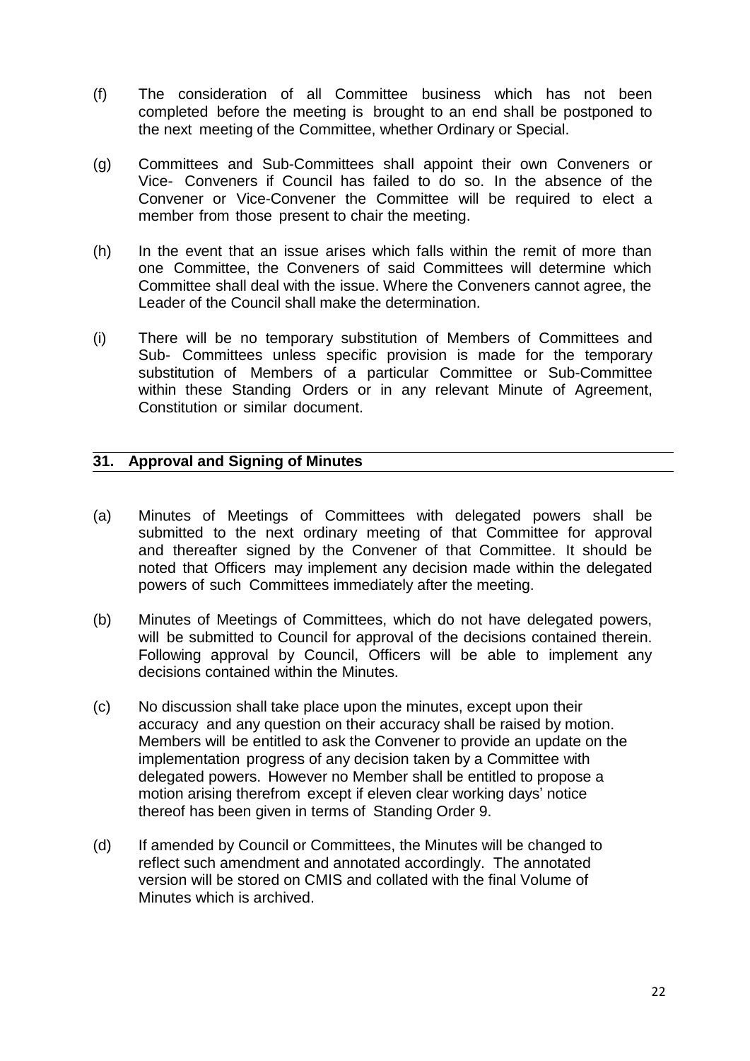(f) The consideration of all Committee business which has not been completed before the meeting is brought to an end shall be postponed to the next meeting of the Committee, whether Ordinary or Special.

(g) Committees and Sub-Committees shall appoint their own Conveners or Vice- Conveners if Council has failed to do so. In the absence of the Convener or Vice-Convener the Committee will be required to elect a member from those present to chair the meeting.

(h) In the event that an issue arises which falls within the remit of more than one Committee, the Conveners of said Committees will determine which Committee shall deal with the issue. Where the Conveners cannot agree, the Leader of the Council shall make the determination.

(i) There will be no temporary substitution of Members of Committees and Sub- Committees unless specific provision is made for the temporary substitution of Members of a particular Committee or Sub-Committee within these Standing Orders or in any relevant Minute of Agreement, Constitution or similar document.

## 31. Approval and Signing of Minutes

(a) Minutes of Meetings of Committees with delegated powers shall be submitted to the next ordinary meeting of that Committee for approval and thereafter signed by the Convener of that Committee. It should be noted that Officers may implement any decision made within the delegated powers of such Committees immediately after the meeting.

(b) Minutes of Meetings of Committees, which do not have delegated powers, will be submitted to Council for approval of the decisions contained therein. Following approval by Council, Officers will be able to implement any decisions contained within the Minutes.

(c) No discussion shall take place upon the minutes, except upon their accuracy and any question on their accuracy shall be raised by motion. Members will be entitled to ask the Convener to provide an update on the implementation progress of any decision taken by a Committee with delegated powers. However no Member shall be entitled to propose a motion arising therefrom except if eleven clear working days' notice thereof has been given in terms of Standing Order 9.

(d) If amended by Council or Committees, the Minutes will be changed to reflect such amendment and annotated accordingly. The annotated version will be stored on CMIS and collated with the final Volume of Minutes which is archived.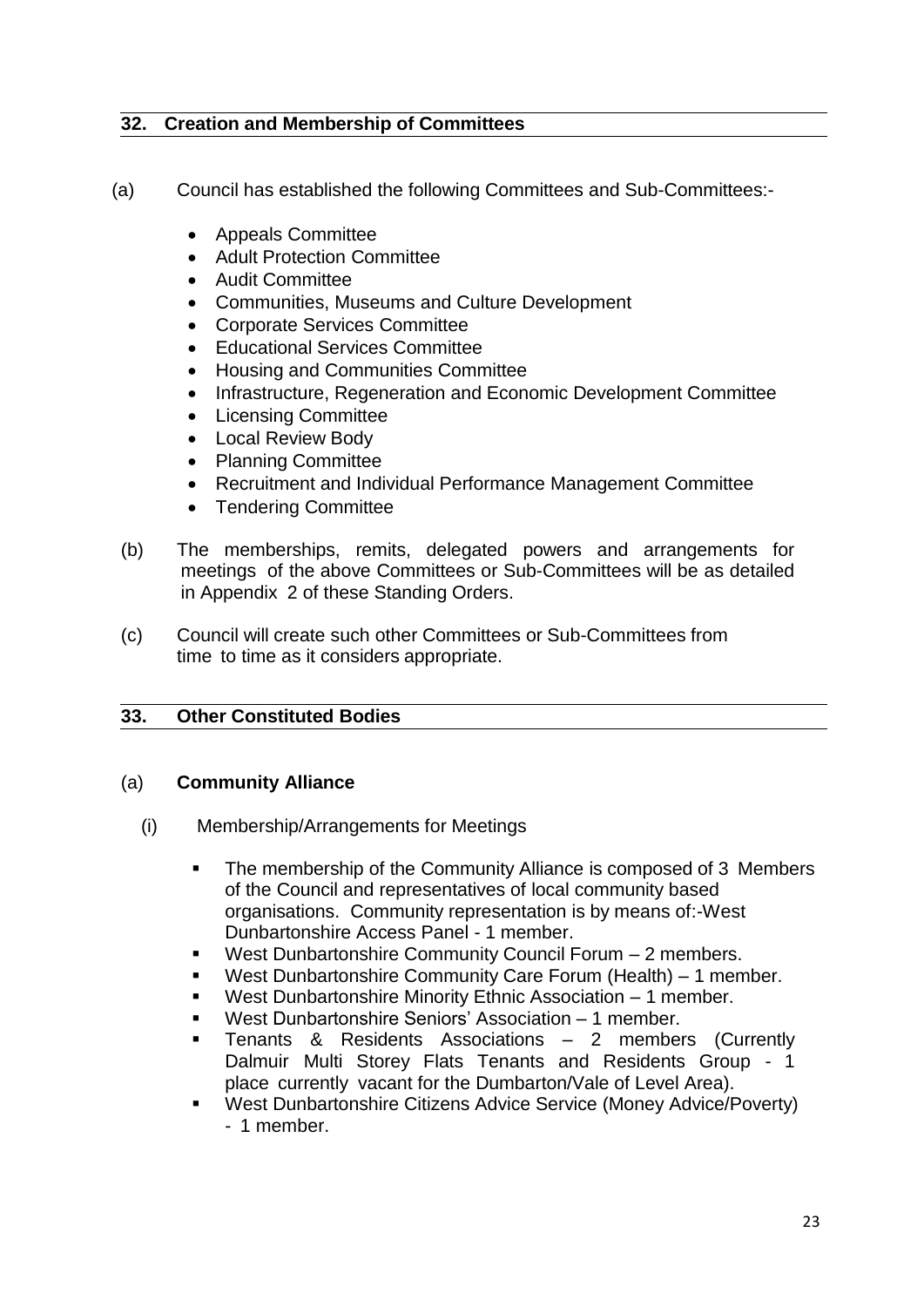## 32. Creation and Membership of Committees

(a) Council has established the following Committees and Sub-Committees:-

- Appeals Committee
- Adult Protection Committee
- Audit Committee
- Communities, Museums and Culture Development
- Corporate Services Committee
- Educational Services Committee
- Housing and Communities Committee
- Infrastructure, Regeneration and Economic Development Committee
- Licensing Committee
- Local Review Body
- Planning Committee
- Recruitment and Individual Performance Management Committee
- Tendering Committee

(b) The memberships, remits, delegated powers and arrangements for meetings of the above Committees or Sub-Committees will be as detailed in Appendix 2 of these Standing Orders.

(c) Council will create such other Committees or Sub-Committees from time to time as it considers appropriate.

## 33. Other Constituted Bodies

(a) **Community Alliance**

(i) Membership/Arrangements for Meetings

- The membership of the Community Alliance is composed of 3 Members of the Council and representatives of local community based organisations. Community representation is by means of:-West Dunbartonshire Access Panel - 1 member.
- West Dunbartonshire Community Council Forum – 2 members.
- West Dunbartonshire Community Care Forum (Health) – 1 member.
- West Dunbartonshire Minority Ethnic Association – 1 member.
- West Dunbartonshire Seniors' Association – 1 member.
- Tenants & Residents Associations – 2 members (Currently Dalmuir Multi Storey Flats Tenants and Residents Group - 1 place currently vacant for the Dumbarton/Vale of Level Area).
- West Dunbartonshire Citizens Advice Service (Money Advice/Poverty) - 1 member.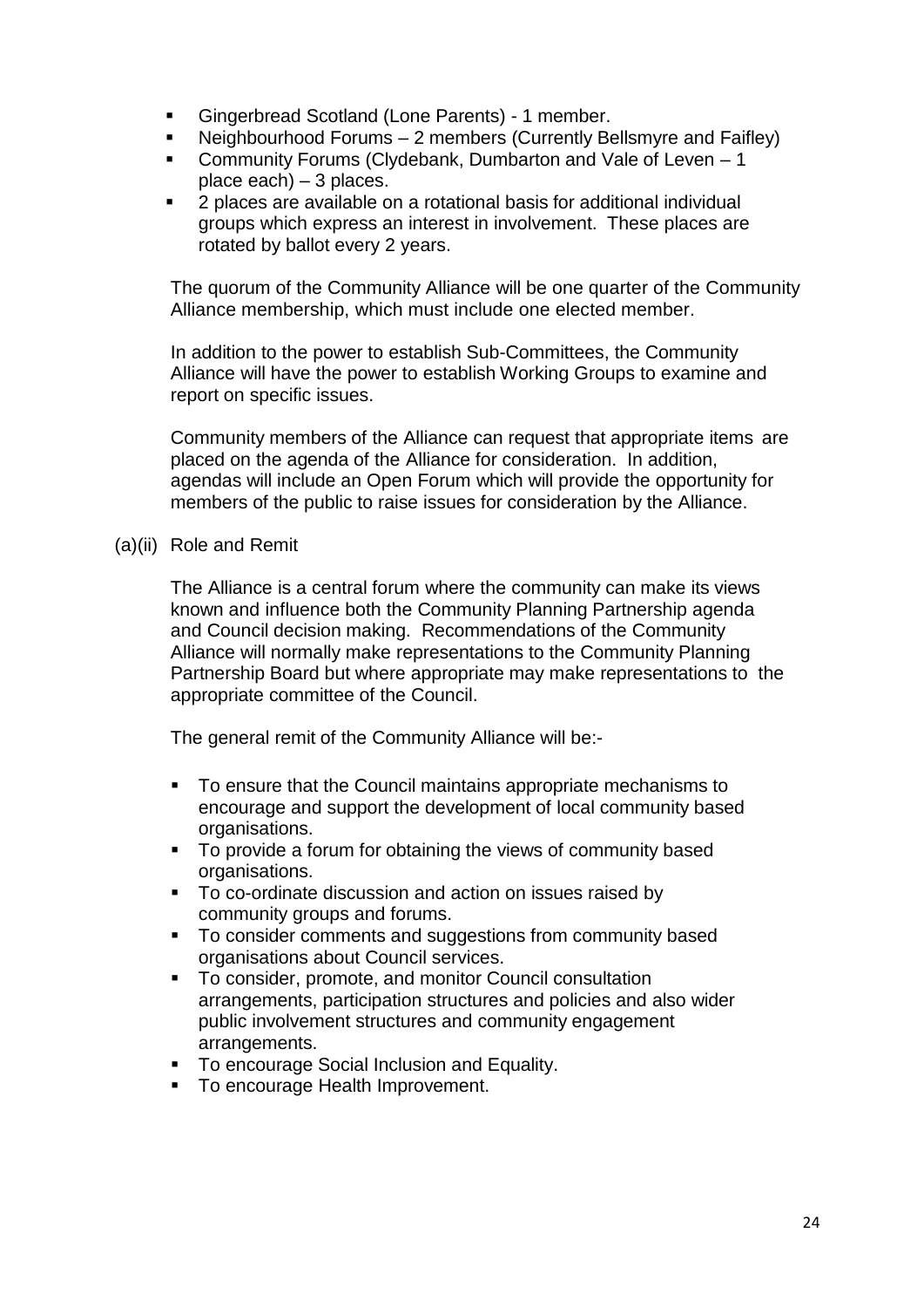- Gingerbread Scotland (Lone Parents) - 1 member.
- Neighbourhood Forums – 2 members (Currently Bellsmyre and Faifley)
- Community Forums (Clydebank, Dumbarton and Vale of Leven – 1 place each) – 3 places.
- 2 places are available on a rotational basis for additional individual groups which express an interest in involvement. These places are rotated by ballot every 2 years.

The quorum of the Community Alliance will be one quarter of the Community Alliance membership, which must include one elected member.

In addition to the power to establish Sub-Committees, the Community Alliance will have the power to establish Working Groups to examine and report on specific issues.

Community members of the Alliance can request that appropriate items are placed on the agenda of the Alliance for consideration. In addition, agendas will include an Open Forum which will provide the opportunity for members of the public to raise issues for consideration by the Alliance.

(a)(ii) Role and Remit

The Alliance is a central forum where the community can make its views known and influence both the Community Planning Partnership agenda and Council decision making. Recommendations of the Community Alliance will normally make representations to the Community Planning Partnership Board but where appropriate may make representations to the appropriate committee of the Council.

The general remit of the Community Alliance will be:-

- To ensure that the Council maintains appropriate mechanisms to encourage and support the development of local community based organisations.
- To provide a forum for obtaining the views of community based organisations.
- To co-ordinate discussion and action on issues raised by community groups and forums.
- To consider comments and suggestions from community based organisations about Council services.
- To consider, promote, and monitor Council consultation arrangements, participation structures and policies and also wider public involvement structures and community engagement arrangements.
- To encourage Social Inclusion and Equality.
- To encourage Health Improvement.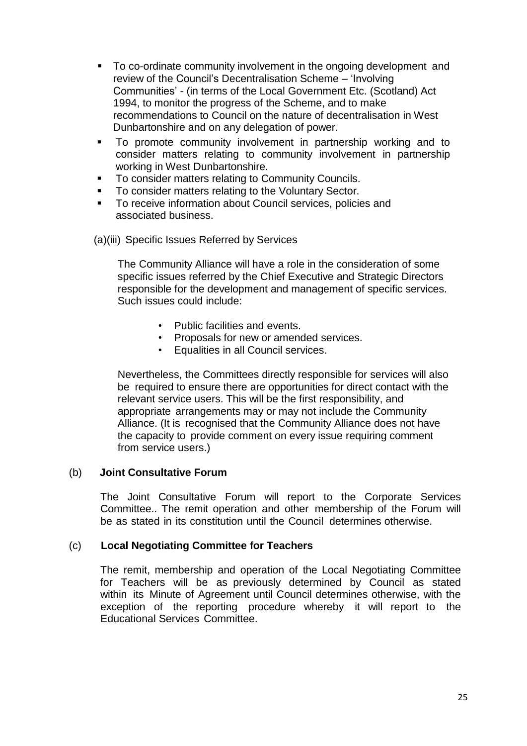- To co-ordinate community involvement in the ongoing development and review of the Council's Decentralisation Scheme – 'Involving Communities' - (in terms of the Local Government Etc. (Scotland) Act 1994, to monitor the progress of the Scheme, and to make recommendations to Council on the nature of decentralisation in West Dunbartonshire and on any delegation of power.
- To promote community involvement in partnership working and to consider matters relating to community involvement in partnership working in West Dunbartonshire.
- To consider matters relating to Community Councils.
- To consider matters relating to the Voluntary Sector.
- To receive information about Council services, policies and associated business.

(a)(iii) Specific Issues Referred by Services

The Community Alliance will have a role in the consideration of some specific issues referred by the Chief Executive and Strategic Directors responsible for the development and management of specific services. Such issues could include:

- Public facilities and events.
- Proposals for new or amended services.
- Equalities in all Council services.

Nevertheless, the Committees directly responsible for services will also be required to ensure there are opportunities for direct contact with the relevant service users. This will be the first responsibility, and appropriate arrangements may or may not include the Community Alliance. (It is recognised that the Community Alliance does not have the capacity to provide comment on every issue requiring comment from service users.)

(b) **Joint Consultative Forum**

The Joint Consultative Forum will report to the Corporate Services Committee.. The remit operation and other membership of the Forum will be as stated in its constitution until the Council determines otherwise.

(c) **Local Negotiating Committee for Teachers**

The remit, membership and operation of the Local Negotiating Committee for Teachers will be as previously determined by Council as stated within its Minute of Agreement until Council determines otherwise, with the exception of the reporting procedure whereby it will report to the Educational Services Committee.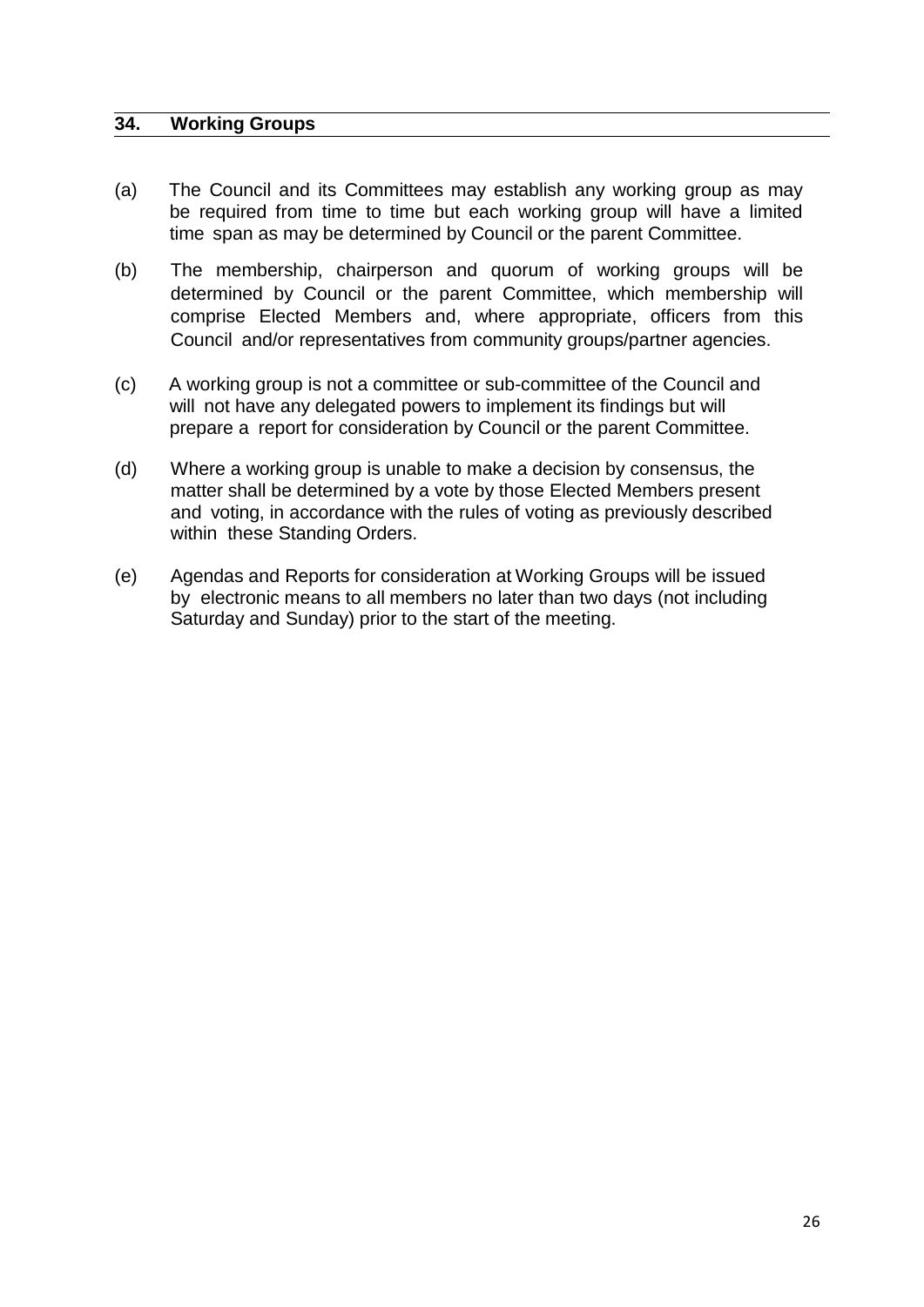## 34. Working Groups

(a) The Council and its Committees may establish any working group as may be required from time to time but each working group will have a limited time span as may be determined by Council or the parent Committee.

(b) The membership, chairperson and quorum of working groups will be determined by Council or the parent Committee, which membership will comprise Elected Members and, where appropriate, officers from this Council and/or representatives from community groups/partner agencies.

(c) A working group is not a committee or sub-committee of the Council and will not have any delegated powers to implement its findings but will prepare a report for consideration by Council or the parent Committee.

(d) Where a working group is unable to make a decision by consensus, the matter shall be determined by a vote by those Elected Members present and voting, in accordance with the rules of voting as previously described within these Standing Orders.

(e) Agendas and Reports for consideration at Working Groups will be issued by electronic means to all members no later than two days (not including Saturday and Sunday) prior to the start of the meeting.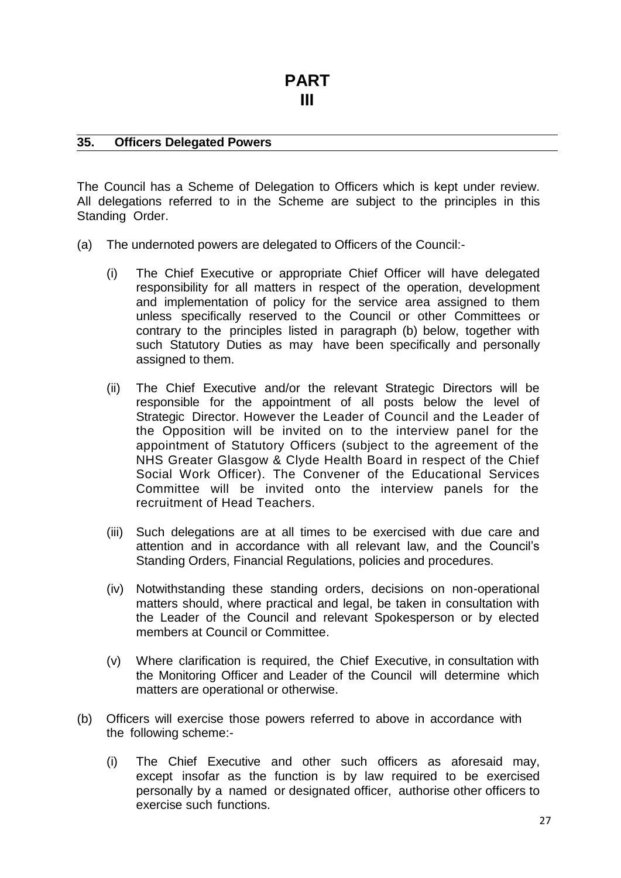# PART III

## 35. Officers Delegated Powers

The Council has a Scheme of Delegation to Officers which is kept under review. All delegations referred to in the Scheme are subject to the principles in this Standing Order.

(a) The undernoted powers are delegated to Officers of the Council:-

  (i) The Chief Executive or appropriate Chief Officer will have delegated responsibility for all matters in respect of the operation, development and implementation of policy for the service area assigned to them unless specifically reserved to the Council or other Committees or contrary to the principles listed in paragraph (b) below, together with such Statutory Duties as may have been specifically and personally assigned to them.

  (ii) The Chief Executive and/or the relevant Strategic Directors will be responsible for the appointment of all posts below the level of Strategic Director. However the Leader of Council and the Leader of the Opposition will be invited on to the interview panel for the appointment of Statutory Officers (subject to the agreement of the NHS Greater Glasgow & Clyde Health Board in respect of the Chief Social Work Officer). The Convener of the Educational Services Committee will be invited onto the interview panels for the recruitment of Head Teachers.

  (iii) Such delegations are at all times to be exercised with due care and attention and in accordance with all relevant law, and the Council's Standing Orders, Financial Regulations, policies and procedures.

  (iv) Notwithstanding these standing orders, decisions on non-operational matters should, where practical and legal, be taken in consultation with the Leader of the Council and relevant Spokesperson or by elected members at Council or Committee.

  (v) Where clarification is required, the Chief Executive, in consultation with the Monitoring Officer and Leader of the Council will determine which matters are operational or otherwise.

(b) Officers will exercise those powers referred to above in accordance with the following scheme:-

  (i) The Chief Executive and other such officers as aforesaid may, except insofar as the function is by law required to be exercised personally by a named or designated officer, authorise other officers to exercise such functions.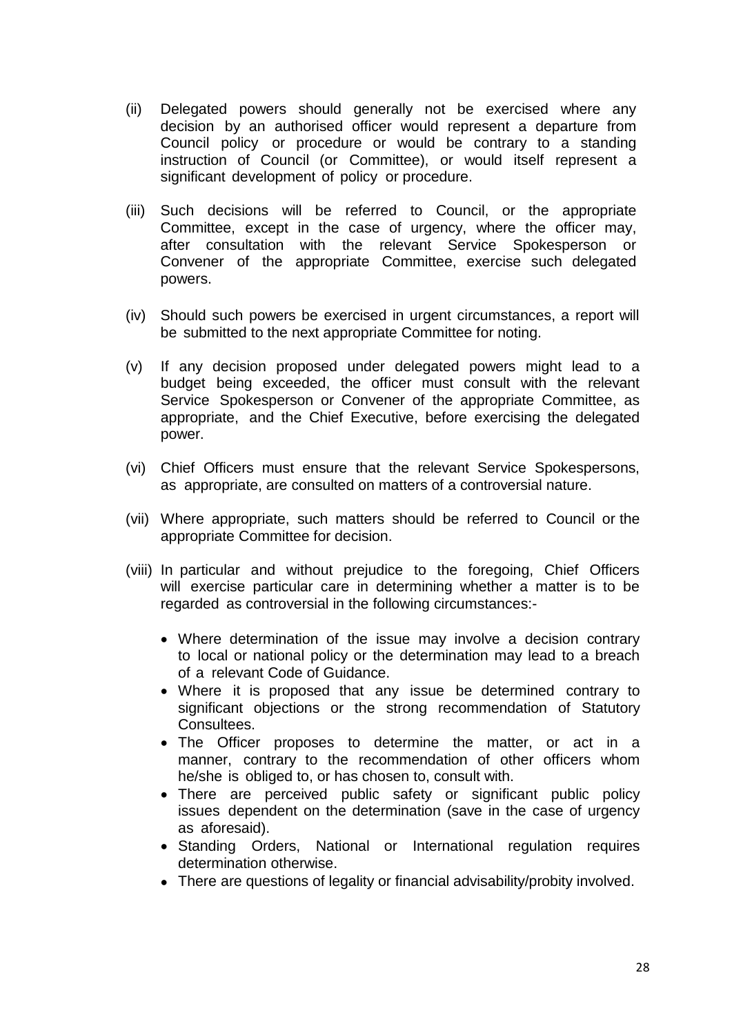(ii) Delegated powers should generally not be exercised where any decision by an authorised officer would represent a departure from Council policy or procedure or would be contrary to a standing instruction of Council (or Committee), or would itself represent a significant development of policy or procedure.

(iii) Such decisions will be referred to Council, or the appropriate Committee, except in the case of urgency, where the officer may, after consultation with the relevant Service Spokesperson or Convener of the appropriate Committee, exercise such delegated powers.

(iv) Should such powers be exercised in urgent circumstances, a report will be submitted to the next appropriate Committee for noting.

(v) If any decision proposed under delegated powers might lead to a budget being exceeded, the officer must consult with the relevant Service Spokesperson or Convener of the appropriate Committee, as appropriate, and the Chief Executive, before exercising the delegated power.

(vi) Chief Officers must ensure that the relevant Service Spokespersons, as appropriate, are consulted on matters of a controversial nature.

(vii) Where appropriate, such matters should be referred to Council or the appropriate Committee for decision.

(viii) In particular and without prejudice to the foregoing, Chief Officers will exercise particular care in determining whether a matter is to be regarded as controversial in the following circumstances:-

- Where determination of the issue may involve a decision contrary to local or national policy or the determination may lead to a breach of a relevant Code of Guidance.
- Where it is proposed that any issue be determined contrary to significant objections or the strong recommendation of Statutory Consultees.
- The Officer proposes to determine the matter, or act in a manner, contrary to the recommendation of other officers whom he/she is obliged to, or has chosen to, consult with.
- There are perceived public safety or significant public policy issues dependent on the determination (save in the case of urgency as aforesaid).
- Standing Orders, National or International regulation requires determination otherwise.
- There are questions of legality or financial advisability/probity involved.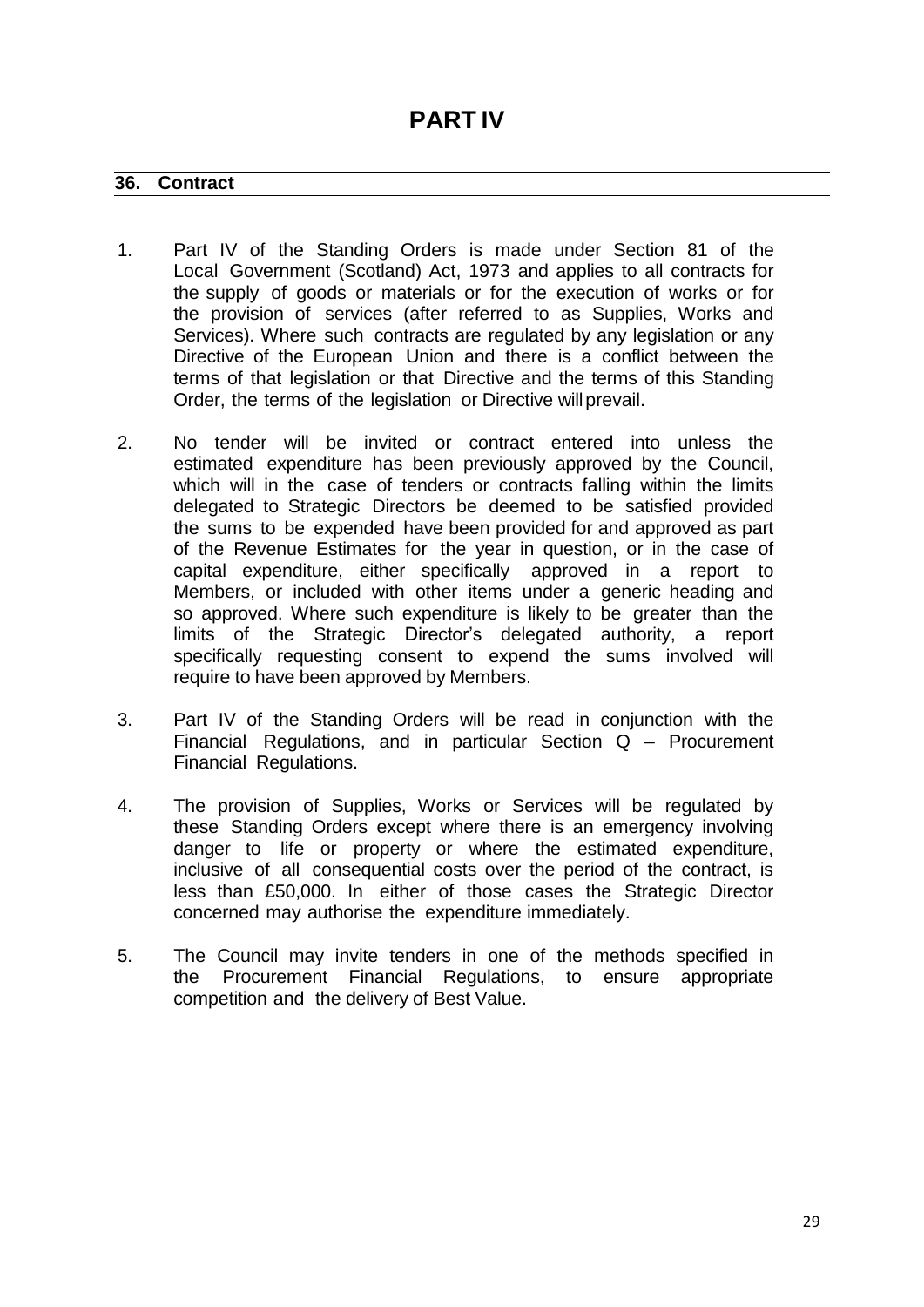# PART IV

## 36. Contract

1. Part IV of the Standing Orders is made under Section 81 of the Local Government (Scotland) Act, 1973 and applies to all contracts for the supply of goods or materials or for the execution of works or for the provision of services (after referred to as Supplies, Works and Services). Where such contracts are regulated by any legislation or any Directive of the European Union and there is a conflict between the terms of that legislation or that Directive and the terms of this Standing Order, the terms of the legislation or Directive will prevail.

2. No tender will be invited or contract entered into unless the estimated expenditure has been previously approved by the Council, which will in the case of tenders or contracts falling within the limits delegated to Strategic Directors be deemed to be satisfied provided the sums to be expended have been provided for and approved as part of the Revenue Estimates for the year in question, or in the case of capital expenditure, either specifically approved in a report to Members, or included with other items under a generic heading and so approved. Where such expenditure is likely to be greater than the limits of the Strategic Director's delegated authority, a report specifically requesting consent to expend the sums involved will require to have been approved by Members.

3. Part IV of the Standing Orders will be read in conjunction with the Financial Regulations, and in particular Section Q – Procurement Financial Regulations.

4. The provision of Supplies, Works or Services will be regulated by these Standing Orders except where there is an emergency involving danger to life or property or where the estimated expenditure, inclusive of all consequential costs over the period of the contract, is less than £50,000. In either of those cases the Strategic Director concerned may authorise the expenditure immediately.

5. The Council may invite tenders in one of the methods specified in the Procurement Financial Regulations, to ensure appropriate competition and the delivery of Best Value.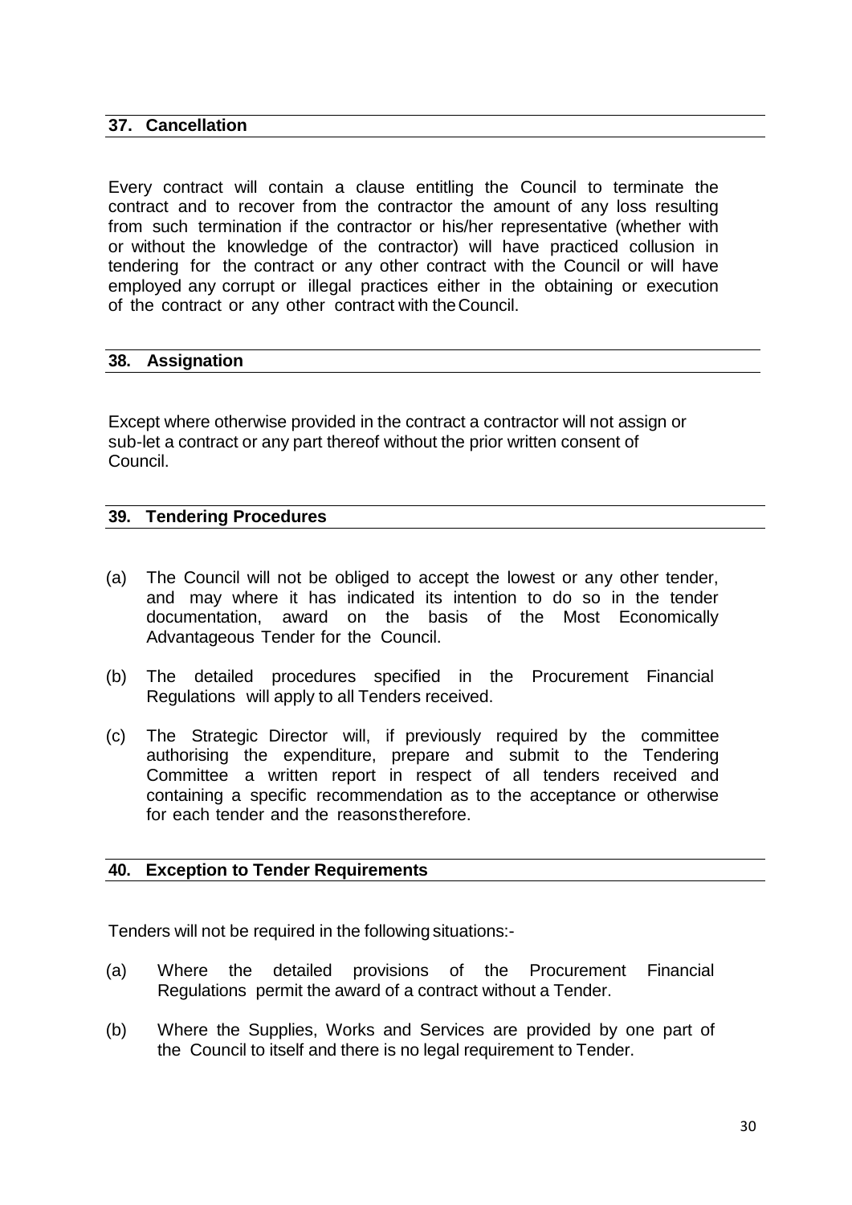## 37. Cancellation

Every contract will contain a clause entitling the Council to terminate the contract and to recover from the contractor the amount of any loss resulting from such termination if the contractor or his/her representative (whether with or without the knowledge of the contractor) will have practiced collusion in tendering for the contract or any other contract with the Council or will have employed any corrupt or illegal practices either in the obtaining or execution of the contract or any other contract with the Council.

## 38. Assignation

Except where otherwise provided in the contract a contractor will not assign or sub-let a contract or any part thereof without the prior written consent of Council.

## 39. Tendering Procedures

(a) The Council will not be obliged to accept the lowest or any other tender, and may where it has indicated its intention to do so in the tender documentation, award on the basis of the Most Economically Advantageous Tender for the Council.

(b) The detailed procedures specified in the Procurement Financial Regulations will apply to all Tenders received.

(c) The Strategic Director will, if previously required by the committee authorising the expenditure, prepare and submit to the Tendering Committee a written report in respect of all tenders received and containing a specific recommendation as to the acceptance or otherwise for each tender and the reasons therefore.

## 40. Exception to Tender Requirements

Tenders will not be required in the following situations:-

(a) Where the detailed provisions of the Procurement Financial Regulations permit the award of a contract without a Tender.

(b) Where the Supplies, Works and Services are provided by one part of the Council to itself and there is no legal requirement to Tender.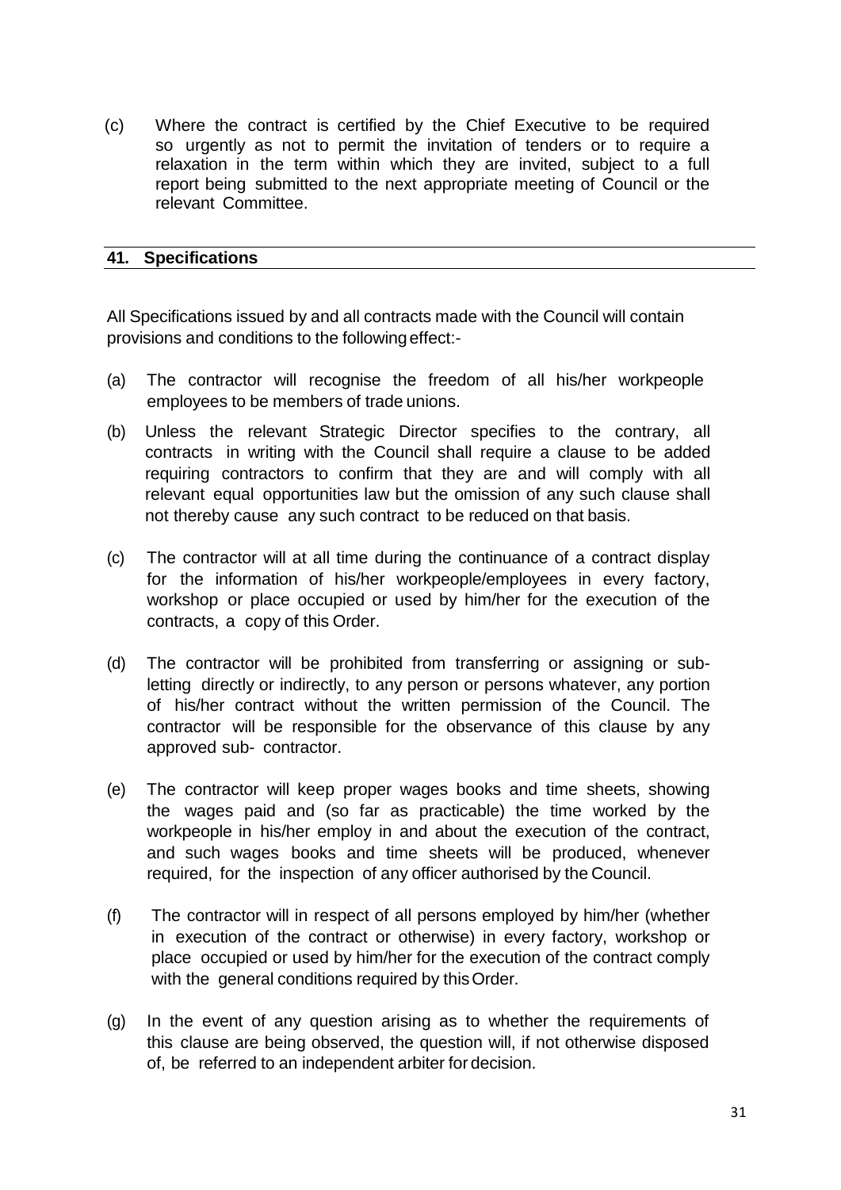(c) Where the contract is certified by the Chief Executive to be required so urgently as not to permit the invitation of tenders or to require a relaxation in the term within which they are invited, subject to a full report being submitted to the next appropriate meeting of Council or the relevant Committee.

## 41. Specifications

All Specifications issued by and all contracts made with the Council will contain provisions and conditions to the following effect:-

(a) The contractor will recognise the freedom of all his/her workpeople employees to be members of trade unions.

(b) Unless the relevant Strategic Director specifies to the contrary, all contracts in writing with the Council shall require a clause to be added requiring contractors to confirm that they are and will comply with all relevant equal opportunities law but the omission of any such clause shall not thereby cause any such contract to be reduced on that basis.

(c) The contractor will at all time during the continuance of a contract display for the information of his/her workpeople/employees in every factory, workshop or place occupied or used by him/her for the execution of the contracts, a copy of this Order.

(d) The contractor will be prohibited from transferring or assigning or sub-letting directly or indirectly, to any person or persons whatever, any portion of his/her contract without the written permission of the Council. The contractor will be responsible for the observance of this clause by any approved sub- contractor.

(e) The contractor will keep proper wages books and time sheets, showing the wages paid and (so far as practicable) the time worked by the workpeople in his/her employ in and about the execution of the contract, and such wages books and time sheets will be produced, whenever required, for the inspection of any officer authorised by the Council.

(f) The contractor will in respect of all persons employed by him/her (whether in execution of the contract or otherwise) in every factory, workshop or place occupied or used by him/her for the execution of the contract comply with the general conditions required by this Order.

(g) In the event of any question arising as to whether the requirements of this clause are being observed, the question will, if not otherwise disposed of, be referred to an independent arbiter for decision.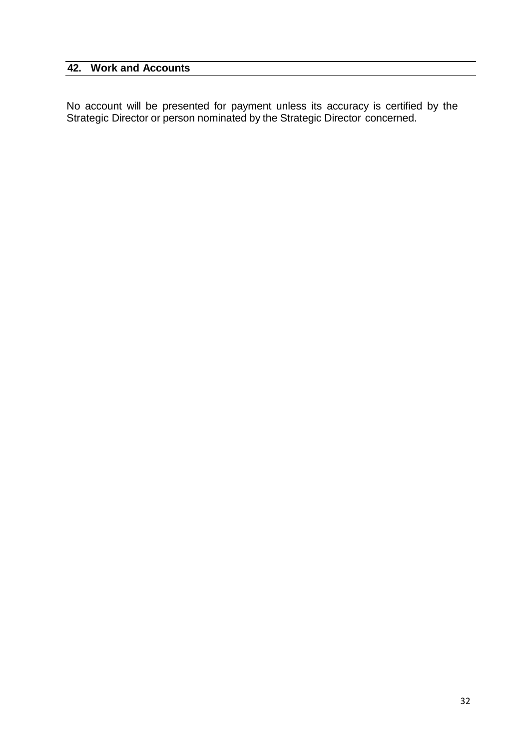## 42. Work and Accounts

No account will be presented for payment unless its accuracy is certified by the Strategic Director or person nominated by the Strategic Director concerned.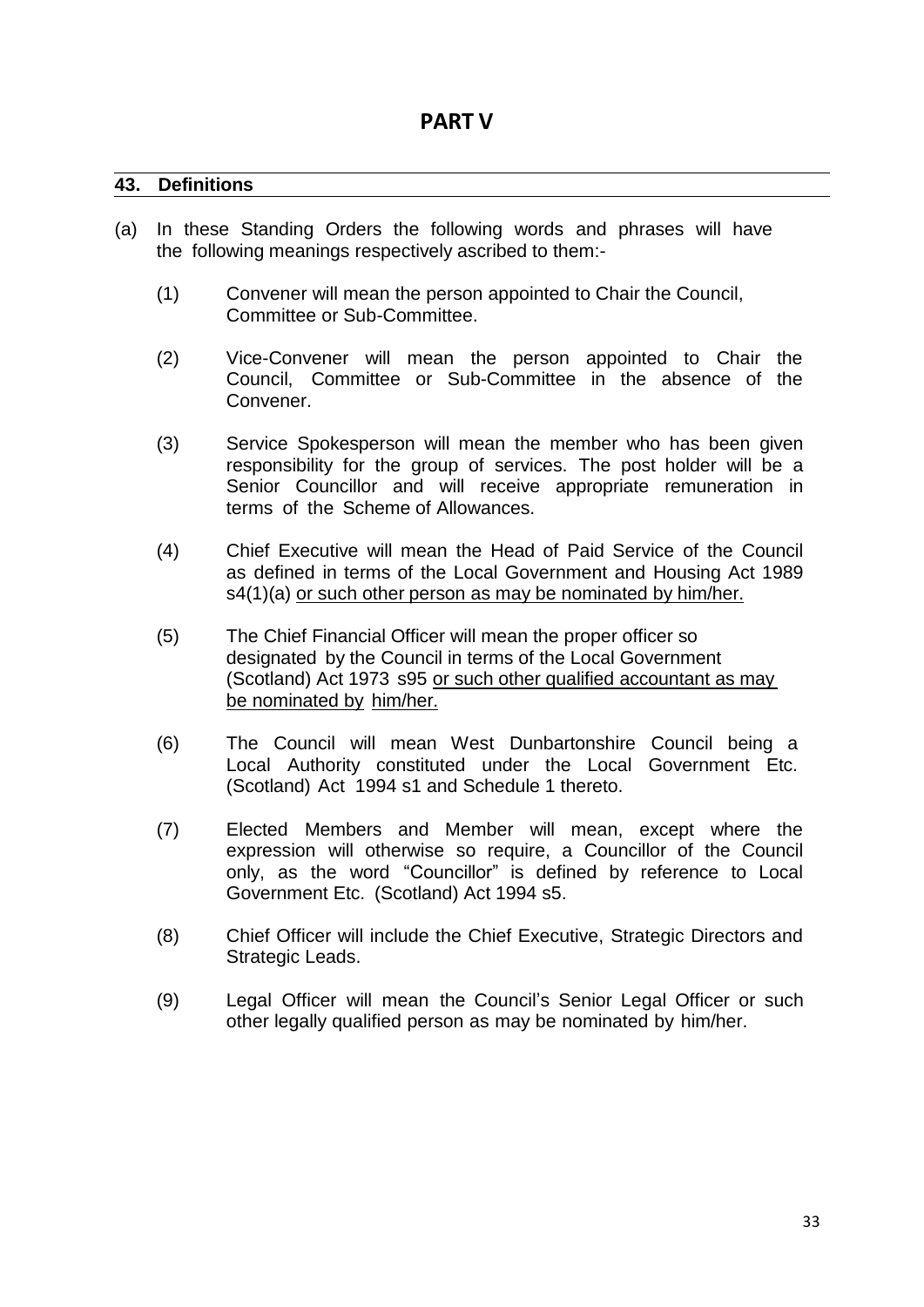# PART V

## 43. Definitions

(a) In these Standing Orders the following words and phrases will have the following meanings respectively ascribed to them:-

(1) Convener will mean the person appointed to Chair the Council, Committee or Sub-Committee.

(2) Vice-Convener will mean the person appointed to Chair the Council, Committee or Sub-Committee in the absence of the Convener.

(3) Service Spokesperson will mean the member who has been given responsibility for the group of services. The post holder will be a Senior Councillor and will receive appropriate remuneration in terms of the Scheme of Allowances.

(4) Chief Executive will mean the Head of Paid Service of the Council as defined in terms of the Local Government and Housing Act 1989 s4(1)(a) <u>or such other person as may be nominated by him/her.</u>

(5) The Chief Financial Officer will mean the proper officer so designated by the Council in terms of the Local Government (Scotland) Act 1973 s95 <u>or such other qualified accountant as may be nominated by him/her.</u>

(6) The Council will mean West Dunbartonshire Council being a Local Authority constituted under the Local Government Etc. (Scotland) Act 1994 s1 and Schedule 1 thereto.

(7) Elected Members and Member will mean, except where the expression will otherwise so require, a Councillor of the Council only, as the word "Councillor" is defined by reference to Local Government Etc. (Scotland) Act 1994 s5.

(8) Chief Officer will include the Chief Executive, Strategic Directors and Strategic Leads.

(9) Legal Officer will mean the Council's Senior Legal Officer or such other legally qualified person as may be nominated by him/her.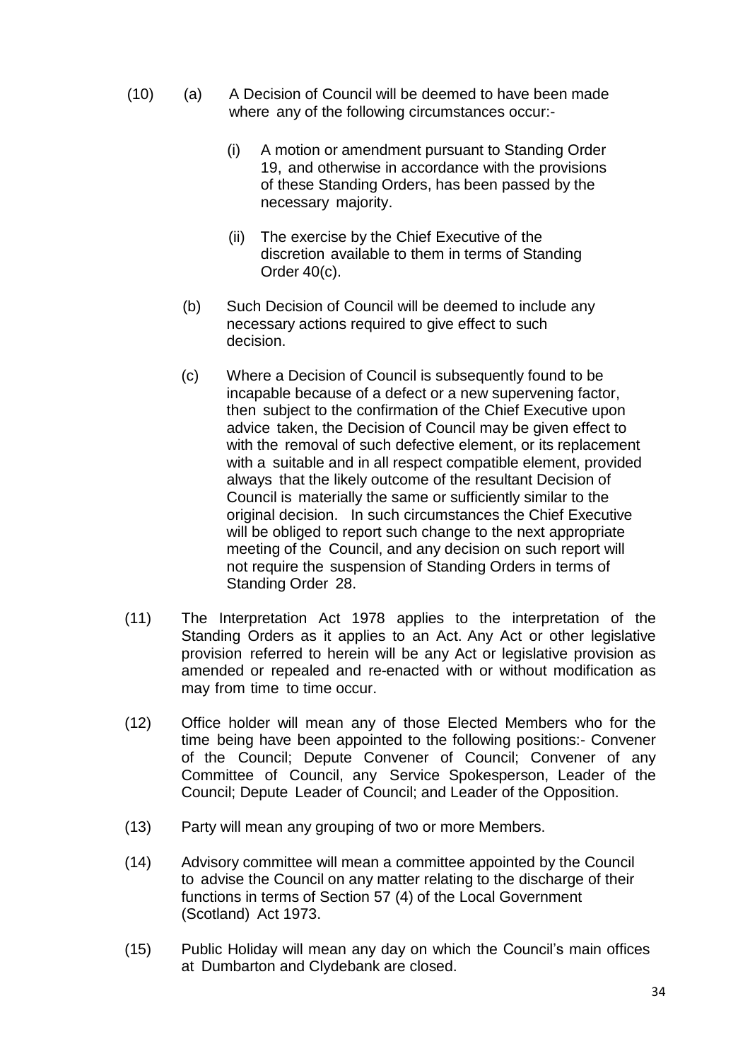(10) (a) A Decision of Council will be deemed to have been made where any of the following circumstances occur:-

  (i) A motion or amendment pursuant to Standing Order 19, and otherwise in accordance with the provisions of these Standing Orders, has been passed by the necessary majority.

  (ii) The exercise by the Chief Executive of the discretion available to them in terms of Standing Order 40(c).

(b) Such Decision of Council will be deemed to include any necessary actions required to give effect to such decision.

(c) Where a Decision of Council is subsequently found to be incapable because of a defect or a new supervening factor, then subject to the confirmation of the Chief Executive upon advice taken, the Decision of Council may be given effect to with the removal of such defective element, or its replacement with a suitable and in all respect compatible element, provided always that the likely outcome of the resultant Decision of Council is materially the same or sufficiently similar to the original decision. In such circumstances the Chief Executive will be obliged to report such change to the next appropriate meeting of the Council, and any decision on such report will not require the suspension of Standing Orders in terms of Standing Order 28.

(11) The Interpretation Act 1978 applies to the interpretation of the Standing Orders as it applies to an Act. Any Act or other legislative provision referred to herein will be any Act or legislative provision as amended or repealed and re-enacted with or without modification as may from time to time occur.

(12) Office holder will mean any of those Elected Members who for the time being have been appointed to the following positions:- Convener of the Council; Depute Convener of Council; Convener of any Committee of Council, any Service Spokesperson, Leader of the Council; Depute Leader of Council; and Leader of the Opposition.

(13) Party will mean any grouping of two or more Members.

(14) Advisory committee will mean a committee appointed by the Council to advise the Council on any matter relating to the discharge of their functions in terms of Section 57 (4) of the Local Government (Scotland) Act 1973.

(15) Public Holiday will mean any day on which the Council's main offices at Dumbarton and Clydebank are closed.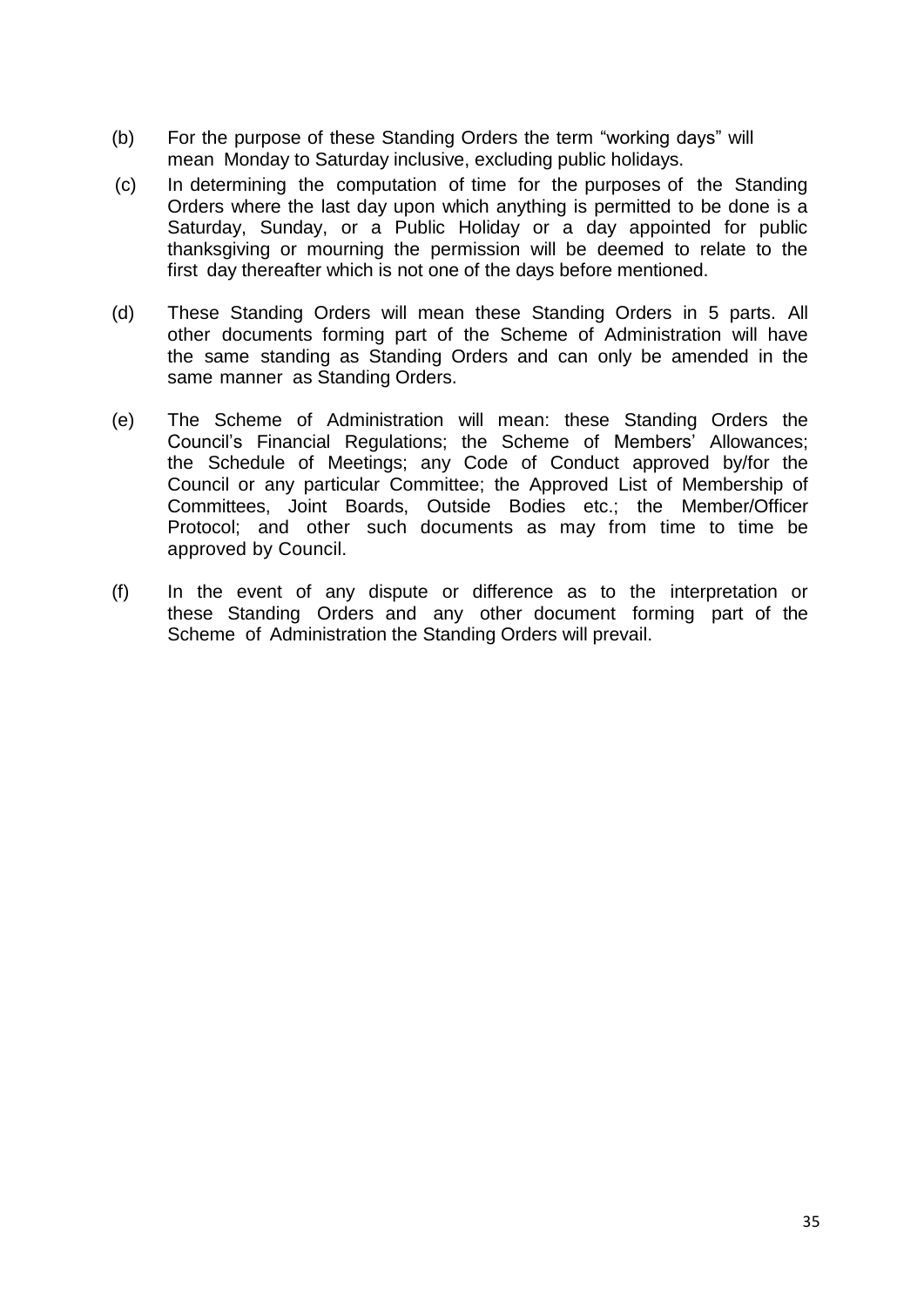(b) For the purpose of these Standing Orders the term "working days" will mean Monday to Saturday inclusive, excluding public holidays.

(c) In determining the computation of time for the purposes of the Standing Orders where the last day upon which anything is permitted to be done is a Saturday, Sunday, or a Public Holiday or a day appointed for public thanksgiving or mourning the permission will be deemed to relate to the first day thereafter which is not one of the days before mentioned.

(d) These Standing Orders will mean these Standing Orders in 5 parts. All other documents forming part of the Scheme of Administration will have the same standing as Standing Orders and can only be amended in the same manner as Standing Orders.

(e) The Scheme of Administration will mean: these Standing Orders the Council's Financial Regulations; the Scheme of Members' Allowances; the Schedule of Meetings; any Code of Conduct approved by/for the Council or any particular Committee; the Approved List of Membership of Committees, Joint Boards, Outside Bodies etc.; the Member/Officer Protocol; and other such documents as may from time to time be approved by Council.

(f) In the event of any dispute or difference as to the interpretation or these Standing Orders and any other document forming part of the Scheme of Administration the Standing Orders will prevail.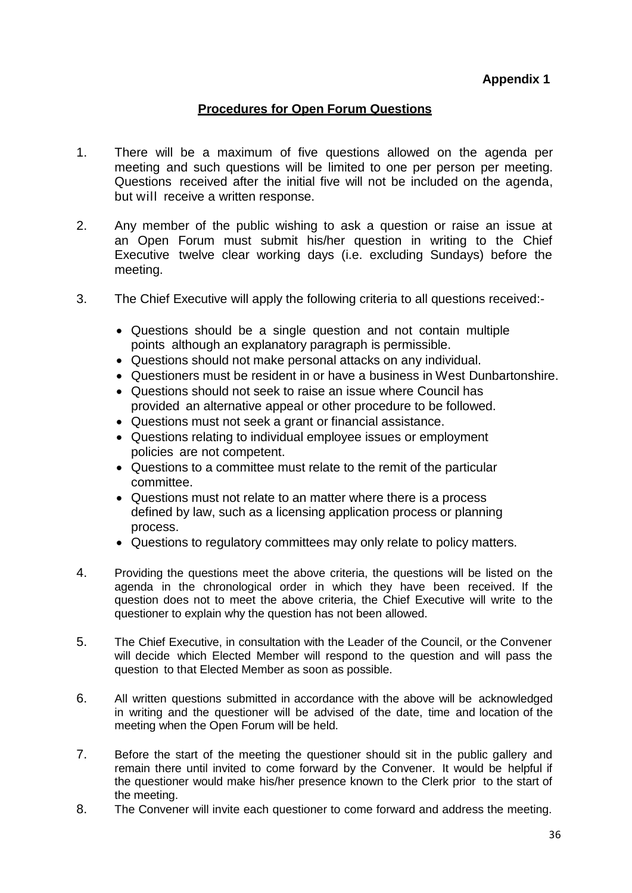**Appendix 1**

## Procedures for Open Forum Questions

1. There will be a maximum of five questions allowed on the agenda per meeting and such questions will be limited to one per person per meeting. Questions received after the initial five will not be included on the agenda, but will receive a written response.

2. Any member of the public wishing to ask a question or raise an issue at an Open Forum must submit his/her question in writing to the Chief Executive twelve clear working days (i.e. excluding Sundays) before the meeting.

3. The Chief Executive will apply the following criteria to all questions received:-

   - Questions should be a single question and not contain multiple points although an explanatory paragraph is permissible.
   - Questions should not make personal attacks on any individual.
   - Questioners must be resident in or have a business in West Dunbartonshire.
   - Questions should not seek to raise an issue where Council has provided an alternative appeal or other procedure to be followed.
   - Questions must not seek a grant or financial assistance.
   - Questions relating to individual employee issues or employment policies are not competent.
   - Questions to a committee must relate to the remit of the particular committee.
   - Questions must not relate to an matter where there is a process defined by law, such as a licensing application process or planning process.
   - Questions to regulatory committees may only relate to policy matters.

4. Providing the questions meet the above criteria, the questions will be listed on the agenda in the chronological order in which they have been received. If the question does not to meet the above criteria, the Chief Executive will write to the questioner to explain why the question has not been allowed.

5. The Chief Executive, in consultation with the Leader of the Council, or the Convener will decide which Elected Member will respond to the question and will pass the question to that Elected Member as soon as possible.

6. All written questions submitted in accordance with the above will be acknowledged in writing and the questioner will be advised of the date, time and location of the meeting when the Open Forum will be held.

7. Before the start of the meeting the questioner should sit in the public gallery and remain there until invited to come forward by the Convener. It would be helpful if the questioner would make his/her presence known to the Clerk prior to the start of the meeting.

8. The Convener will invite each questioner to come forward and address the meeting.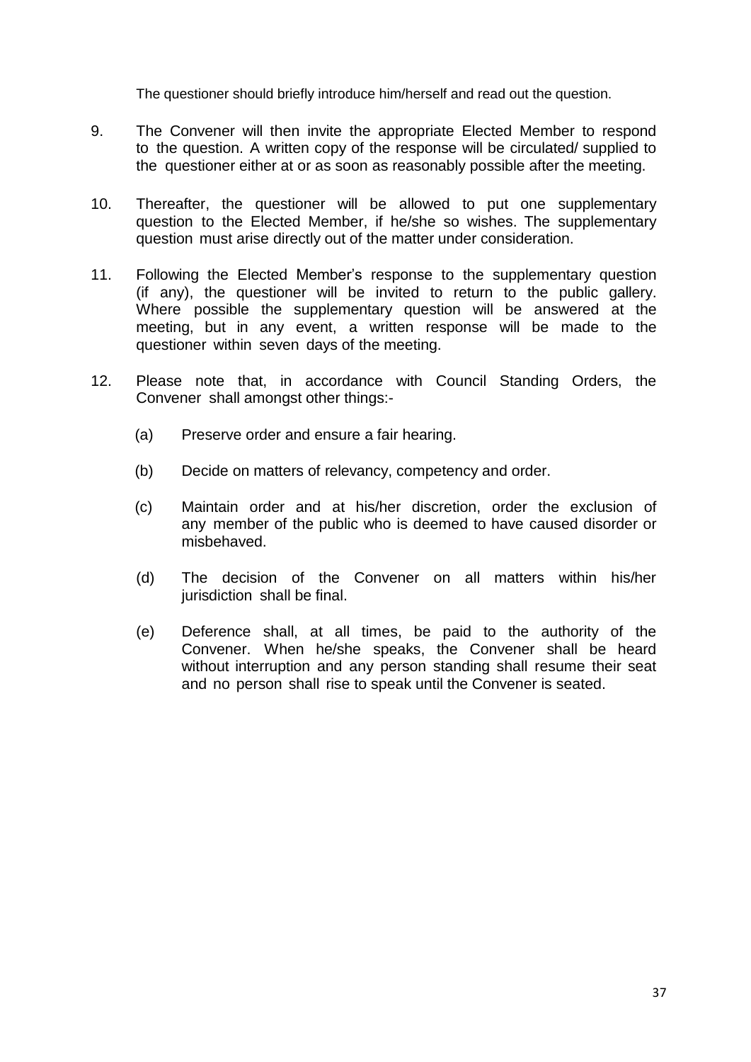The questioner should briefly introduce him/herself and read out the question.

9. The Convener will then invite the appropriate Elected Member to respond to the question. A written copy of the response will be circulated/ supplied to the questioner either at or as soon as reasonably possible after the meeting.

10. Thereafter, the questioner will be allowed to put one supplementary question to the Elected Member, if he/she so wishes. The supplementary question must arise directly out of the matter under consideration.

11. Following the Elected Member's response to the supplementary question (if any), the questioner will be invited to return to the public gallery. Where possible the supplementary question will be answered at the meeting, but in any event, a written response will be made to the questioner within seven days of the meeting.

12. Please note that, in accordance with Council Standing Orders, the Convener shall amongst other things:-

    (a) Preserve order and ensure a fair hearing.

    (b) Decide on matters of relevancy, competency and order.

    (c) Maintain order and at his/her discretion, order the exclusion of any member of the public who is deemed to have caused disorder or misbehaved.

    (d) The decision of the Convener on all matters within his/her jurisdiction shall be final.

    (e) Deference shall, at all times, be paid to the authority of the Convener. When he/she speaks, the Convener shall be heard without interruption and any person standing shall resume their seat and no person shall rise to speak until the Convener is seated.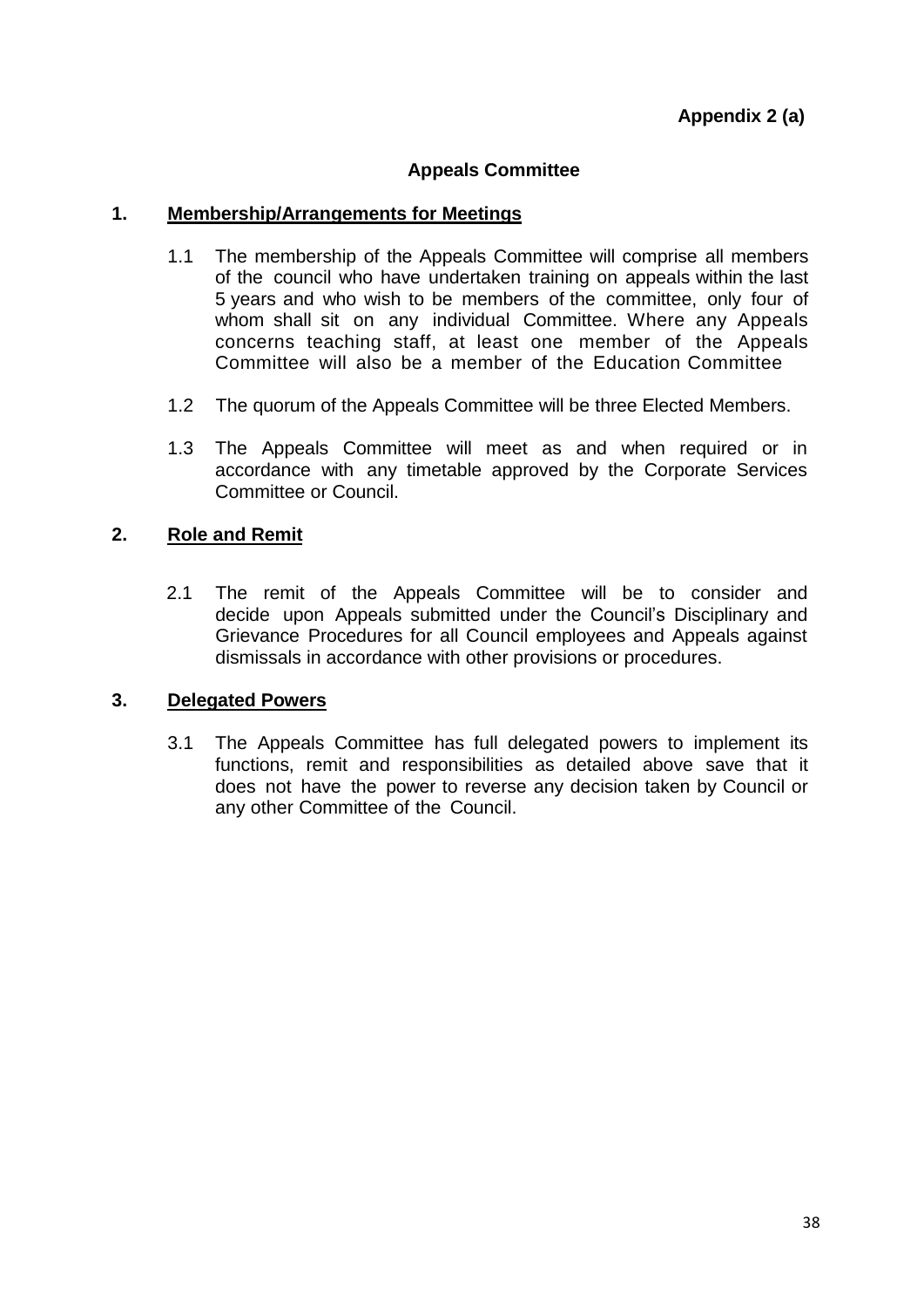**Appendix 2 (a)**

## Appeals Committee

### 1. Membership/Arrangements for Meetings

1.1 The membership of the Appeals Committee will comprise all members of the council who have undertaken training on appeals within the last 5 years and who wish to be members of the committee, only four of whom shall sit on any individual Committee. Where any Appeals concerns teaching staff, at least one member of the Appeals Committee will also be a member of the Education Committee

1.2 The quorum of the Appeals Committee will be three Elected Members.

1.3 The Appeals Committee will meet as and when required or in accordance with any timetable approved by the Corporate Services Committee or Council.

### 2. Role and Remit

2.1 The remit of the Appeals Committee will be to consider and decide upon Appeals submitted under the Council's Disciplinary and Grievance Procedures for all Council employees and Appeals against dismissals in accordance with other provisions or procedures.

### 3. Delegated Powers

3.1 The Appeals Committee has full delegated powers to implement its functions, remit and responsibilities as detailed above save that it does not have the power to reverse any decision taken by Council or any other Committee of the Council.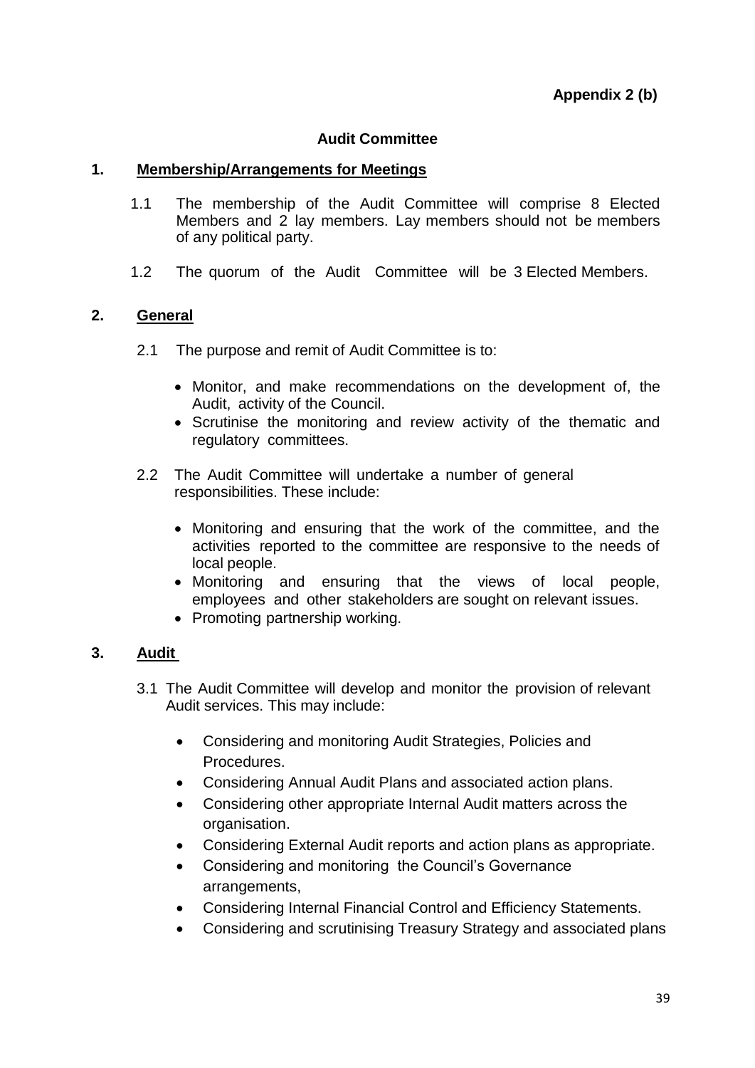**Appendix 2 (b)**

## Audit Committee

### 1. Membership/Arrangements for Meetings

1.1 The membership of the Audit Committee will comprise 8 Elected Members and 2 lay members. Lay members should not be members of any political party.

1.2 The quorum of the Audit Committee will be 3 Elected Members.

### 2. General

2.1 The purpose and remit of Audit Committee is to:

- Monitor, and make recommendations on the development of, the Audit, activity of the Council.
- Scrutinise the monitoring and review activity of the thematic and regulatory committees.

2.2 The Audit Committee will undertake a number of general responsibilities. These include:

- Monitoring and ensuring that the work of the committee, and the activities reported to the committee are responsive to the needs of local people.
- Monitoring and ensuring that the views of local people, employees and other stakeholders are sought on relevant issues.
- Promoting partnership working.

### 3. Audit

3.1 The Audit Committee will develop and monitor the provision of relevant Audit services. This may include:

- Considering and monitoring Audit Strategies, Policies and Procedures.
- Considering Annual Audit Plans and associated action plans.
- Considering other appropriate Internal Audit matters across the organisation.
- Considering External Audit reports and action plans as appropriate.
- Considering and monitoring the Council's Governance arrangements,
- Considering Internal Financial Control and Efficiency Statements.
- Considering and scrutinising Treasury Strategy and associated plans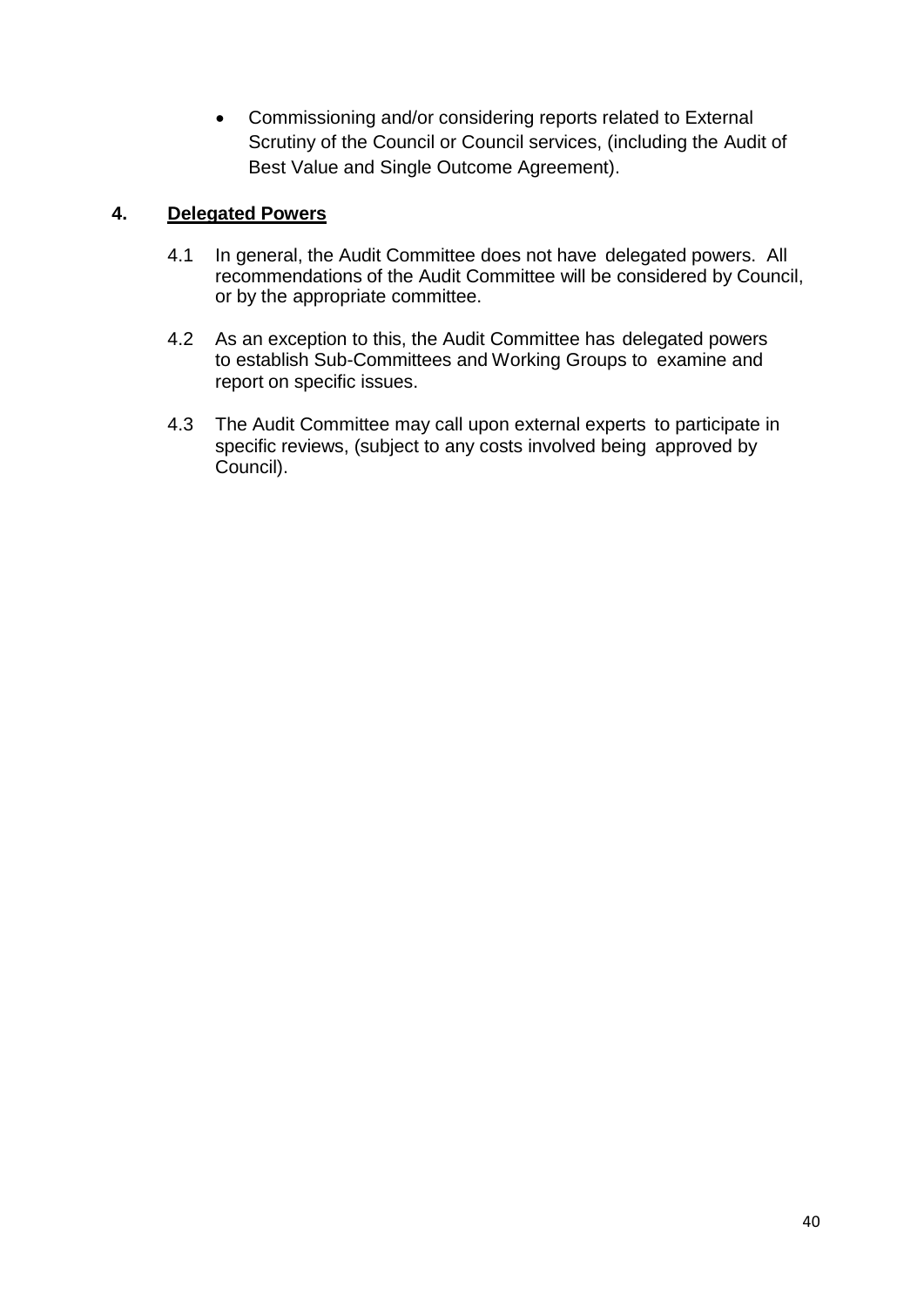- Commissioning and/or considering reports related to External Scrutiny of the Council or Council services, (including the Audit of Best Value and Single Outcome Agreement).

## 4. Delegated Powers

4.1 In general, the Audit Committee does not have delegated powers. All recommendations of the Audit Committee will be considered by Council, or by the appropriate committee.

4.2 As an exception to this, the Audit Committee has delegated powers to establish Sub-Committees and Working Groups to examine and report on specific issues.

4.3 The Audit Committee may call upon external experts to participate in specific reviews, (subject to any costs involved being approved by Council).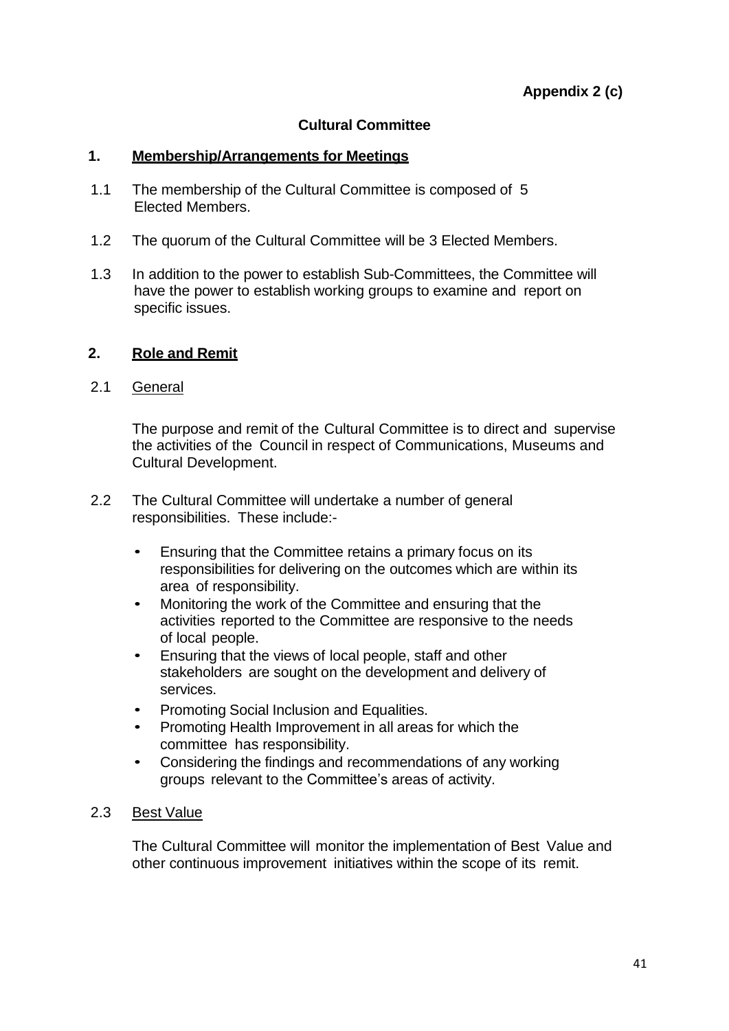**Appendix 2 (c)**

## Cultural Committee

### 1. Membership/Arrangements for Meetings

1.1 The membership of the Cultural Committee is composed of 5 Elected Members.

1.2 The quorum of the Cultural Committee will be 3 Elected Members.

1.3 In addition to the power to establish Sub-Committees, the Committee will have the power to establish working groups to examine and report on specific issues.

### 2. Role and Remit

2.1 General

The purpose and remit of the Cultural Committee is to direct and supervise the activities of the Council in respect of Communications, Museums and Cultural Development.

2.2 The Cultural Committee will undertake a number of general responsibilities. These include:-

- Ensuring that the Committee retains a primary focus on its responsibilities for delivering on the outcomes which are within its area of responsibility.
- Monitoring the work of the Committee and ensuring that the activities reported to the Committee are responsive to the needs of local people.
- Ensuring that the views of local people, staff and other stakeholders are sought on the development and delivery of services.
- Promoting Social Inclusion and Equalities.
- Promoting Health Improvement in all areas for which the committee has responsibility.
- Considering the findings and recommendations of any working groups relevant to the Committee's areas of activity.

2.3 Best Value

The Cultural Committee will monitor the implementation of Best Value and other continuous improvement initiatives within the scope of its remit.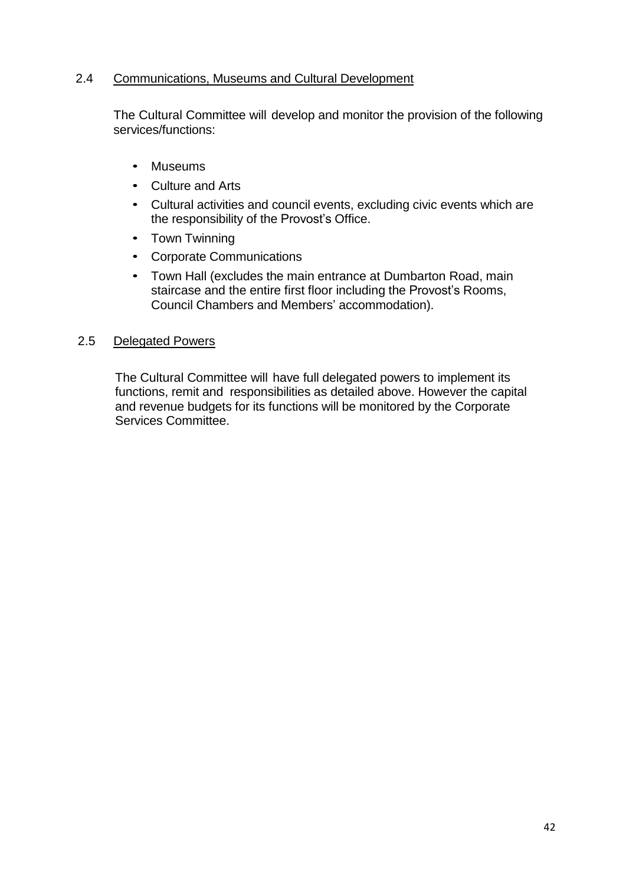## 2.4 Communications, Museums and Cultural Development

The Cultural Committee will develop and monitor the provision of the following services/functions:

- Museums
- Culture and Arts
- Cultural activities and council events, excluding civic events which are the responsibility of the Provost's Office.
- Town Twinning
- Corporate Communications
- Town Hall (excludes the main entrance at Dumbarton Road, main staircase and the entire first floor including the Provost's Rooms, Council Chambers and Members' accommodation).

## 2.5 Delegated Powers

The Cultural Committee will have full delegated powers to implement its functions, remit and responsibilities as detailed above. However the capital and revenue budgets for its functions will be monitored by the Corporate Services Committee.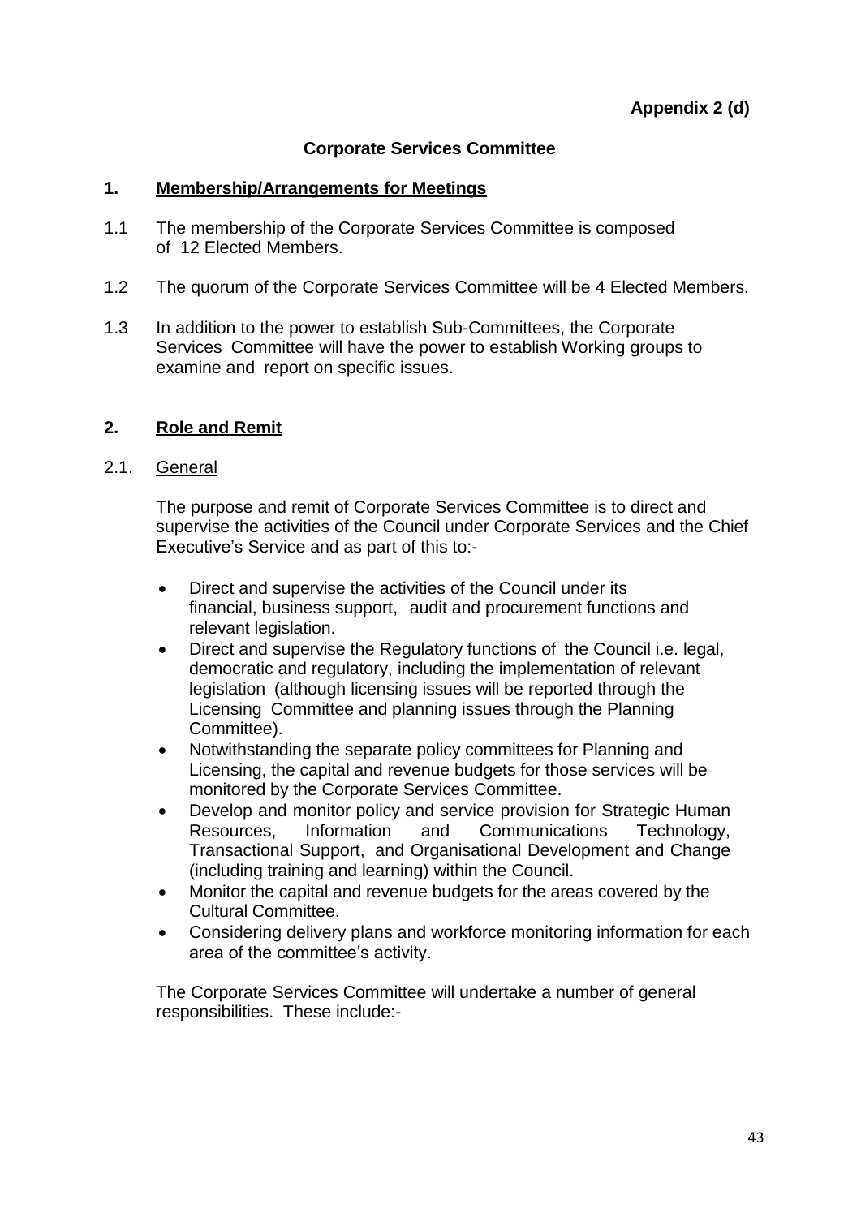**Appendix 2 (d)**

## Corporate Services Committee

### 1. Membership/Arrangements for Meetings

1.1 The membership of the Corporate Services Committee is composed of 12 Elected Members.

1.2 The quorum of the Corporate Services Committee will be 4 Elected Members.

1.3 In addition to the power to establish Sub-Committees, the Corporate Services Committee will have the power to establish Working groups to examine and report on specific issues.

### 2. Role and Remit

2.1. General

The purpose and remit of Corporate Services Committee is to direct and supervise the activities of the Council under Corporate Services and the Chief Executive's Service and as part of this to:-

- Direct and supervise the activities of the Council under its financial, business support, audit and procurement functions and relevant legislation.
- Direct and supervise the Regulatory functions of the Council i.e. legal, democratic and regulatory, including the implementation of relevant legislation (although licensing issues will be reported through the Licensing Committee and planning issues through the Planning Committee).
- Notwithstanding the separate policy committees for Planning and Licensing, the capital and revenue budgets for those services will be monitored by the Corporate Services Committee.
- Develop and monitor policy and service provision for Strategic Human Resources, Information and Communications Technology, Transactional Support, and Organisational Development and Change (including training and learning) within the Council.
- Monitor the capital and revenue budgets for the areas covered by the Cultural Committee.
- Considering delivery plans and workforce monitoring information for each area of the committee's activity.

The Corporate Services Committee will undertake a number of general responsibilities. These include:-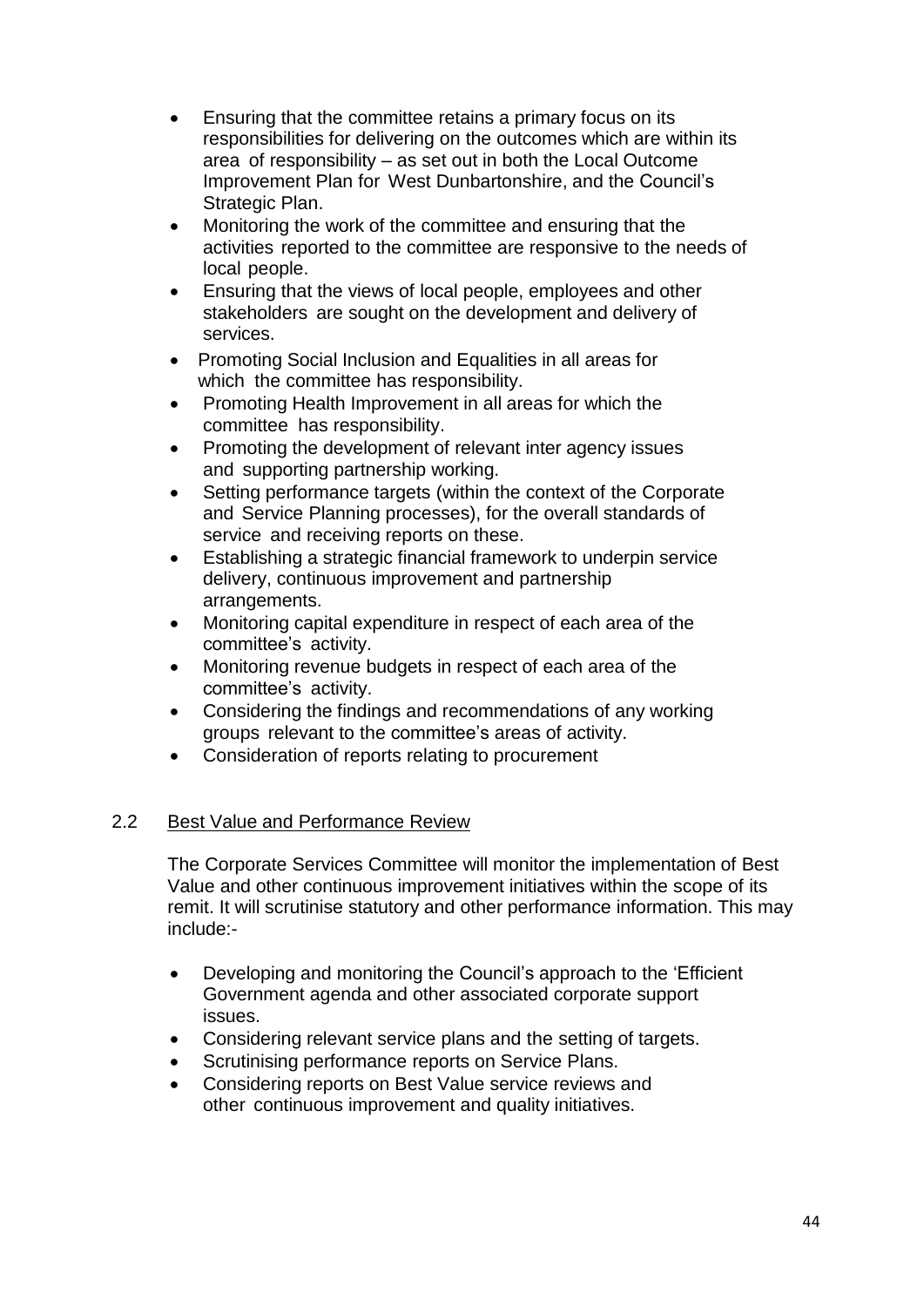- Ensuring that the committee retains a primary focus on its responsibilities for delivering on the outcomes which are within its area of responsibility – as set out in both the Local Outcome Improvement Plan for West Dunbartonshire, and the Council's Strategic Plan.
- Monitoring the work of the committee and ensuring that the activities reported to the committee are responsive to the needs of local people.
- Ensuring that the views of local people, employees and other stakeholders are sought on the development and delivery of services.
- Promoting Social Inclusion and Equalities in all areas for which the committee has responsibility.
- Promoting Health Improvement in all areas for which the committee has responsibility.
- Promoting the development of relevant inter agency issues and supporting partnership working.
- Setting performance targets (within the context of the Corporate and Service Planning processes), for the overall standards of service and receiving reports on these.
- Establishing a strategic financial framework to underpin service delivery, continuous improvement and partnership arrangements.
- Monitoring capital expenditure in respect of each area of the committee's activity.
- Monitoring revenue budgets in respect of each area of the committee's activity.
- Considering the findings and recommendations of any working groups relevant to the committee's areas of activity.
- Consideration of reports relating to procurement

## 2.2 Best Value and Performance Review

The Corporate Services Committee will monitor the implementation of Best Value and other continuous improvement initiatives within the scope of its remit. It will scrutinise statutory and other performance information. This may include:-

- Developing and monitoring the Council's approach to the 'Efficient Government agenda and other associated corporate support issues.
- Considering relevant service plans and the setting of targets.
- Scrutinising performance reports on Service Plans.
- Considering reports on Best Value service reviews and other continuous improvement and quality initiatives.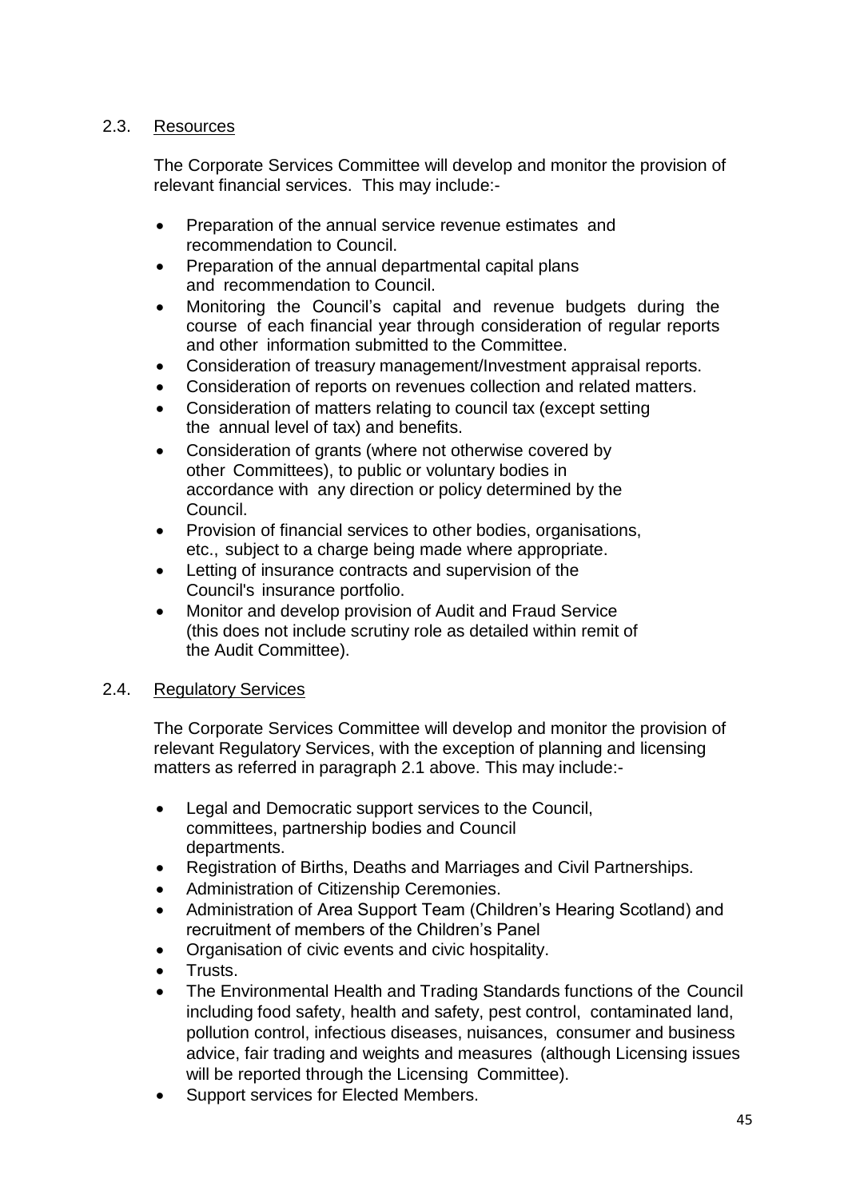### 2.3. Resources

The Corporate Services Committee will develop and monitor the provision of relevant financial services. This may include:-

- Preparation of the annual service revenue estimates and recommendation to Council.
- Preparation of the annual departmental capital plans and recommendation to Council.
- Monitoring the Council's capital and revenue budgets during the course of each financial year through consideration of regular reports and other information submitted to the Committee.
- Consideration of treasury management/Investment appraisal reports.
- Consideration of reports on revenues collection and related matters.
- Consideration of matters relating to council tax (except setting the annual level of tax) and benefits.
- Consideration of grants (where not otherwise covered by other Committees), to public or voluntary bodies in accordance with any direction or policy determined by the Council.
- Provision of financial services to other bodies, organisations, etc., subject to a charge being made where appropriate.
- Letting of insurance contracts and supervision of the Council's insurance portfolio.
- Monitor and develop provision of Audit and Fraud Service (this does not include scrutiny role as detailed within remit of the Audit Committee).

### 2.4. Regulatory Services

The Corporate Services Committee will develop and monitor the provision of relevant Regulatory Services, with the exception of planning and licensing matters as referred in paragraph 2.1 above. This may include:-

- Legal and Democratic support services to the Council, committees, partnership bodies and Council departments.
- Registration of Births, Deaths and Marriages and Civil Partnerships.
- Administration of Citizenship Ceremonies.
- Administration of Area Support Team (Children's Hearing Scotland) and recruitment of members of the Children's Panel
- Organisation of civic events and civic hospitality.
- Trusts.
- The Environmental Health and Trading Standards functions of the Council including food safety, health and safety, pest control, contaminated land, pollution control, infectious diseases, nuisances, consumer and business advice, fair trading and weights and measures (although Licensing issues will be reported through the Licensing Committee).
- Support services for Elected Members.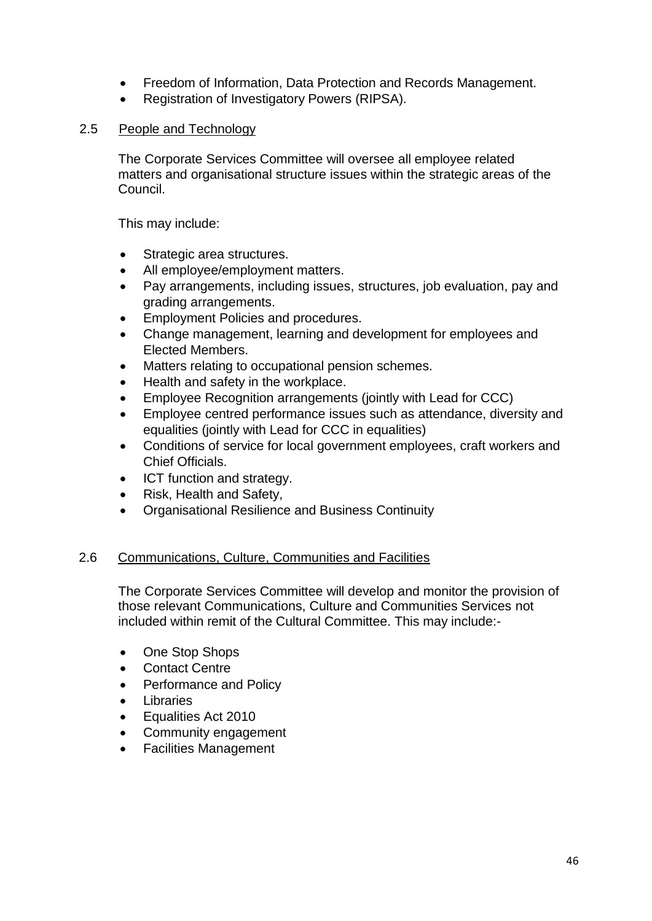- Freedom of Information, Data Protection and Records Management.
- Registration of Investigatory Powers (RIPSA).

### 2.5 People and Technology

The Corporate Services Committee will oversee all employee related matters and organisational structure issues within the strategic areas of the Council.

This may include:

- Strategic area structures.
- All employee/employment matters.
- Pay arrangements, including issues, structures, job evaluation, pay and grading arrangements.
- Employment Policies and procedures.
- Change management, learning and development for employees and Elected Members.
- Matters relating to occupational pension schemes.
- Health and safety in the workplace.
- Employee Recognition arrangements (jointly with Lead for CCC)
- Employee centred performance issues such as attendance, diversity and equalities (jointly with Lead for CCC in equalities)
- Conditions of service for local government employees, craft workers and Chief Officials.
- ICT function and strategy.
- Risk, Health and Safety,
- Organisational Resilience and Business Continuity

### 2.6 Communications, Culture, Communities and Facilities

The Corporate Services Committee will develop and monitor the provision of those relevant Communications, Culture and Communities Services not included within remit of the Cultural Committee. This may include:-

- One Stop Shops
- Contact Centre
- Performance and Policy
- Libraries
- Equalities Act 2010
- Community engagement
- Facilities Management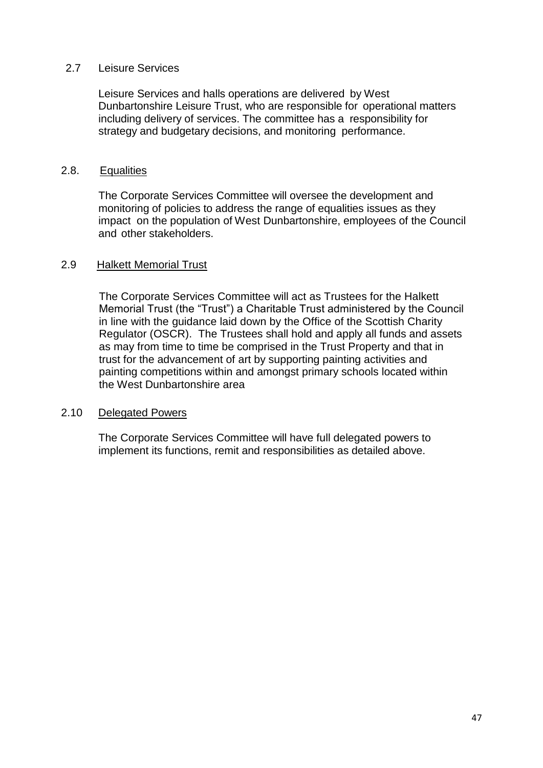2.7 Leisure Services

Leisure Services and halls operations are delivered by West Dunbartonshire Leisure Trust, who are responsible for operational matters including delivery of services. The committee has a responsibility for strategy and budgetary decisions, and monitoring performance.

2.8. Equalities

The Corporate Services Committee will oversee the development and monitoring of policies to address the range of equalities issues as they impact on the population of West Dunbartonshire, employees of the Council and other stakeholders.

2.9 Halkett Memorial Trust

The Corporate Services Committee will act as Trustees for the Halkett Memorial Trust (the "Trust") a Charitable Trust administered by the Council in line with the guidance laid down by the Office of the Scottish Charity Regulator (OSCR). The Trustees shall hold and apply all funds and assets as may from time to time be comprised in the Trust Property and that in trust for the advancement of art by supporting painting activities and painting competitions within and amongst primary schools located within the West Dunbartonshire area

2.10 Delegated Powers

The Corporate Services Committee will have full delegated powers to implement its functions, remit and responsibilities as detailed above.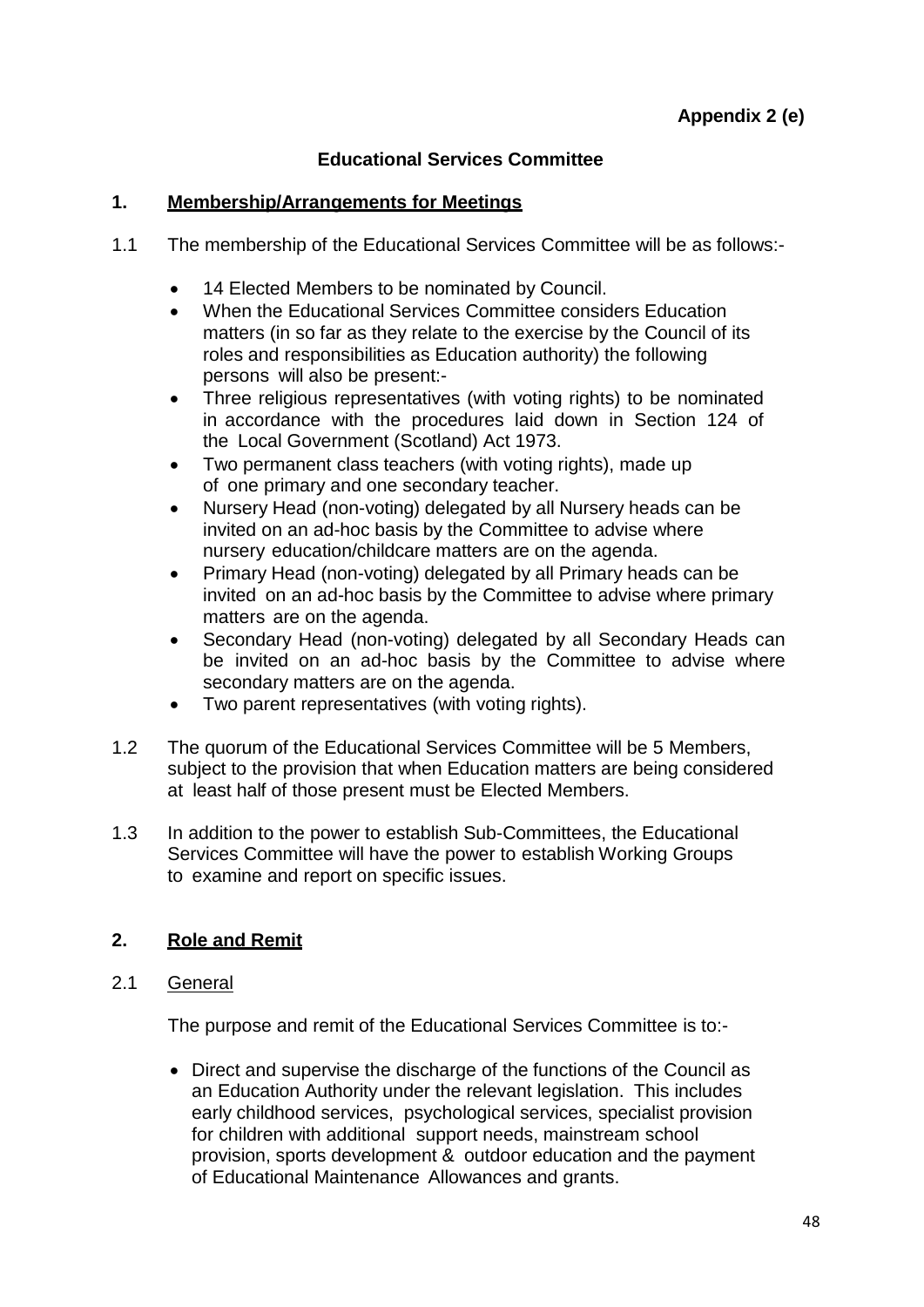**Appendix 2 (e)**

# Educational Services Committee

## 1. Membership/Arrangements for Meetings

1.1 The membership of the Educational Services Committee will be as follows:-

- 14 Elected Members to be nominated by Council.
- When the Educational Services Committee considers Education matters (in so far as they relate to the exercise by the Council of its roles and responsibilities as Education authority) the following persons will also be present:-
- Three religious representatives (with voting rights) to be nominated in accordance with the procedures laid down in Section 124 of the Local Government (Scotland) Act 1973.
- Two permanent class teachers (with voting rights), made up of one primary and one secondary teacher.
- Nursery Head (non-voting) delegated by all Nursery heads can be invited on an ad-hoc basis by the Committee to advise where nursery education/childcare matters are on the agenda.
- Primary Head (non-voting) delegated by all Primary heads can be invited on an ad-hoc basis by the Committee to advise where primary matters are on the agenda.
- Secondary Head (non-voting) delegated by all Secondary Heads can be invited on an ad-hoc basis by the Committee to advise where secondary matters are on the agenda.
- Two parent representatives (with voting rights).

1.2 The quorum of the Educational Services Committee will be 5 Members, subject to the provision that when Education matters are being considered at least half of those present must be Elected Members.

1.3 In addition to the power to establish Sub-Committees, the Educational Services Committee will have the power to establish Working Groups to examine and report on specific issues.

## 2. Role and Remit

2.1 General

The purpose and remit of the Educational Services Committee is to:-

- Direct and supervise the discharge of the functions of the Council as an Education Authority under the relevant legislation. This includes early childhood services, psychological services, specialist provision for children with additional support needs, mainstream school provision, sports development & outdoor education and the payment of Educational Maintenance Allowances and grants.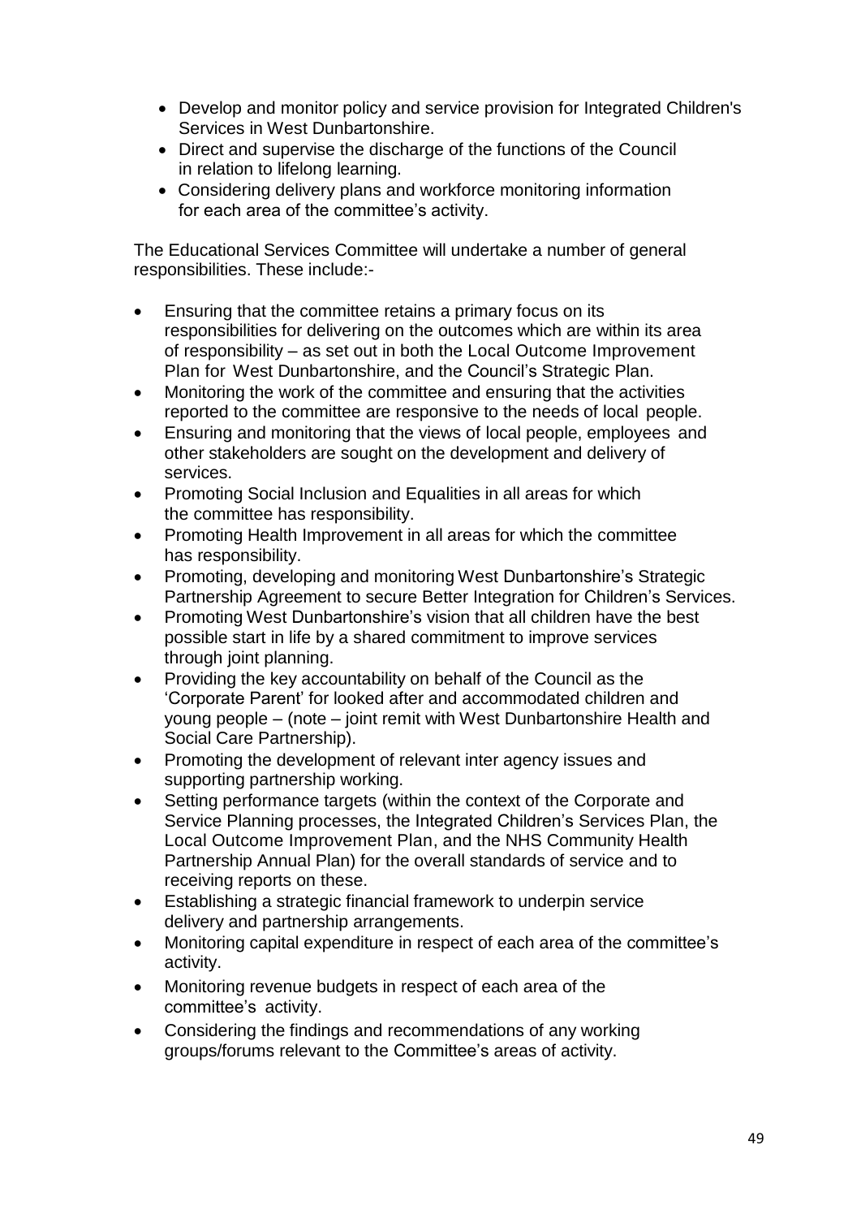- Develop and monitor policy and service provision for Integrated Children's Services in West Dunbartonshire.
- Direct and supervise the discharge of the functions of the Council in relation to lifelong learning.
- Considering delivery plans and workforce monitoring information for each area of the committee's activity.

The Educational Services Committee will undertake a number of general responsibilities. These include:-

- Ensuring that the committee retains a primary focus on its responsibilities for delivering on the outcomes which are within its area of responsibility – as set out in both the Local Outcome Improvement Plan for West Dunbartonshire, and the Council's Strategic Plan.
- Monitoring the work of the committee and ensuring that the activities reported to the committee are responsive to the needs of local people.
- Ensuring and monitoring that the views of local people, employees and other stakeholders are sought on the development and delivery of services.
- Promoting Social Inclusion and Equalities in all areas for which the committee has responsibility.
- Promoting Health Improvement in all areas for which the committee has responsibility.
- Promoting, developing and monitoring West Dunbartonshire's Strategic Partnership Agreement to secure Better Integration for Children's Services.
- Promoting West Dunbartonshire's vision that all children have the best possible start in life by a shared commitment to improve services through joint planning.
- Providing the key accountability on behalf of the Council as the 'Corporate Parent' for looked after and accommodated children and young people – (note – joint remit with West Dunbartonshire Health and Social Care Partnership).
- Promoting the development of relevant inter agency issues and supporting partnership working.
- Setting performance targets (within the context of the Corporate and Service Planning processes, the Integrated Children's Services Plan, the Local Outcome Improvement Plan, and the NHS Community Health Partnership Annual Plan) for the overall standards of service and to receiving reports on these.
- Establishing a strategic financial framework to underpin service delivery and partnership arrangements.
- Monitoring capital expenditure in respect of each area of the committee's activity.
- Monitoring revenue budgets in respect of each area of the committee's activity.
- Considering the findings and recommendations of any working groups/forums relevant to the Committee's areas of activity.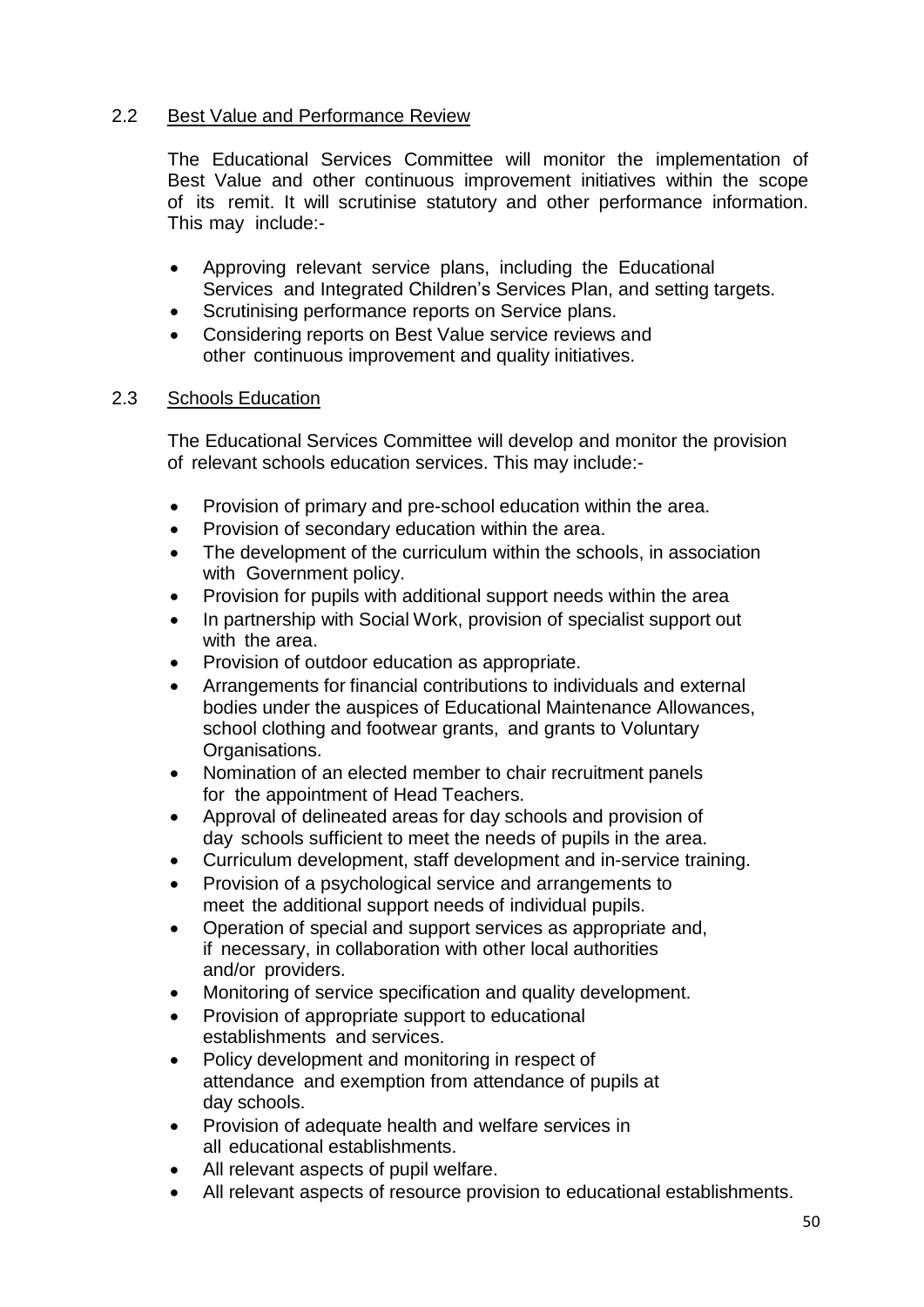### 2.2 Best Value and Performance Review

The Educational Services Committee will monitor the implementation of Best Value and other continuous improvement initiatives within the scope of its remit. It will scrutinise statutory and other performance information. This may include:-

- Approving relevant service plans, including the Educational Services and Integrated Children's Services Plan, and setting targets.
- Scrutinising performance reports on Service plans.
- Considering reports on Best Value service reviews and other continuous improvement and quality initiatives.

### 2.3 Schools Education

The Educational Services Committee will develop and monitor the provision of relevant schools education services. This may include:-

- Provision of primary and pre-school education within the area.
- Provision of secondary education within the area.
- The development of the curriculum within the schools, in association with Government policy.
- Provision for pupils with additional support needs within the area
- In partnership with Social Work, provision of specialist support out with the area.
- Provision of outdoor education as appropriate.
- Arrangements for financial contributions to individuals and external bodies under the auspices of Educational Maintenance Allowances, school clothing and footwear grants, and grants to Voluntary Organisations.
- Nomination of an elected member to chair recruitment panels for the appointment of Head Teachers.
- Approval of delineated areas for day schools and provision of day schools sufficient to meet the needs of pupils in the area.
- Curriculum development, staff development and in-service training.
- Provision of a psychological service and arrangements to meet the additional support needs of individual pupils.
- Operation of special and support services as appropriate and, if necessary, in collaboration with other local authorities and/or providers.
- Monitoring of service specification and quality development.
- Provision of appropriate support to educational establishments and services.
- Policy development and monitoring in respect of attendance and exemption from attendance of pupils at day schools.
- Provision of adequate health and welfare services in all educational establishments.
- All relevant aspects of pupil welfare.
- All relevant aspects of resource provision to educational establishments.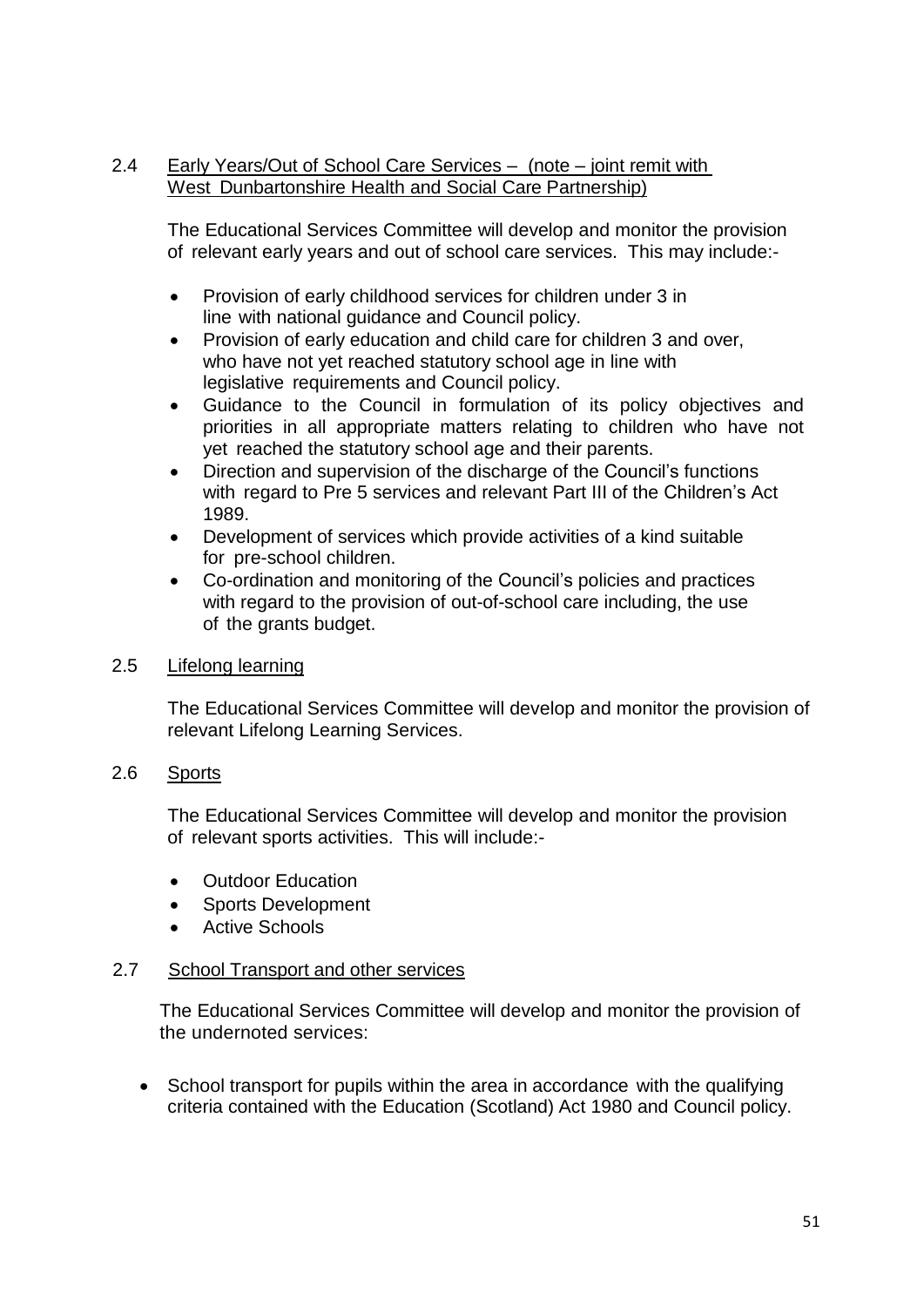2.4 Early Years/Out of School Care Services – (note – joint remit with West Dunbartonshire Health and Social Care Partnership)

The Educational Services Committee will develop and monitor the provision of relevant early years and out of school care services. This may include:-

- Provision of early childhood services for children under 3 in line with national guidance and Council policy.
- Provision of early education and child care for children 3 and over, who have not yet reached statutory school age in line with legislative requirements and Council policy.
- Guidance to the Council in formulation of its policy objectives and priorities in all appropriate matters relating to children who have not yet reached the statutory school age and their parents.
- Direction and supervision of the discharge of the Council's functions with regard to Pre 5 services and relevant Part III of the Children's Act 1989.
- Development of services which provide activities of a kind suitable for pre-school children.
- Co-ordination and monitoring of the Council's policies and practices with regard to the provision of out-of-school care including, the use of the grants budget.

2.5 Lifelong learning

The Educational Services Committee will develop and monitor the provision of relevant Lifelong Learning Services.

2.6 Sports

The Educational Services Committee will develop and monitor the provision of relevant sports activities. This will include:-

- Outdoor Education
- Sports Development
- Active Schools

2.7 School Transport and other services

The Educational Services Committee will develop and monitor the provision of the undernoted services:

- School transport for pupils within the area in accordance with the qualifying criteria contained with the Education (Scotland) Act 1980 and Council policy.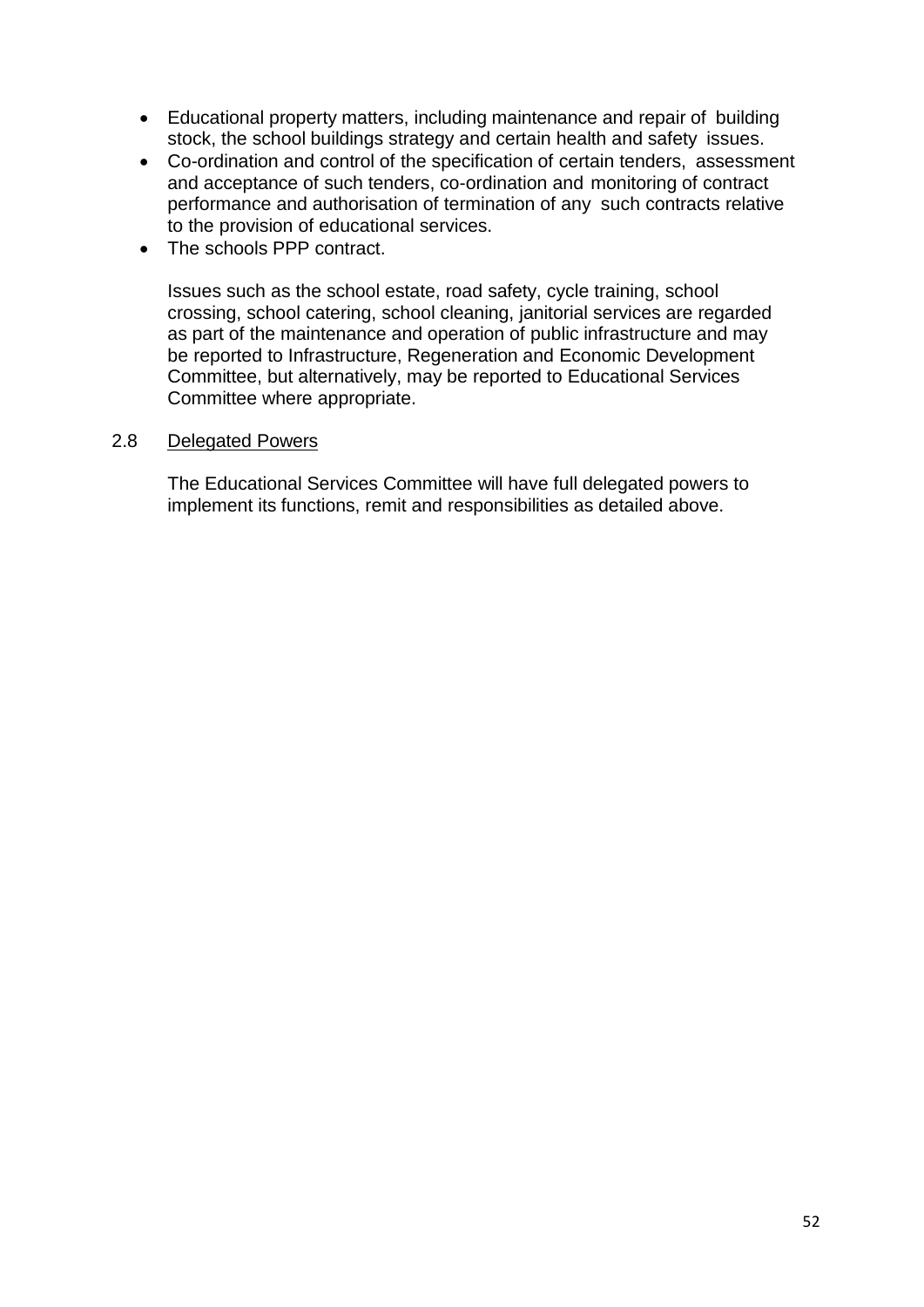- Educational property matters, including maintenance and repair of building stock, the school buildings strategy and certain health and safety issues.
- Co-ordination and control of the specification of certain tenders, assessment and acceptance of such tenders, co-ordination and monitoring of contract performance and authorisation of termination of any such contracts relative to the provision of educational services.
- The schools PPP contract.

Issues such as the school estate, road safety, cycle training, school crossing, school catering, school cleaning, janitorial services are regarded as part of the maintenance and operation of public infrastructure and may be reported to Infrastructure, Regeneration and Economic Development Committee, but alternatively, may be reported to Educational Services Committee where appropriate.

2.8 Delegated Powers

The Educational Services Committee will have full delegated powers to implement its functions, remit and responsibilities as detailed above.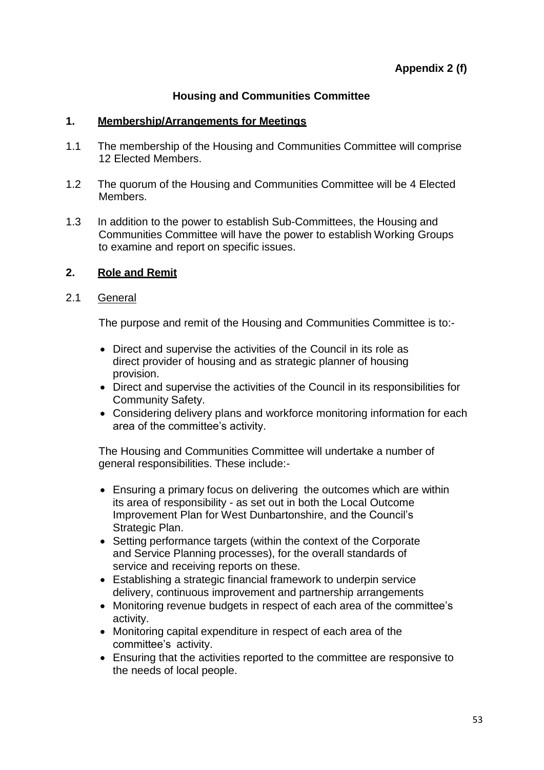**Appendix 2 (f)**

# Housing and Communities Committee

## 1. Membership/Arrangements for Meetings

1.1 The membership of the Housing and Communities Committee will comprise 12 Elected Members.

1.2 The quorum of the Housing and Communities Committee will be 4 Elected Members.

1.3 In addition to the power to establish Sub-Committees, the Housing and Communities Committee will have the power to establish Working Groups to examine and report on specific issues.

## 2. Role and Remit

### 2.1 General

The purpose and remit of the Housing and Communities Committee is to:-

- Direct and supervise the activities of the Council in its role as direct provider of housing and as strategic planner of housing provision.
- Direct and supervise the activities of the Council in its responsibilities for Community Safety.
- Considering delivery plans and workforce monitoring information for each area of the committee's activity.

The Housing and Communities Committee will undertake a number of general responsibilities. These include:-

- Ensuring a primary focus on delivering the outcomes which are within its area of responsibility - as set out in both the Local Outcome Improvement Plan for West Dunbartonshire, and the Council's Strategic Plan.
- Setting performance targets (within the context of the Corporate and Service Planning processes), for the overall standards of service and receiving reports on these.
- Establishing a strategic financial framework to underpin service delivery, continuous improvement and partnership arrangements
- Monitoring revenue budgets in respect of each area of the committee's activity.
- Monitoring capital expenditure in respect of each area of the committee's activity.
- Ensuring that the activities reported to the committee are responsive to the needs of local people.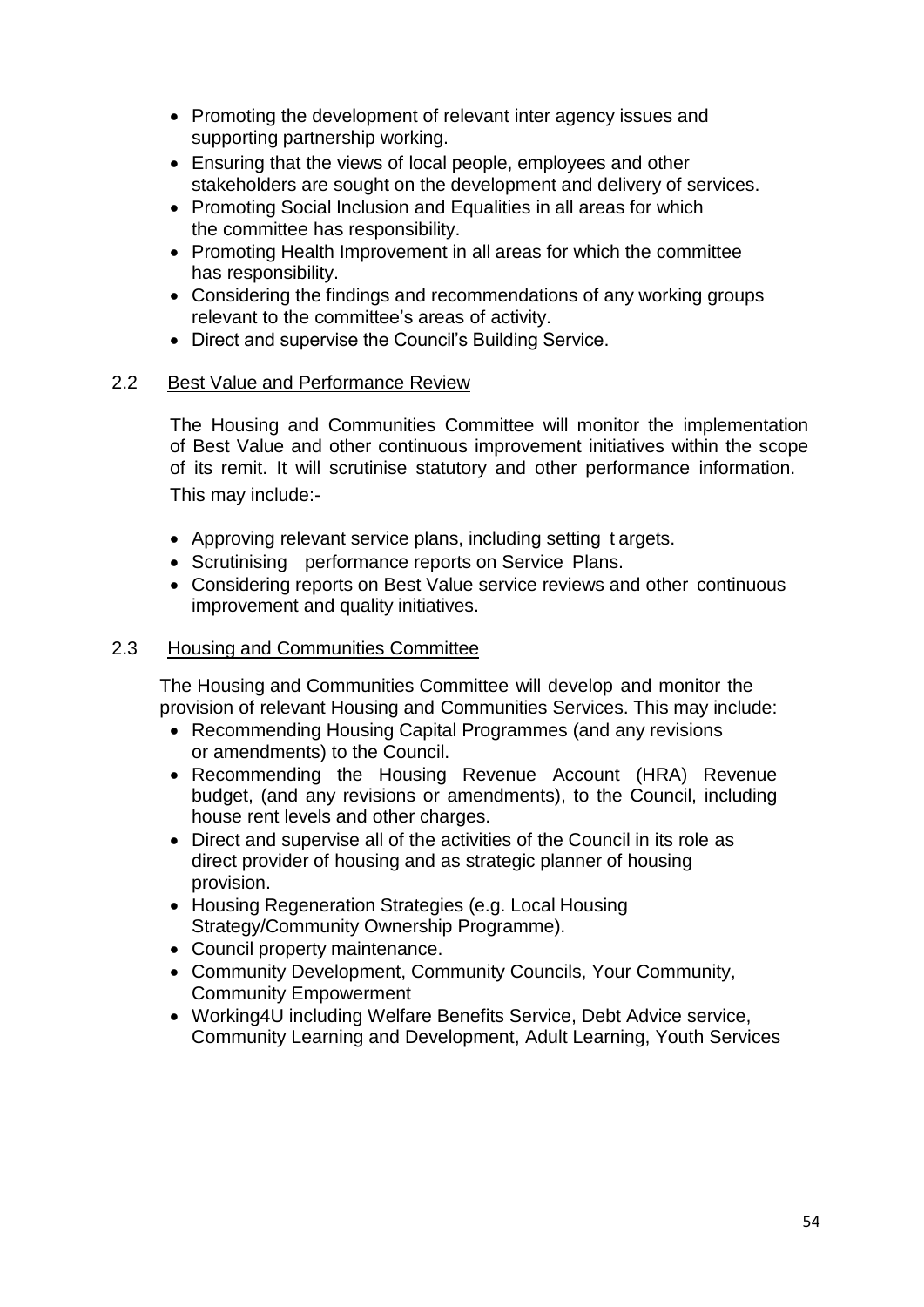- Promoting the development of relevant inter agency issues and supporting partnership working.
- Ensuring that the views of local people, employees and other stakeholders are sought on the development and delivery of services.
- Promoting Social Inclusion and Equalities in all areas for which the committee has responsibility.
- Promoting Health Improvement in all areas for which the committee has responsibility.
- Considering the findings and recommendations of any working groups relevant to the committee's areas of activity.
- Direct and supervise the Council's Building Service.

### 2.2 Best Value and Performance Review

The Housing and Communities Committee will monitor the implementation of Best Value and other continuous improvement initiatives within the scope of its remit. It will scrutinise statutory and other performance information. This may include:-

- Approving relevant service plans, including setting t argets.
- Scrutinising performance reports on Service Plans.
- Considering reports on Best Value service reviews and other continuous improvement and quality initiatives.

### 2.3 Housing and Communities Committee

The Housing and Communities Committee will develop and monitor the provision of relevant Housing and Communities Services. This may include:

- Recommending Housing Capital Programmes (and any revisions or amendments) to the Council.
- Recommending the Housing Revenue Account (HRA) Revenue budget, (and any revisions or amendments), to the Council, including house rent levels and other charges.
- Direct and supervise all of the activities of the Council in its role as direct provider of housing and as strategic planner of housing provision.
- Housing Regeneration Strategies (e.g. Local Housing Strategy/Community Ownership Programme).
- Council property maintenance.
- Community Development, Community Councils, Your Community, Community Empowerment
- Working4U including Welfare Benefits Service, Debt Advice service, Community Learning and Development, Adult Learning, Youth Services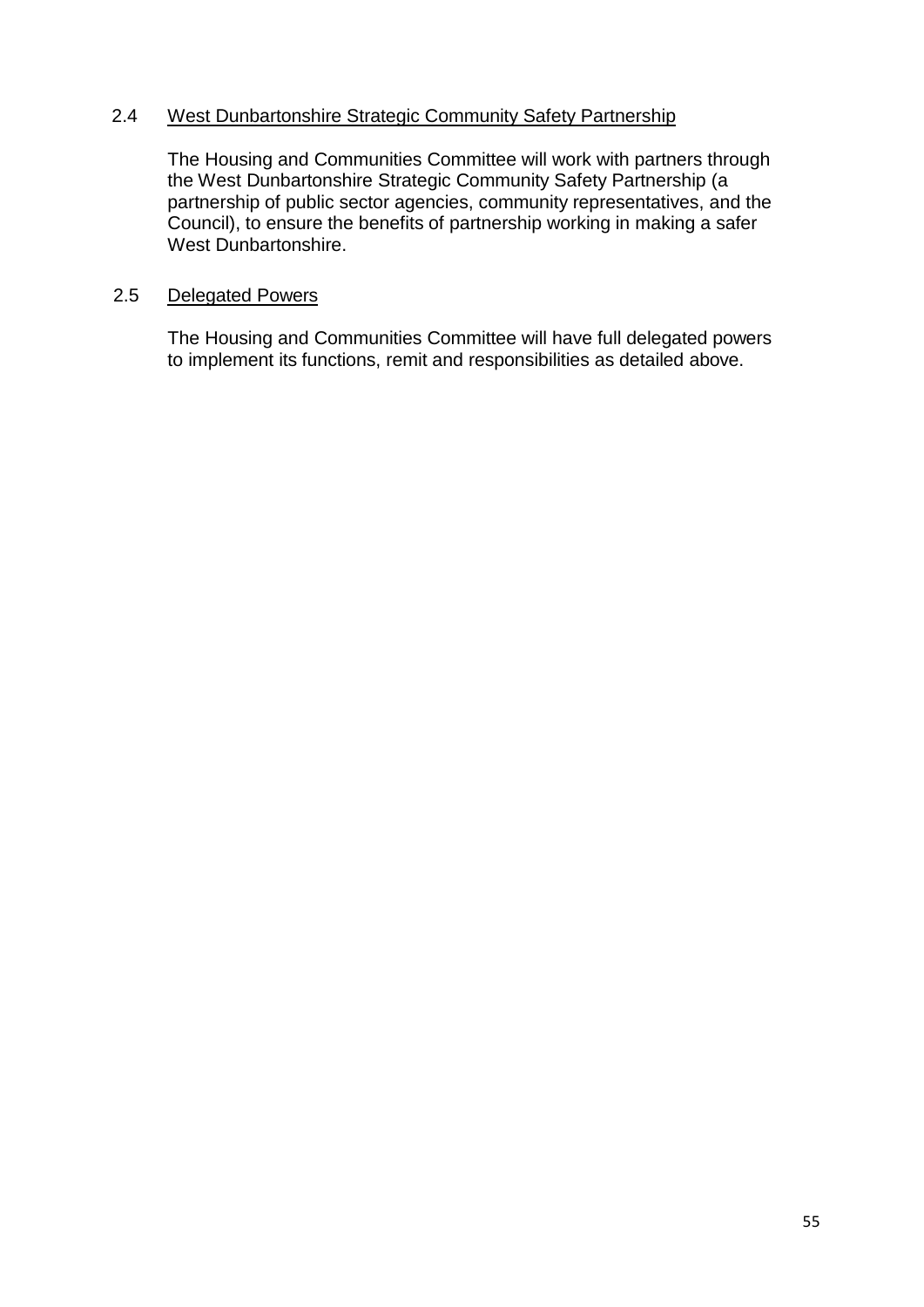2.4 <u>West Dunbartonshire Strategic Community Safety Partnership</u>

The Housing and Communities Committee will work with partners through the West Dunbartonshire Strategic Community Safety Partnership (a partnership of public sector agencies, community representatives, and the Council), to ensure the benefits of partnership working in making a safer West Dunbartonshire.

2.5 <u>Delegated Powers</u>

The Housing and Communities Committee will have full delegated powers to implement its functions, remit and responsibilities as detailed above.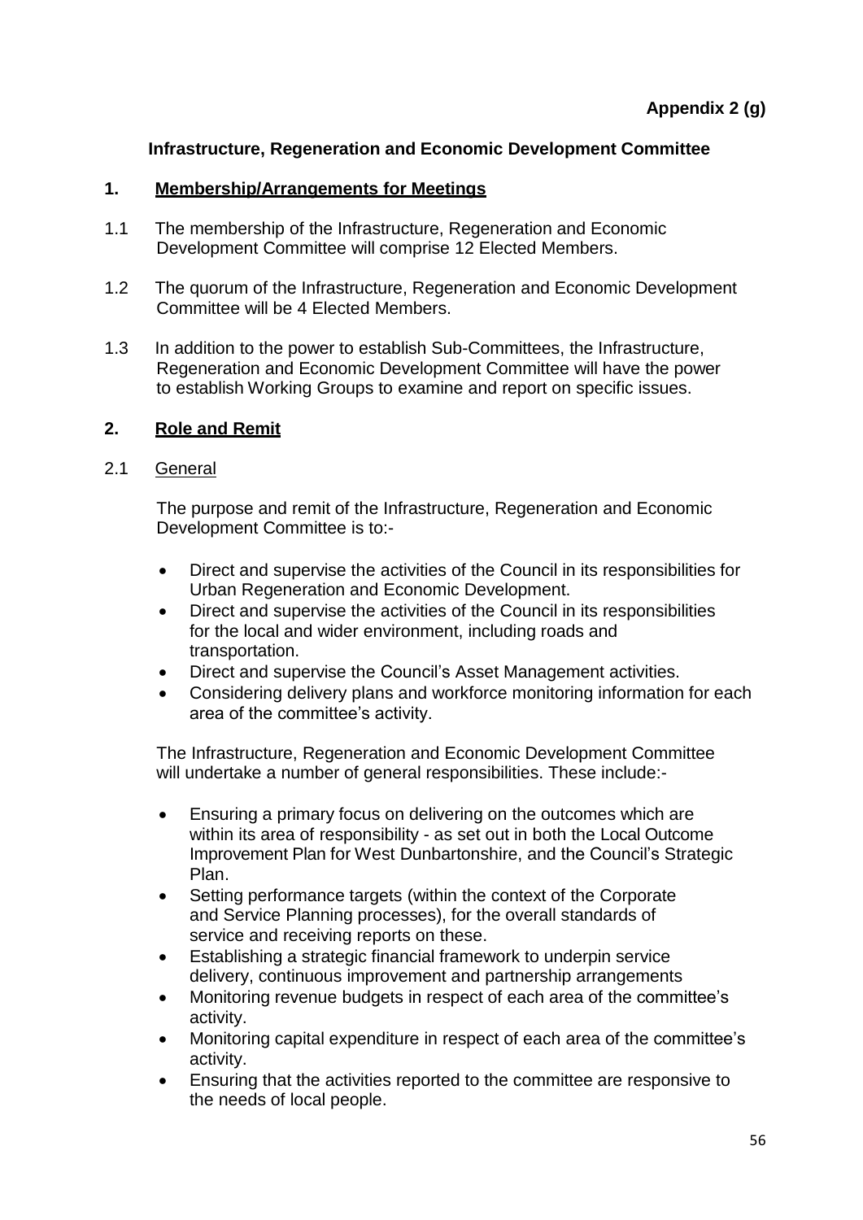**Appendix 2 (g)**

## Infrastructure, Regeneration and Economic Development Committee

### 1. Membership/Arrangements for Meetings

1.1 The membership of the Infrastructure, Regeneration and Economic Development Committee will comprise 12 Elected Members.

1.2 The quorum of the Infrastructure, Regeneration and Economic Development Committee will be 4 Elected Members.

1.3 In addition to the power to establish Sub-Committees, the Infrastructure, Regeneration and Economic Development Committee will have the power to establish Working Groups to examine and report on specific issues.

### 2. Role and Remit

2.1 General

The purpose and remit of the Infrastructure, Regeneration and Economic Development Committee is to:-

- Direct and supervise the activities of the Council in its responsibilities for Urban Regeneration and Economic Development.
- Direct and supervise the activities of the Council in its responsibilities for the local and wider environment, including roads and transportation.
- Direct and supervise the Council's Asset Management activities.
- Considering delivery plans and workforce monitoring information for each area of the committee's activity.

The Infrastructure, Regeneration and Economic Development Committee will undertake a number of general responsibilities. These include:-

- Ensuring a primary focus on delivering on the outcomes which are within its area of responsibility - as set out in both the Local Outcome Improvement Plan for West Dunbartonshire, and the Council's Strategic Plan.
- Setting performance targets (within the context of the Corporate and Service Planning processes), for the overall standards of service and receiving reports on these.
- Establishing a strategic financial framework to underpin service delivery, continuous improvement and partnership arrangements
- Monitoring revenue budgets in respect of each area of the committee's activity.
- Monitoring capital expenditure in respect of each area of the committee's activity.
- Ensuring that the activities reported to the committee are responsive to the needs of local people.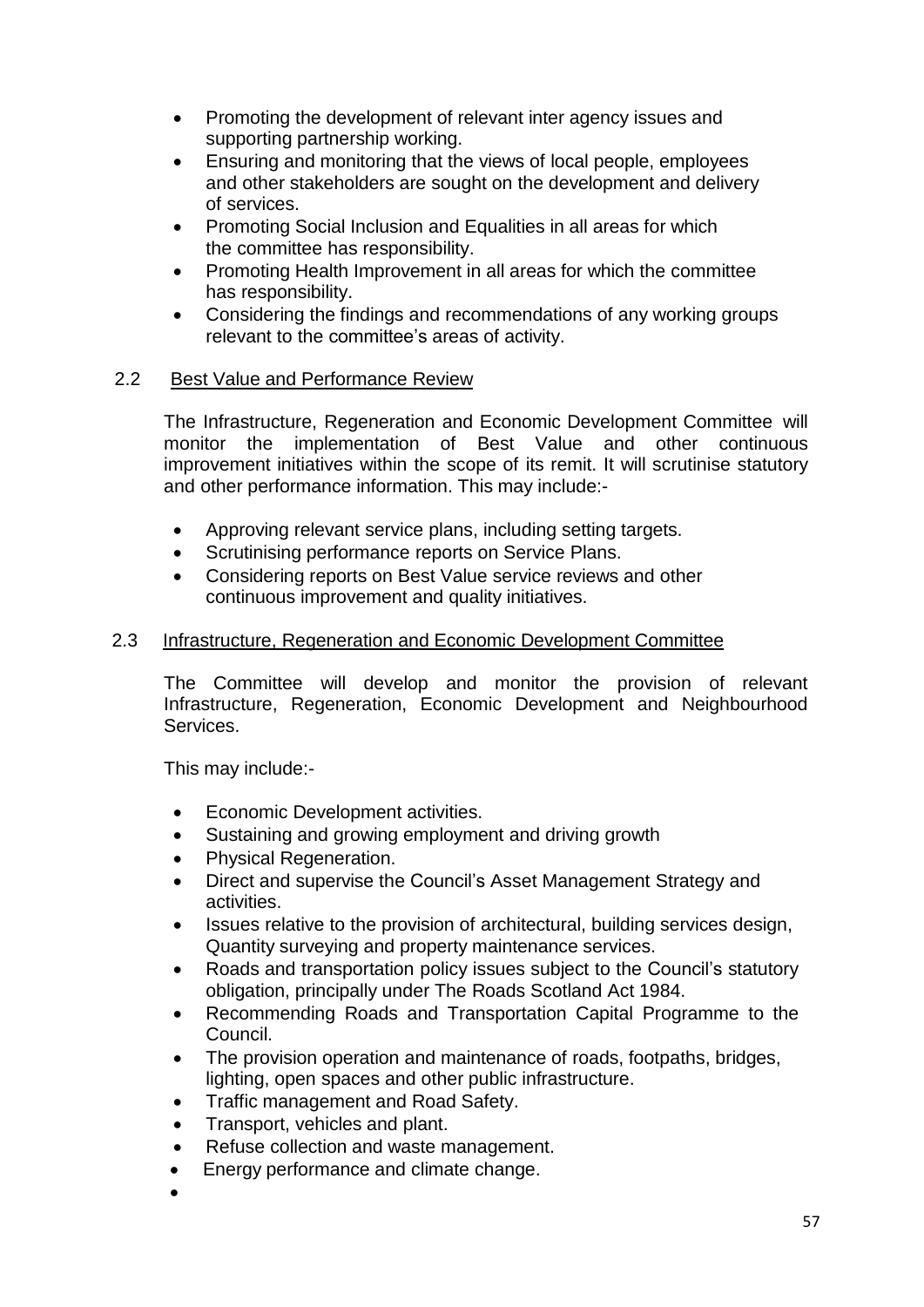- Promoting the development of relevant inter agency issues and supporting partnership working.
- Ensuring and monitoring that the views of local people, employees and other stakeholders are sought on the development and delivery of services.
- Promoting Social Inclusion and Equalities in all areas for which the committee has responsibility.
- Promoting Health Improvement in all areas for which the committee has responsibility.
- Considering the findings and recommendations of any working groups relevant to the committee's areas of activity.

2.2 Best Value and Performance Review

The Infrastructure, Regeneration and Economic Development Committee will monitor the implementation of Best Value and other continuous improvement initiatives within the scope of its remit. It will scrutinise statutory and other performance information. This may include:-

- Approving relevant service plans, including setting targets.
- Scrutinising performance reports on Service Plans.
- Considering reports on Best Value service reviews and other continuous improvement and quality initiatives.

2.3 Infrastructure, Regeneration and Economic Development Committee

The Committee will develop and monitor the provision of relevant Infrastructure, Regeneration, Economic Development and Neighbourhood Services.

This may include:-

- Economic Development activities.
- Sustaining and growing employment and driving growth
- Physical Regeneration.
- Direct and supervise the Council's Asset Management Strategy and activities.
- Issues relative to the provision of architectural, building services design, Quantity surveying and property maintenance services.
- Roads and transportation policy issues subject to the Council's statutory obligation, principally under The Roads Scotland Act 1984.
- Recommending Roads and Transportation Capital Programme to the Council.
- The provision operation and maintenance of roads, footpaths, bridges, lighting, open spaces and other public infrastructure.
- Traffic management and Road Safety.
- Transport, vehicles and plant.
- Refuse collection and waste management.
- Energy performance and climate change.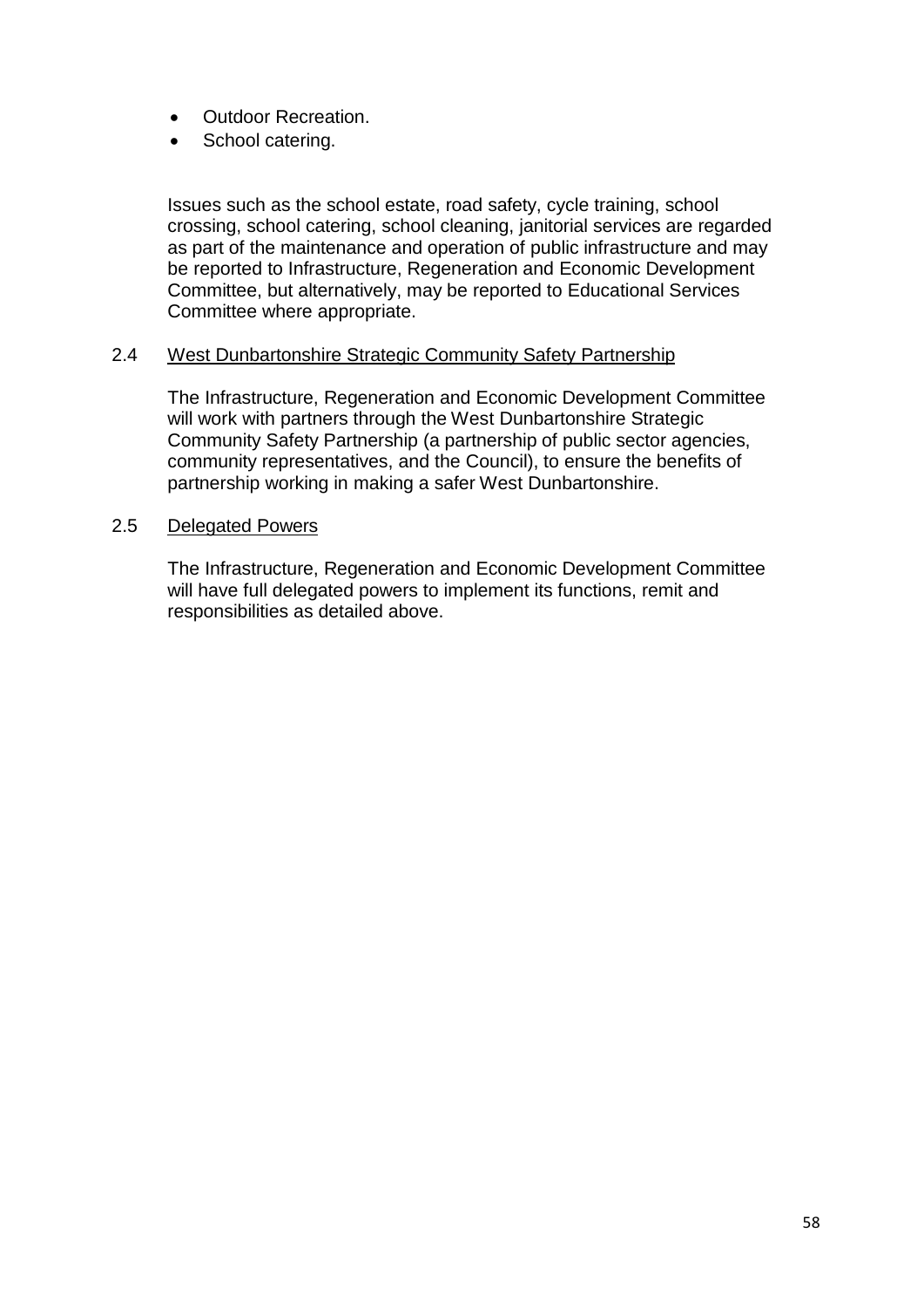- Outdoor Recreation.
- School catering.

Issues such as the school estate, road safety, cycle training, school crossing, school catering, school cleaning, janitorial services are regarded as part of the maintenance and operation of public infrastructure and may be reported to Infrastructure, Regeneration and Economic Development Committee, but alternatively, may be reported to Educational Services Committee where appropriate.

2.4 West Dunbartonshire Strategic Community Safety Partnership

The Infrastructure, Regeneration and Economic Development Committee will work with partners through the West Dunbartonshire Strategic Community Safety Partnership (a partnership of public sector agencies, community representatives, and the Council), to ensure the benefits of partnership working in making a safer West Dunbartonshire.

2.5 Delegated Powers

The Infrastructure, Regeneration and Economic Development Committee will have full delegated powers to implement its functions, remit and responsibilities as detailed above.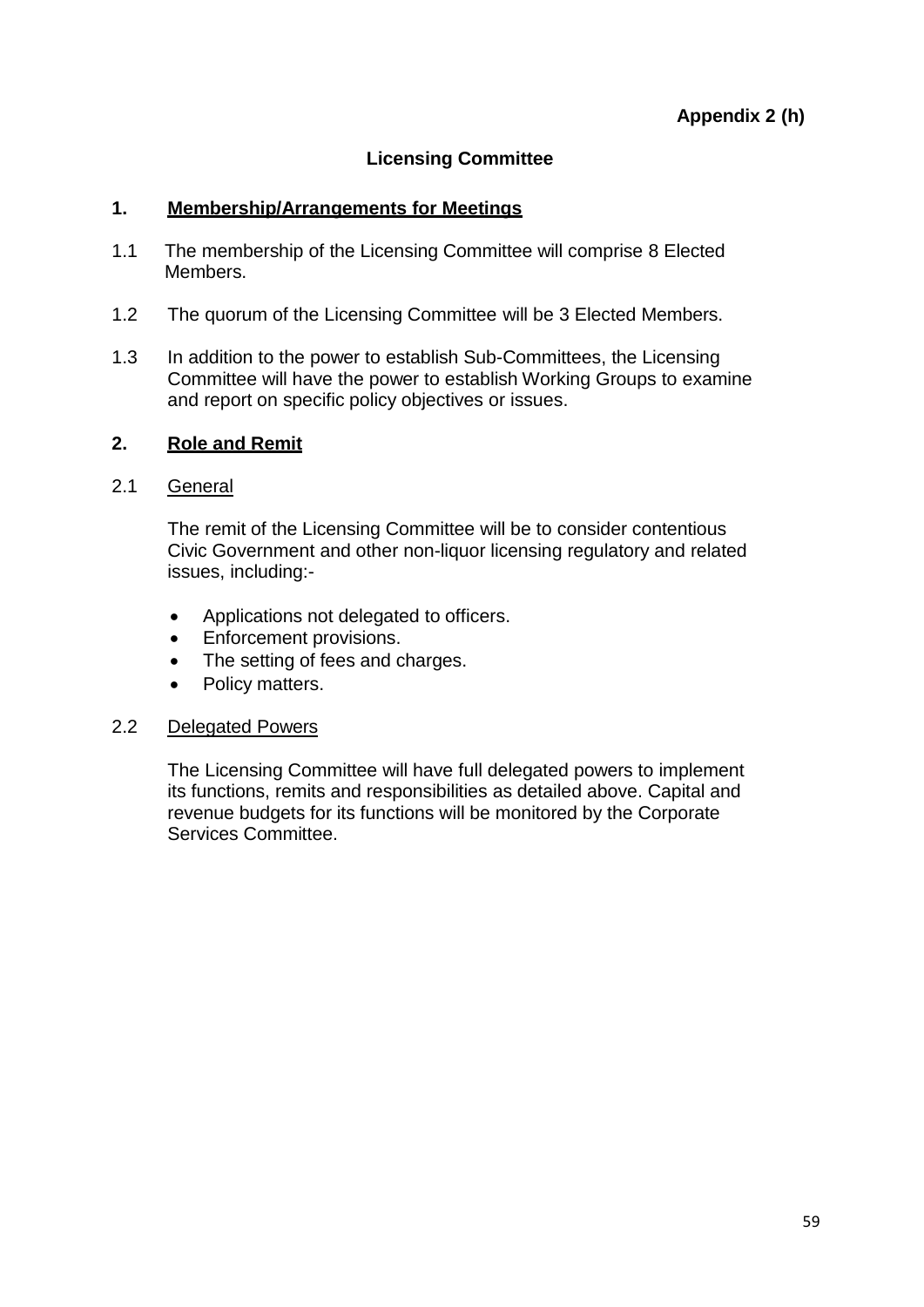**Appendix 2 (h)**

## Licensing Committee

### 1. Membership/Arrangements for Meetings

1.1 The membership of the Licensing Committee will comprise 8 Elected Members.

1.2 The quorum of the Licensing Committee will be 3 Elected Members.

1.3 In addition to the power to establish Sub-Committees, the Licensing Committee will have the power to establish Working Groups to examine and report on specific policy objectives or issues.

### 2. Role and Remit

2.1 General

The remit of the Licensing Committee will be to consider contentious Civic Government and other non-liquor licensing regulatory and related issues, including:-

- Applications not delegated to officers.
- Enforcement provisions.
- The setting of fees and charges.
- Policy matters.

2.2 Delegated Powers

The Licensing Committee will have full delegated powers to implement its functions, remits and responsibilities as detailed above. Capital and revenue budgets for its functions will be monitored by the Corporate Services Committee.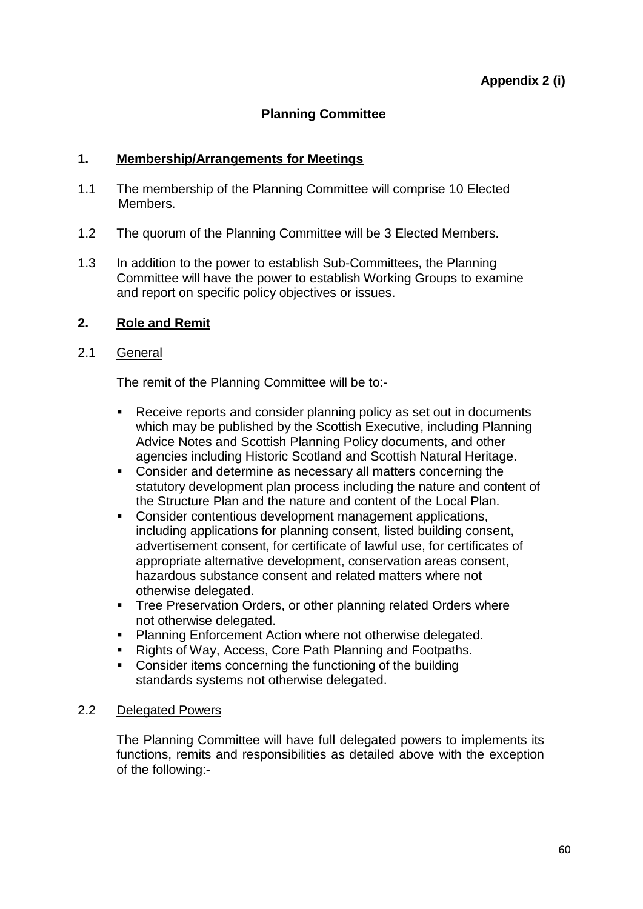**Appendix 2 (i)**

## Planning Committee

### 1. Membership/Arrangements for Meetings

1.1 The membership of the Planning Committee will comprise 10 Elected Members.

1.2 The quorum of the Planning Committee will be 3 Elected Members.

1.3 In addition to the power to establish Sub-Committees, the Planning Committee will have the power to establish Working Groups to examine and report on specific policy objectives or issues.

### 2. Role and Remit

#### 2.1 General

The remit of the Planning Committee will be to:-

- Receive reports and consider planning policy as set out in documents which may be published by the Scottish Executive, including Planning Advice Notes and Scottish Planning Policy documents, and other agencies including Historic Scotland and Scottish Natural Heritage.
- Consider and determine as necessary all matters concerning the statutory development plan process including the nature and content of the Structure Plan and the nature and content of the Local Plan.
- Consider contentious development management applications, including applications for planning consent, listed building consent, advertisement consent, for certificate of lawful use, for certificates of appropriate alternative development, conservation areas consent, hazardous substance consent and related matters where not otherwise delegated.
- Tree Preservation Orders, or other planning related Orders where not otherwise delegated.
- Planning Enforcement Action where not otherwise delegated.
- Rights of Way, Access, Core Path Planning and Footpaths.
- Consider items concerning the functioning of the building standards systems not otherwise delegated.

#### 2.2 Delegated Powers

The Planning Committee will have full delegated powers to implements its functions, remits and responsibilities as detailed above with the exception of the following:-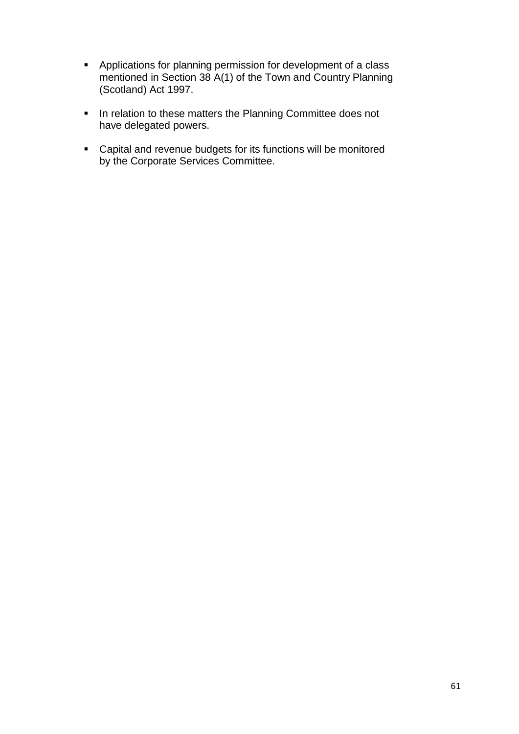- Applications for planning permission for development of a class mentioned in Section 38 A(1) of the Town and Country Planning (Scotland) Act 1997.

- In relation to these matters the Planning Committee does not have delegated powers.

- Capital and revenue budgets for its functions will be monitored by the Corporate Services Committee.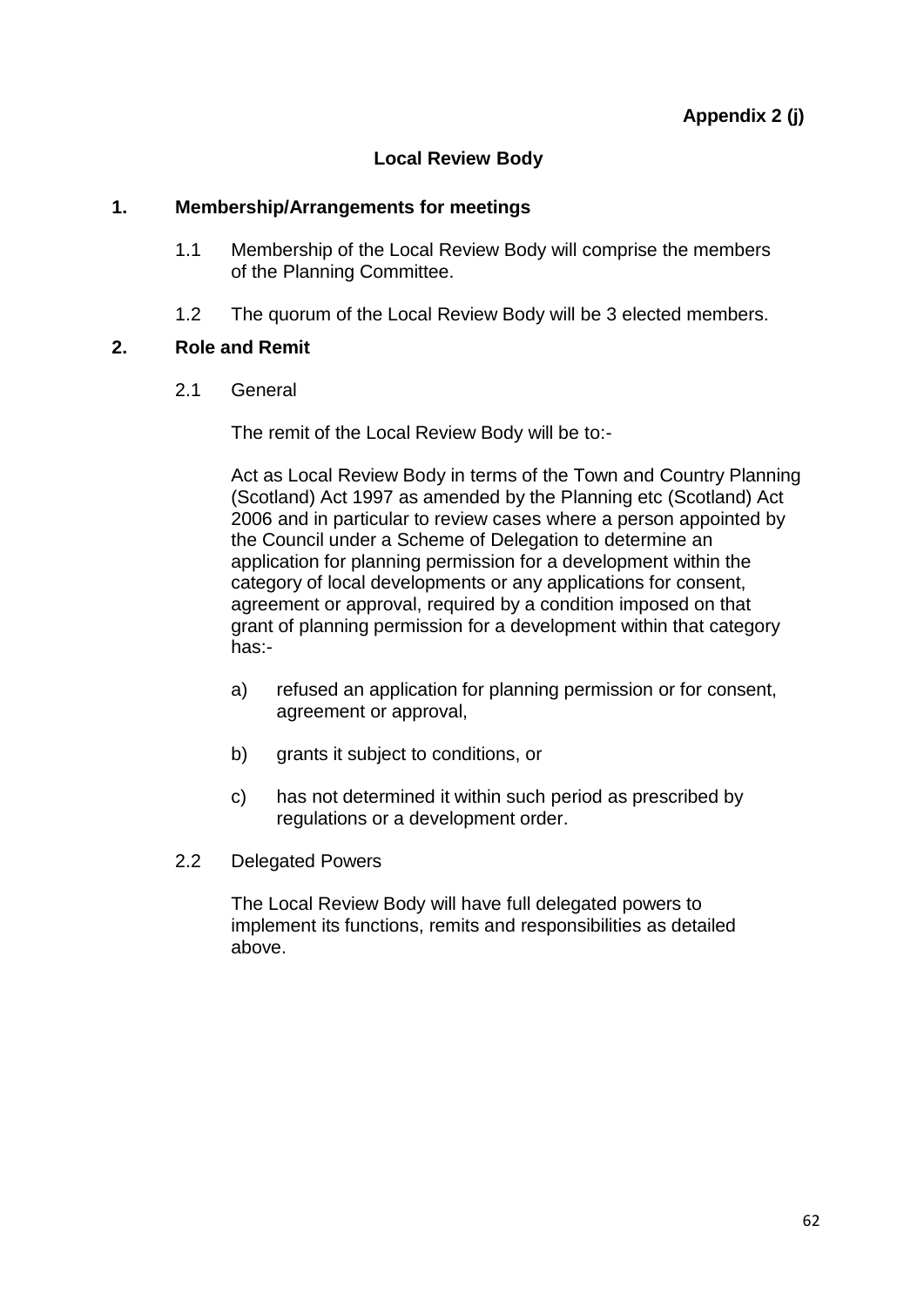**Appendix 2 (j)**

## Local Review Body

### 1. Membership/Arrangements for meetings

1.1 Membership of the Local Review Body will comprise the members of the Planning Committee.

1.2 The quorum of the Local Review Body will be 3 elected members.

### 2. Role and Remit

2.1 General

The remit of the Local Review Body will be to:-

Act as Local Review Body in terms of the Town and Country Planning (Scotland) Act 1997 as amended by the Planning etc (Scotland) Act 2006 and in particular to review cases where a person appointed by the Council under a Scheme of Delegation to determine an application for planning permission for a development within the category of local developments or any applications for consent, agreement or approval, required by a condition imposed on that grant of planning permission for a development within that category has:-

a) refused an application for planning permission or for consent, agreement or approval,

b) grants it subject to conditions, or

c) has not determined it within such period as prescribed by regulations or a development order.

2.2 Delegated Powers

The Local Review Body will have full delegated powers to implement its functions, remits and responsibilities as detailed above.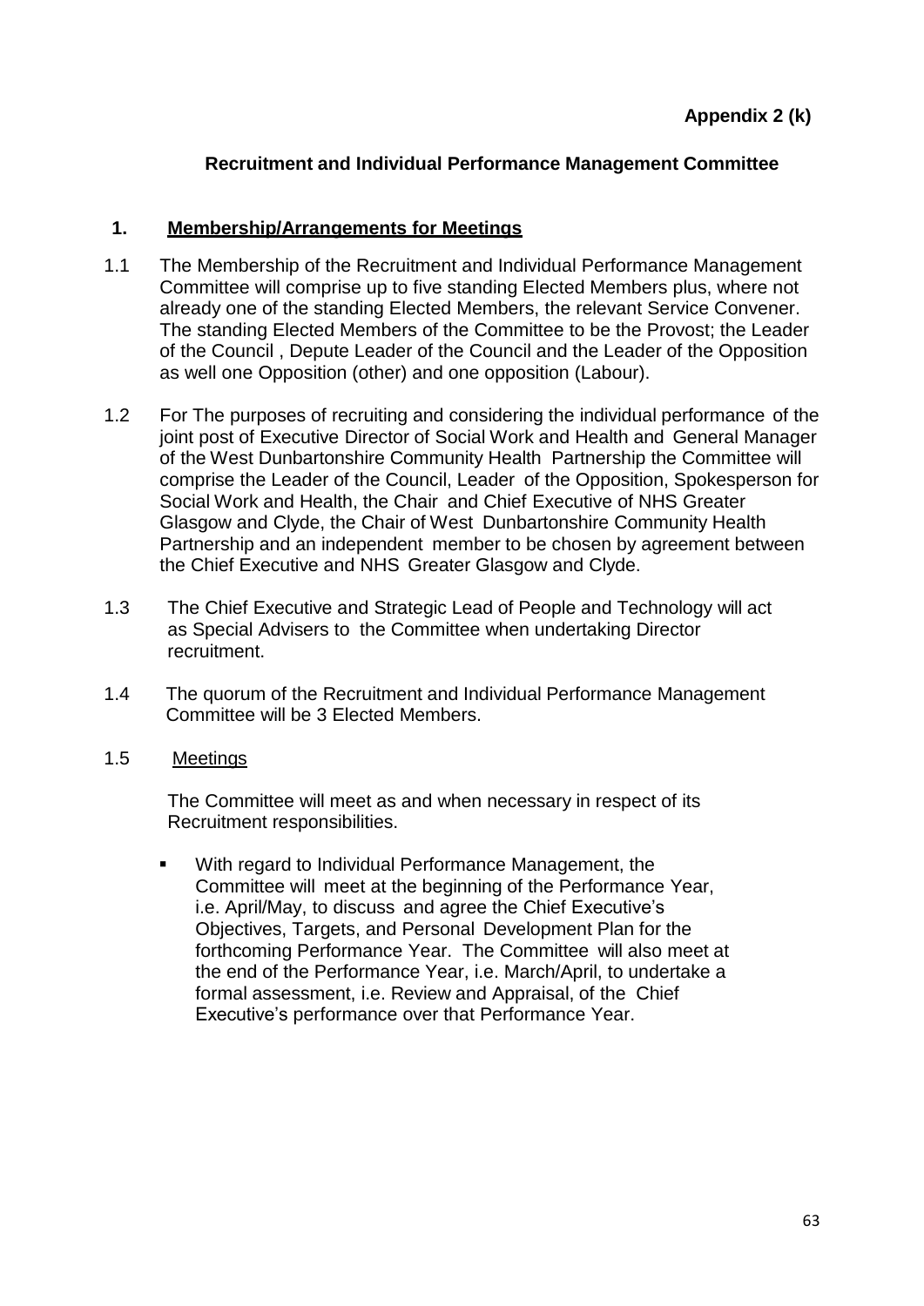**Appendix 2 (k)**

## Recruitment and Individual Performance Management Committee

### 1. Membership/Arrangements for Meetings

1.1 The Membership of the Recruitment and Individual Performance Management Committee will comprise up to five standing Elected Members plus, where not already one of the standing Elected Members, the relevant Service Convener. The standing Elected Members of the Committee to be the Provost; the Leader of the Council , Depute Leader of the Council and the Leader of the Opposition as well one Opposition (other) and one opposition (Labour).

1.2 For The purposes of recruiting and considering the individual performance of the joint post of Executive Director of Social Work and Health and General Manager of the West Dunbartonshire Community Health Partnership the Committee will comprise the Leader of the Council, Leader of the Opposition, Spokesperson for Social Work and Health, the Chair and Chief Executive of NHS Greater Glasgow and Clyde, the Chair of West Dunbartonshire Community Health Partnership and an independent member to be chosen by agreement between the Chief Executive and NHS Greater Glasgow and Clyde.

1.3 The Chief Executive and Strategic Lead of People and Technology will act as Special Advisers to the Committee when undertaking Director recruitment.

1.4 The quorum of the Recruitment and Individual Performance Management Committee will be 3 Elected Members.

1.5 Meetings

The Committee will meet as and when necessary in respect of its Recruitment responsibilities.

- With regard to Individual Performance Management, the Committee will meet at the beginning of the Performance Year, i.e. April/May, to discuss and agree the Chief Executive's Objectives, Targets, and Personal Development Plan for the forthcoming Performance Year. The Committee will also meet at the end of the Performance Year, i.e. March/April, to undertake a formal assessment, i.e. Review and Appraisal, of the Chief Executive's performance over that Performance Year.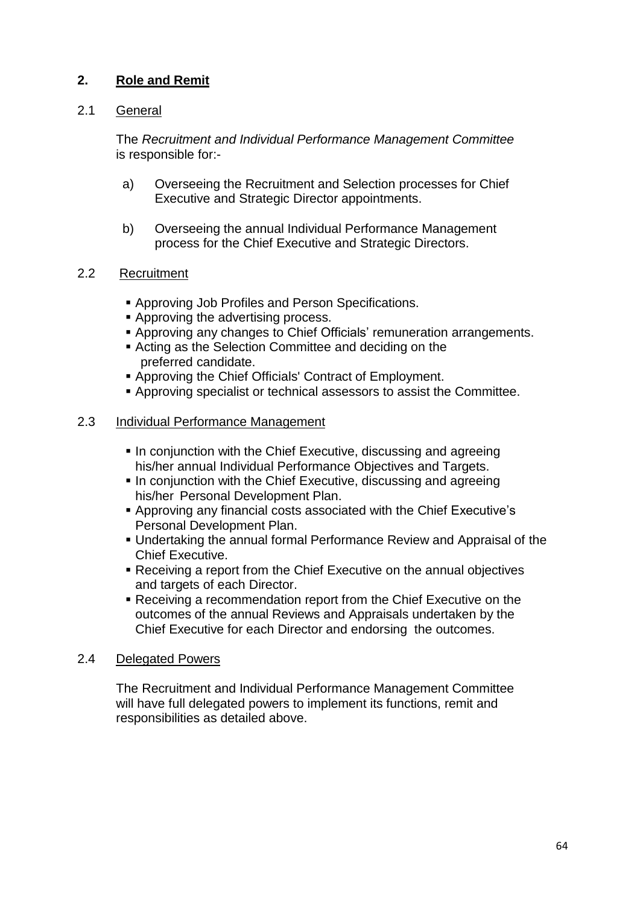## 2. Role and Remit

### 2.1 General

The *Recruitment and Individual Performance Management Committee* is responsible for:-

a) Overseeing the Recruitment and Selection processes for Chief Executive and Strategic Director appointments.

b) Overseeing the annual Individual Performance Management process for the Chief Executive and Strategic Directors.

### 2.2 Recruitment

- Approving Job Profiles and Person Specifications.
- Approving the advertising process.
- Approving any changes to Chief Officials' remuneration arrangements.
- Acting as the Selection Committee and deciding on the preferred candidate.
- Approving the Chief Officials' Contract of Employment.
- Approving specialist or technical assessors to assist the Committee.

### 2.3 Individual Performance Management

- In conjunction with the Chief Executive, discussing and agreeing his/her annual Individual Performance Objectives and Targets.
- In conjunction with the Chief Executive, discussing and agreeing his/her Personal Development Plan.
- Approving any financial costs associated with the Chief Executive's Personal Development Plan.
- Undertaking the annual formal Performance Review and Appraisal of the Chief Executive.
- Receiving a report from the Chief Executive on the annual objectives and targets of each Director.
- Receiving a recommendation report from the Chief Executive on the outcomes of the annual Reviews and Appraisals undertaken by the Chief Executive for each Director and endorsing the outcomes.

### 2.4 Delegated Powers

The Recruitment and Individual Performance Management Committee will have full delegated powers to implement its functions, remit and responsibilities as detailed above.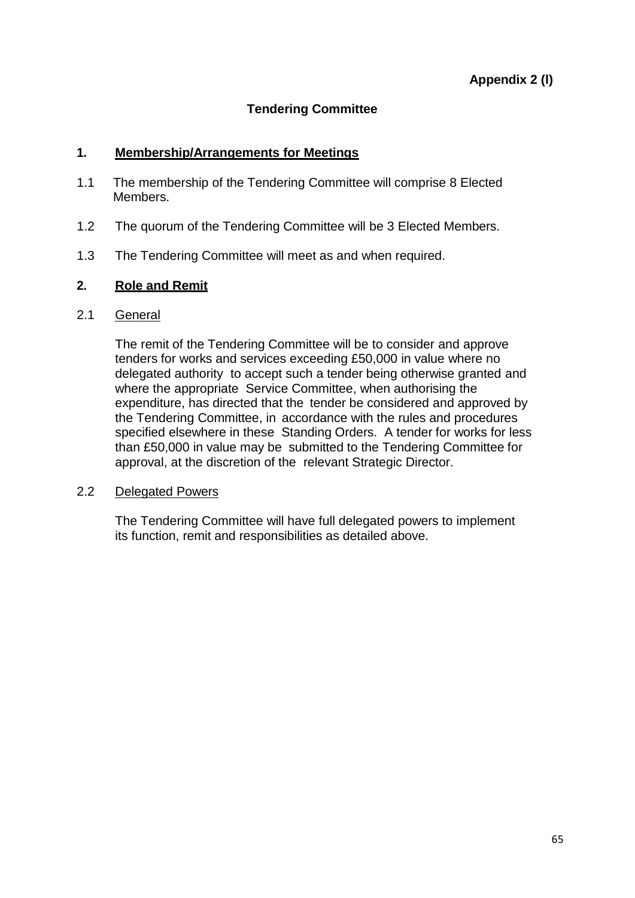**Appendix 2 (l)**

## Tendering Committee

### 1. Membership/Arrangements for Meetings

1.1 The membership of the Tendering Committee will comprise 8 Elected Members.

1.2 The quorum of the Tendering Committee will be 3 Elected Members.

1.3 The Tendering Committee will meet as and when required.

### 2. Role and Remit

2.1 General

The remit of the Tendering Committee will be to consider and approve tenders for works and services exceeding £50,000 in value where no delegated authority to accept such a tender being otherwise granted and where the appropriate Service Committee, when authorising the expenditure, has directed that the tender be considered and approved by the Tendering Committee, in accordance with the rules and procedures specified elsewhere in these Standing Orders. A tender for works for less than £50,000 in value may be submitted to the Tendering Committee for approval, at the discretion of the relevant Strategic Director.

2.2 Delegated Powers

The Tendering Committee will have full delegated powers to implement its function, remit and responsibilities as detailed above.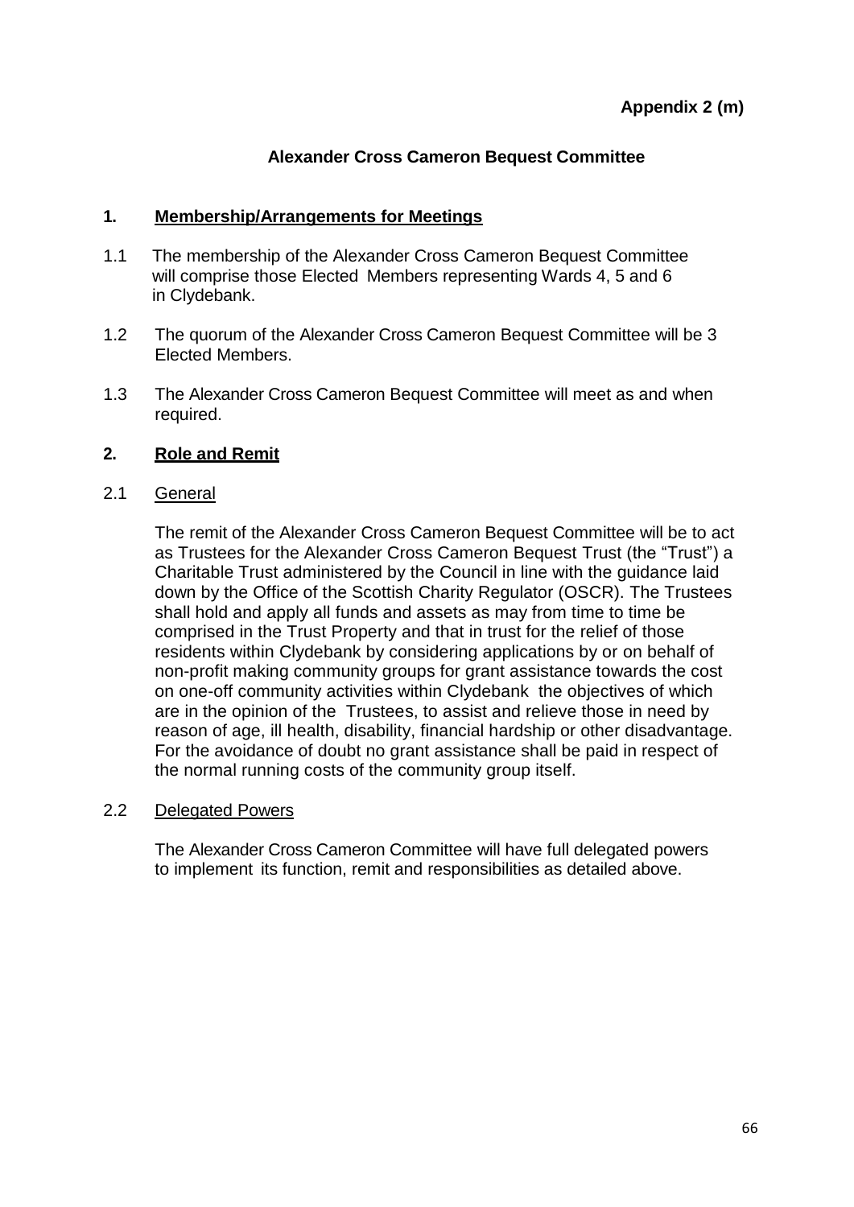**Appendix 2 (m)**

## Alexander Cross Cameron Bequest Committee

### 1. Membership/Arrangements for Meetings

1.1 The membership of the Alexander Cross Cameron Bequest Committee will comprise those Elected Members representing Wards 4, 5 and 6 in Clydebank.

1.2 The quorum of the Alexander Cross Cameron Bequest Committee will be 3 Elected Members.

1.3 The Alexander Cross Cameron Bequest Committee will meet as and when required.

### 2. Role and Remit

2.1 General

The remit of the Alexander Cross Cameron Bequest Committee will be to act as Trustees for the Alexander Cross Cameron Bequest Trust (the "Trust") a Charitable Trust administered by the Council in line with the guidance laid down by the Office of the Scottish Charity Regulator (OSCR). The Trustees shall hold and apply all funds and assets as may from time to time be comprised in the Trust Property and that in trust for the relief of those residents within Clydebank by considering applications by or on behalf of non-profit making community groups for grant assistance towards the cost on one-off community activities within Clydebank the objectives of which are in the opinion of the Trustees, to assist and relieve those in need by reason of age, ill health, disability, financial hardship or other disadvantage. For the avoidance of doubt no grant assistance shall be paid in respect of the normal running costs of the community group itself.

2.2 Delegated Powers

The Alexander Cross Cameron Committee will have full delegated powers to implement its function, remit and responsibilities as detailed above.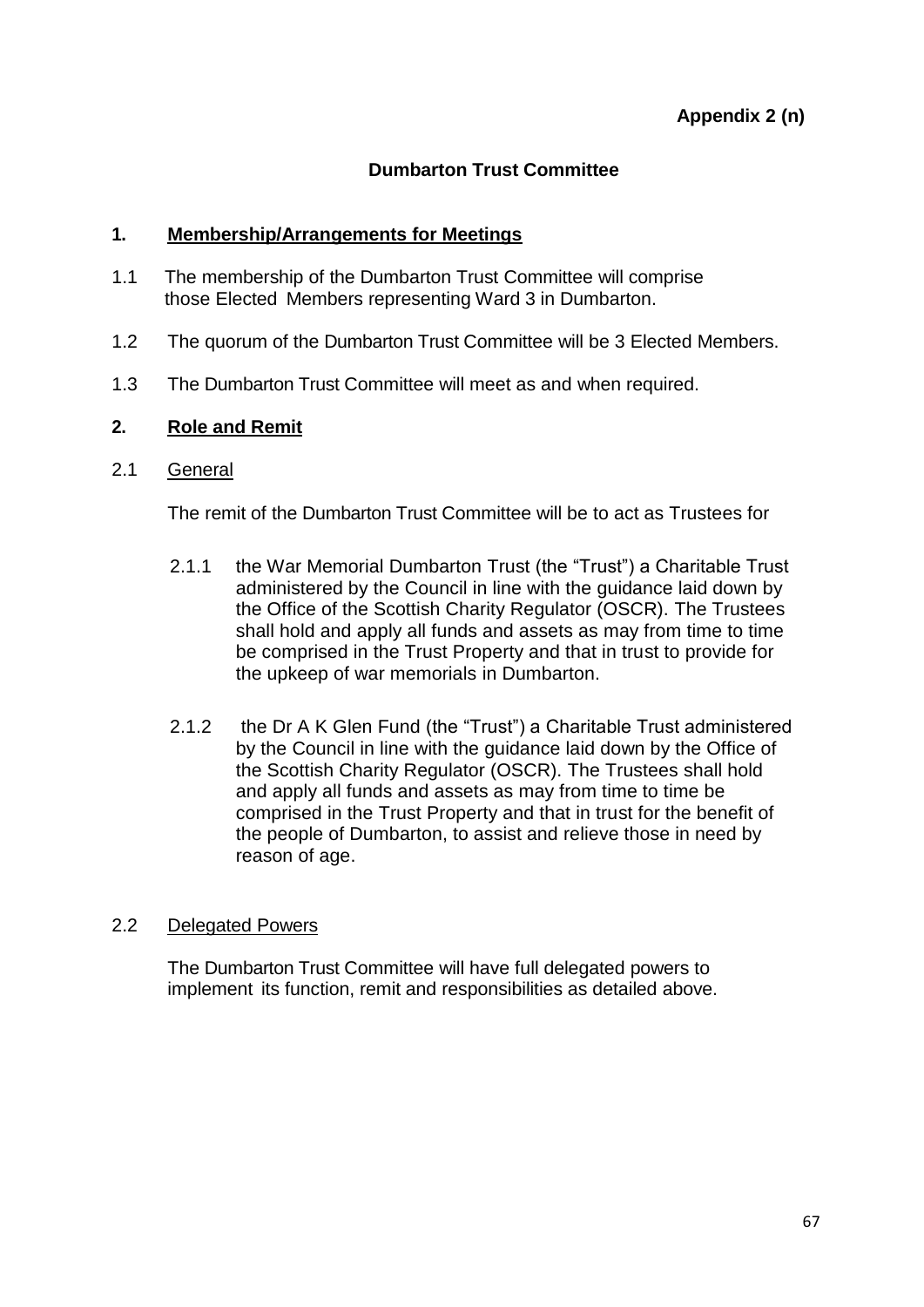**Appendix 2 (n)**

## Dumbarton Trust Committee

### 1. <u>Membership/Arrangements for Meetings</u>

1.1 The membership of the Dumbarton Trust Committee will comprise those Elected Members representing Ward 3 in Dumbarton.

1.2 The quorum of the Dumbarton Trust Committee will be 3 Elected Members.

1.3 The Dumbarton Trust Committee will meet as and when required.

### 2. <u>Role and Remit</u>

2.1 <u>General</u>

The remit of the Dumbarton Trust Committee will be to act as Trustees for

2.1.1 the War Memorial Dumbarton Trust (the "Trust") a Charitable Trust administered by the Council in line with the guidance laid down by the Office of the Scottish Charity Regulator (OSCR). The Trustees shall hold and apply all funds and assets as may from time to time be comprised in the Trust Property and that in trust to provide for the upkeep of war memorials in Dumbarton.

2.1.2 the Dr A K Glen Fund (the "Trust") a Charitable Trust administered by the Council in line with the guidance laid down by the Office of the Scottish Charity Regulator (OSCR). The Trustees shall hold and apply all funds and assets as may from time to time be comprised in the Trust Property and that in trust for the benefit of the people of Dumbarton, to assist and relieve those in need by reason of age.

2.2 <u>Delegated Powers</u>

The Dumbarton Trust Committee will have full delegated powers to implement its function, remit and responsibilities as detailed above.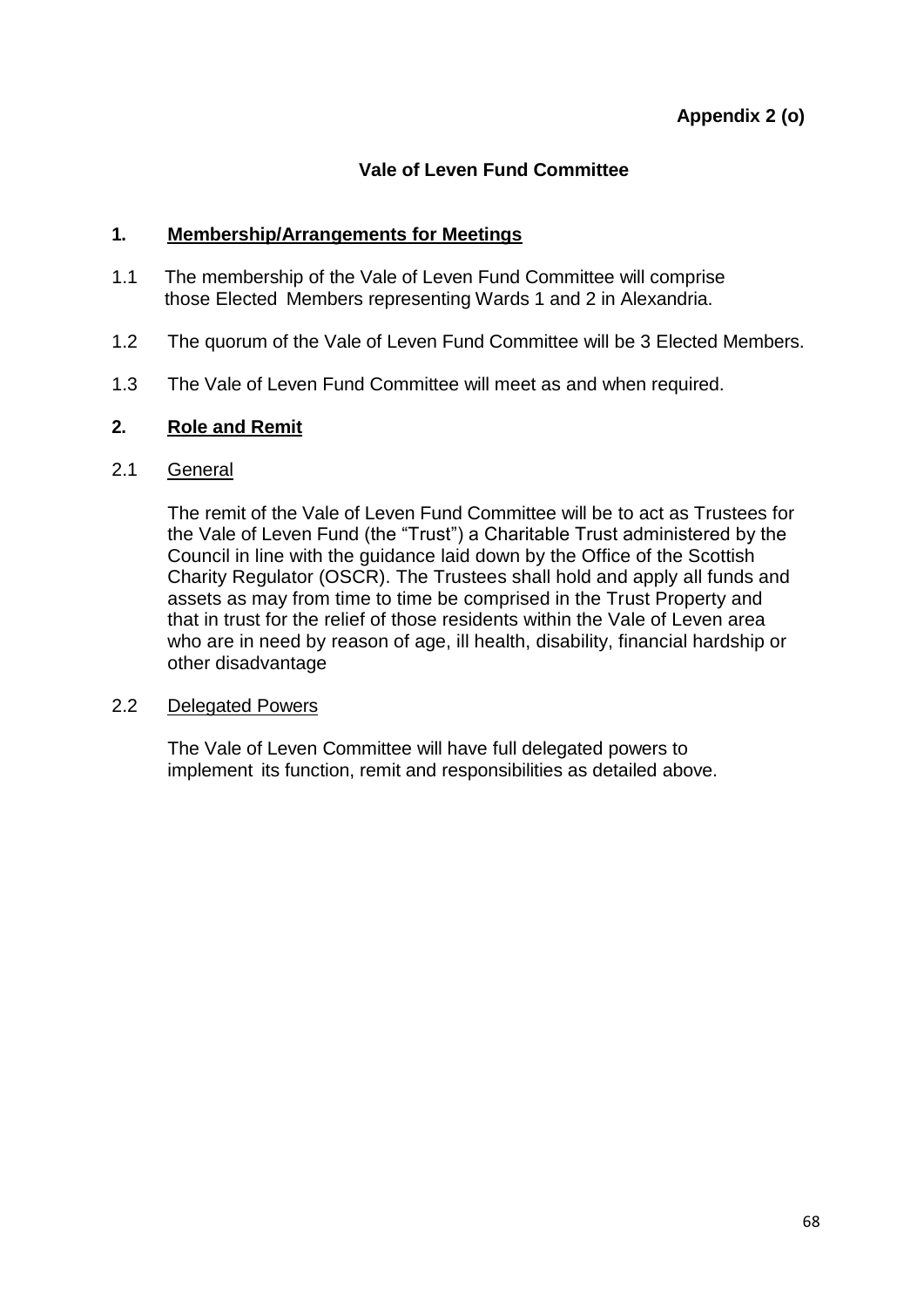**Appendix 2 (o)**

## Vale of Leven Fund Committee

### 1. Membership/Arrangements for Meetings

1.1 The membership of the Vale of Leven Fund Committee will comprise those Elected Members representing Wards 1 and 2 in Alexandria.

1.2 The quorum of the Vale of Leven Fund Committee will be 3 Elected Members.

1.3 The Vale of Leven Fund Committee will meet as and when required.

### 2. Role and Remit

2.1 General

The remit of the Vale of Leven Fund Committee will be to act as Trustees for the Vale of Leven Fund (the "Trust") a Charitable Trust administered by the Council in line with the guidance laid down by the Office of the Scottish Charity Regulator (OSCR). The Trustees shall hold and apply all funds and assets as may from time to time be comprised in the Trust Property and that in trust for the relief of those residents within the Vale of Leven area who are in need by reason of age, ill health, disability, financial hardship or other disadvantage

2.2 Delegated Powers

The Vale of Leven Committee will have full delegated powers to implement its function, remit and responsibilities as detailed above.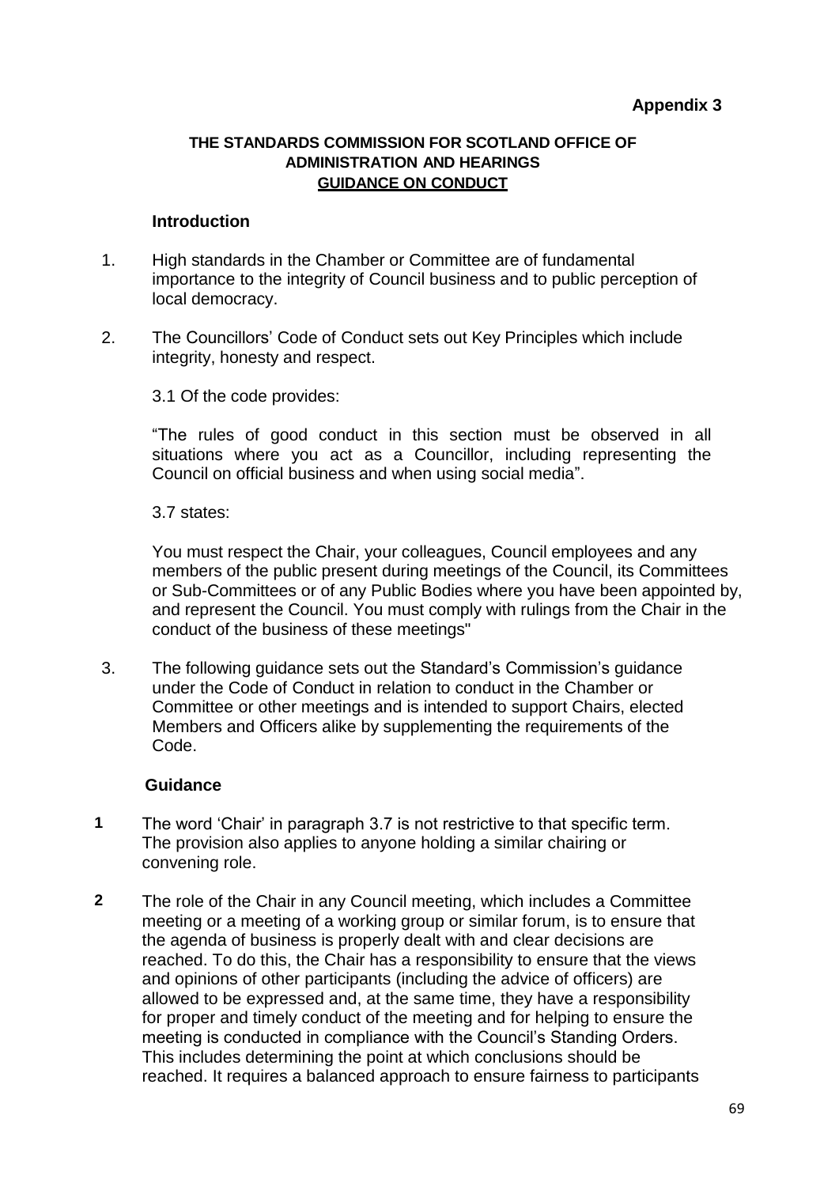**Appendix 3**

**THE STANDARDS COMMISSION FOR SCOTLAND OFFICE OF ADMINISTRATION AND HEARINGS**
**GUIDANCE ON CONDUCT**

**Introduction**

1. High standards in the Chamber or Committee are of fundamental importance to the integrity of Council business and to public perception of local democracy.

2. The Councillors' Code of Conduct sets out Key Principles which include integrity, honesty and respect.

   3.1 Of the code provides:

   "The rules of good conduct in this section must be observed in all situations where you act as a Councillor, including representing the Council on official business and when using social media".

   3.7 states:

   You must respect the Chair, your colleagues, Council employees and any members of the public present during meetings of the Council, its Committees or Sub-Committees or of any Public Bodies where you have been appointed by, and represent the Council. You must comply with rulings from the Chair in the conduct of the business of these meetings"

3. The following guidance sets out the Standard's Commission's guidance under the Code of Conduct in relation to conduct in the Chamber or Committee or other meetings and is intended to support Chairs, elected Members and Officers alike by supplementing the requirements of the Code.

**Guidance**

**1** The word 'Chair' in paragraph 3.7 is not restrictive to that specific term. The provision also applies to anyone holding a similar chairing or convening role.

**2** The role of the Chair in any Council meeting, which includes a Committee meeting or a meeting of a working group or similar forum, is to ensure that the agenda of business is properly dealt with and clear decisions are reached. To do this, the Chair has a responsibility to ensure that the views and opinions of other participants (including the advice of officers) are allowed to be expressed and, at the same time, they have a responsibility for proper and timely conduct of the meeting and for helping to ensure the meeting is conducted in compliance with the Council's Standing Orders. This includes determining the point at which conclusions should be reached. It requires a balanced approach to ensure fairness to participants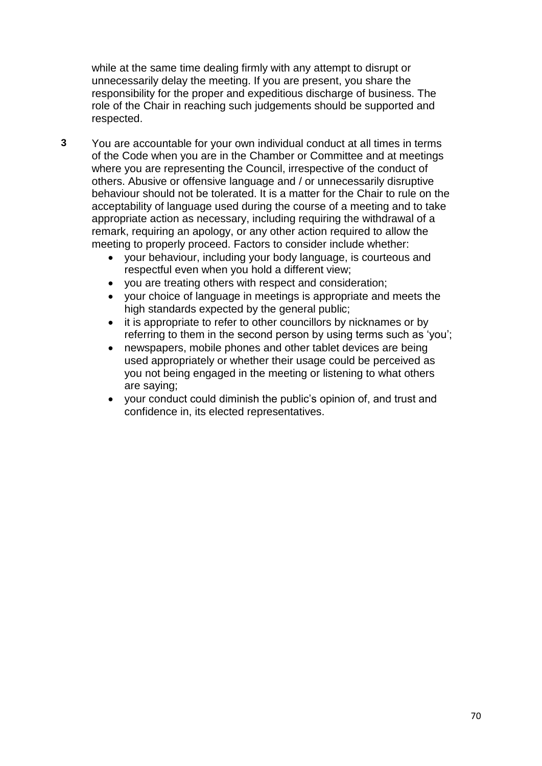while at the same time dealing firmly with any attempt to disrupt or unnecessarily delay the meeting. If you are present, you share the responsibility for the proper and expeditious discharge of business. The role of the Chair in reaching such judgements should be supported and respected.

**3** You are accountable for your own individual conduct at all times in terms of the Code when you are in the Chamber or Committee and at meetings where you are representing the Council, irrespective of the conduct of others. Abusive or offensive language and / or unnecessarily disruptive behaviour should not be tolerated. It is a matter for the Chair to rule on the acceptability of language used during the course of a meeting and to take appropriate action as necessary, including requiring the withdrawal of a remark, requiring an apology, or any other action required to allow the meeting to properly proceed. Factors to consider include whether:

- your behaviour, including your body language, is courteous and respectful even when you hold a different view;
- you are treating others with respect and consideration;
- your choice of language in meetings is appropriate and meets the high standards expected by the general public;
- it is appropriate to refer to other councillors by nicknames or by referring to them in the second person by using terms such as 'you';
- newspapers, mobile phones and other tablet devices are being used appropriately or whether their usage could be perceived as you not being engaged in the meeting or listening to what others are saying;
- your conduct could diminish the public's opinion of, and trust and confidence in, its elected representatives.